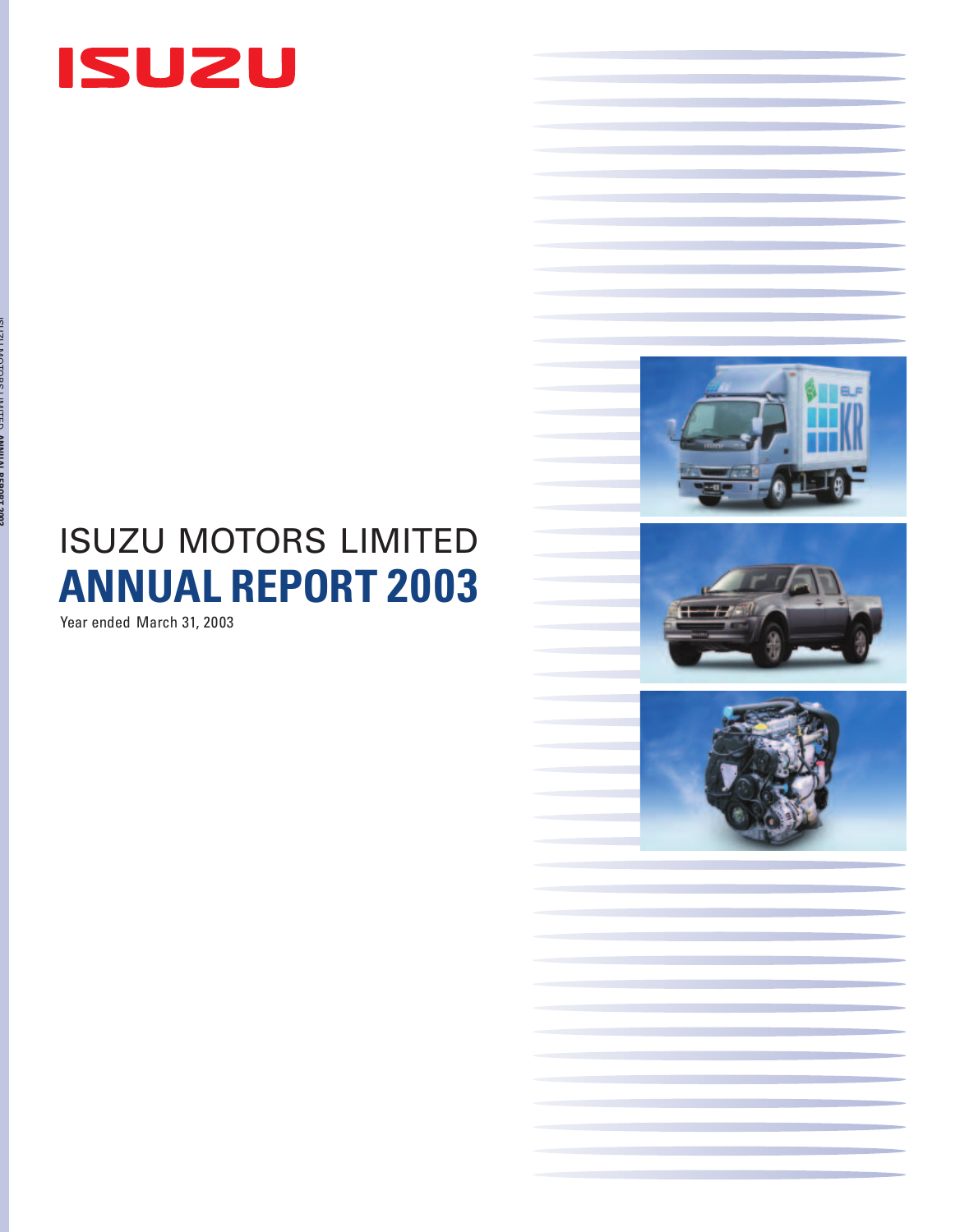ISUZU

ISUZU MOTORS LIMITED

# ANNUAL REPORT 2003

Year ended March 31, 2003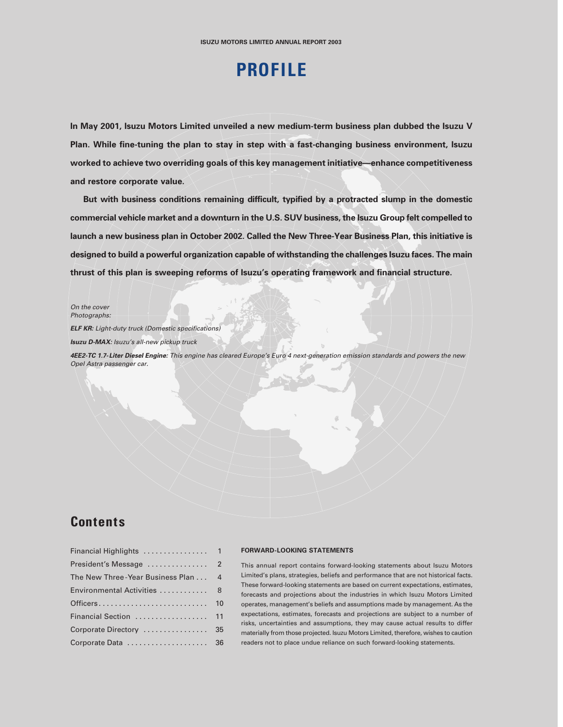# PROFILE

**In May 2001, Isuzu Motors Limited unveiled a new medium-term business plan dubbed the Isuzu V Plan. While fine-tuning the plan to stay in step with a fast-changing business environment, Isuzu worked to achieve two overriding goals of this key management initiative—enhance competitiveness and restore corporate value.**

**But with business conditions remaining difficult, typified by a protracted slump in the domestic commercial vehicle market and a downturn in the U.S. SUV business, the Isuzu Group felt compelled to launch a new business plan in October 2002. Called the New Three-Year Business Plan, this initiative is designed to build a powerful organization capable of withstanding the challenges Isuzu faces. The main thrust of this plan is sweeping reforms of Isuzu's operating framework and financial structure.**

*On the cover*
*Photographs:*

***ELF KR:*** *Light-duty truck (Domestic specifications)*

***Isuzu D-MAX:*** *Isuzu's all-new pickup truck*

***4EE2-TC 1.7-Liter Diesel Engine:*** *This engine has cleared Europe's Euro 4 next-generation emission standards and powers the new Opel Astra passenger car.*

## Contents

| | |
|---|---|
| Financial Highlights | 1 |
| President's Message | 2 |
| The New Three-Year Business Plan | 4 |
| Environmental Activities | 8 |
| Officers | 10 |
| Financial Section | 11 |
| Corporate Directory | 35 |
| Corporate Data | 36 |

**FORWARD-LOOKING STATEMENTS**

This annual report contains forward-looking statements about Isuzu Motors Limited's plans, strategies, beliefs and performance that are not historical facts. These forward-looking statements are based on current expectations, estimates, forecasts and projections about the industries in which Isuzu Motors Limited operates, management's beliefs and assumptions made by management. As the expectations, estimates, forecasts and projections are subject to a number of risks, uncertainties and assumptions, they may cause actual results to differ materially from those projected. Isuzu Motors Limited, therefore, wishes to caution readers not to place undue reliance on such forward-looking statements.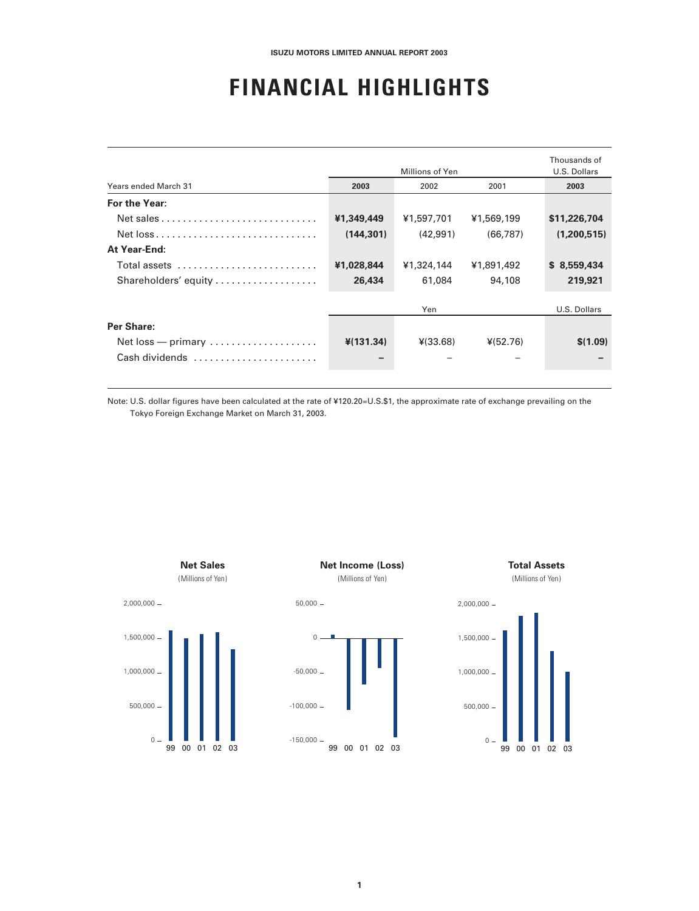# FINANCIAL HIGHLIGHTS

| | Millions of Yen | | | Thousands of U.S. Dollars |
|---|---|---|---|---|
| Years ended March 31 | **2003** | 2002 | 2001 | **2003** |
| **For the Year:** | | | | |
| Net sales | **¥1,349,449** | ¥1,597,701 | ¥1,569,199 | **$11,226,704** |
| Net loss | **(144,301)** | (42,991) | (66,787) | **(1,200,515)** |
| **At Year-End:** | | | | |
| Total assets | **¥1,028,844** | ¥1,324,144 | ¥1,891,492 | **$ 8,559,434** |
| Shareholders' equity | **26,434** | 61,084 | 94,108 | **219,921** |
| | Yen | | | U.S. Dollars |
| **Per Share:** | | | | |
| Net loss — primary | **¥(131.34)** | ¥(33.68) | ¥(52.76) | **$(1.09)** |
| Cash dividends | **–** | – | – | **–** |

Note: U.S. dollar figures have been calculated at the rate of ¥120.20=U.S.$1, the approximate rate of exchange prevailing on the Tokyo Foreign Exchange Market on March 31, 2003.

**Net Sales**
(Millions of Yen)

**Net Income (Loss)**
(Millions of Yen)

**Total Assets**
(Millions of Yen)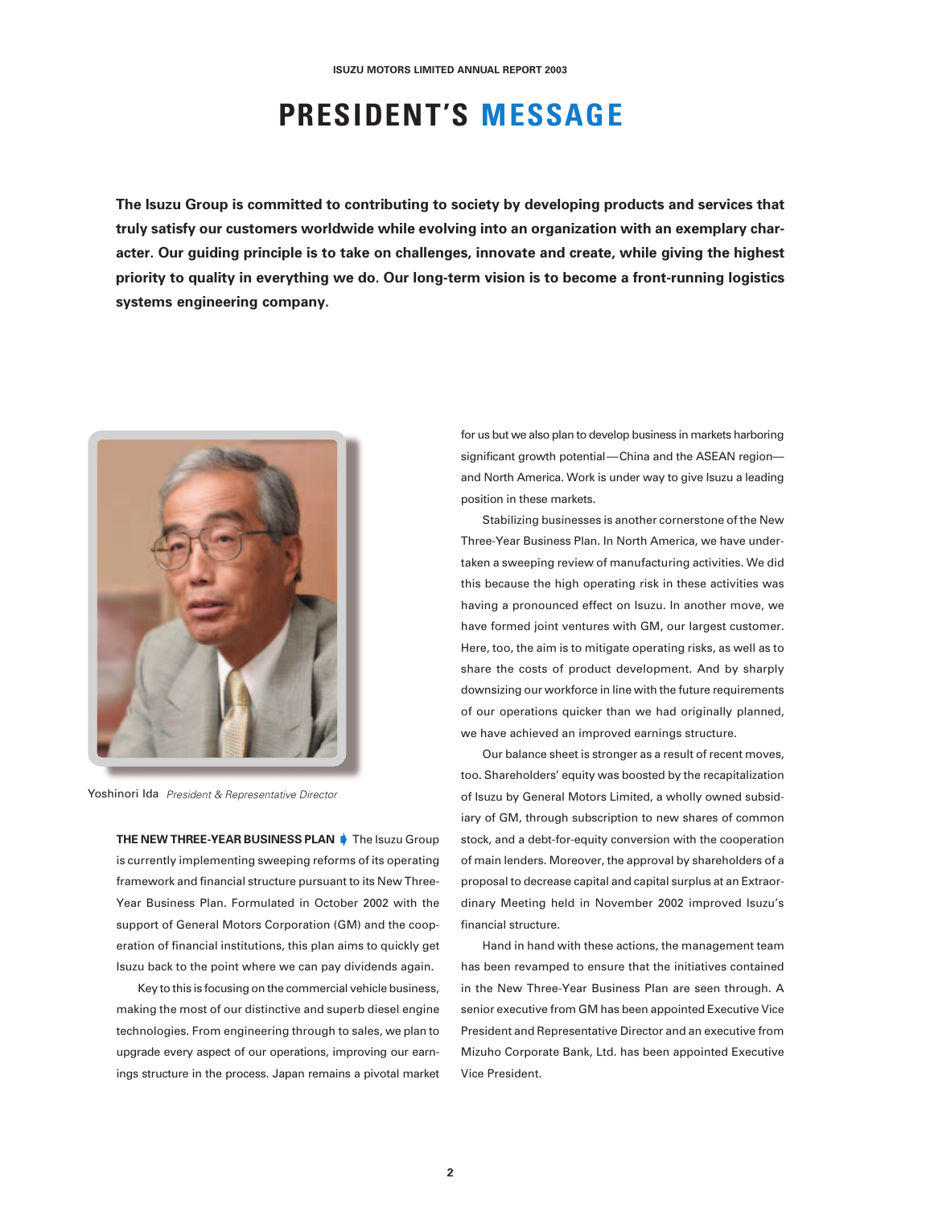# PRESIDENT'S MESSAGE

**The Isuzu Group is committed to contributing to society by developing products and services that truly satisfy our customers worldwide while evolving into an organization with an exemplary character. Our guiding principle is to take on challenges, innovate and create, while giving the highest priority to quality in everything we do. Our long-term vision is to become a front-running logistics systems engineering company.**

Yoshinori Ida *President & Representative Director*

**THE NEW THREE-YEAR BUSINESS PLAN** The Isuzu Group is currently implementing sweeping reforms of its operating framework and financial structure pursuant to its New Three-Year Business Plan. Formulated in October 2002 with the support of General Motors Corporation (GM) and the cooperation of financial institutions, this plan aims to quickly get Isuzu back to the point where we can pay dividends again.

Key to this is focusing on the commercial vehicle business, making the most of our distinctive and superb diesel engine technologies. From engineering through to sales, we plan to upgrade every aspect of our operations, improving our earnings structure in the process. Japan remains a pivotal market for us but we also plan to develop business in markets harboring significant growth potential—China and the ASEAN region—and North America. Work is under way to give Isuzu a leading position in these markets.

Stabilizing businesses is another cornerstone of the New Three-Year Business Plan. In North America, we have undertaken a sweeping review of manufacturing activities. We did this because the high operating risk in these activities was having a pronounced effect on Isuzu. In another move, we have formed joint ventures with GM, our largest customer. Here, too, the aim is to mitigate operating risks, as well as to share the costs of product development. And by sharply downsizing our workforce in line with the future requirements of our operations quicker than we had originally planned, we have achieved an improved earnings structure.

Our balance sheet is stronger as a result of recent moves, too. Shareholders' equity was boosted by the recapitalization of Isuzu by General Motors Limited, a wholly owned subsidiary of GM, through subscription to new shares of common stock, and a debt-for-equity conversion with the cooperation of main lenders. Moreover, the approval by shareholders of a proposal to decrease capital and capital surplus at an Extraordinary Meeting held in November 2002 improved Isuzu's financial structure.

Hand in hand with these actions, the management team has been revamped to ensure that the initiatives contained in the New Three-Year Business Plan are seen through. A senior executive from GM has been appointed Executive Vice President and Representative Director and an executive from Mizuho Corporate Bank, Ltd. has been appointed Executive Vice President.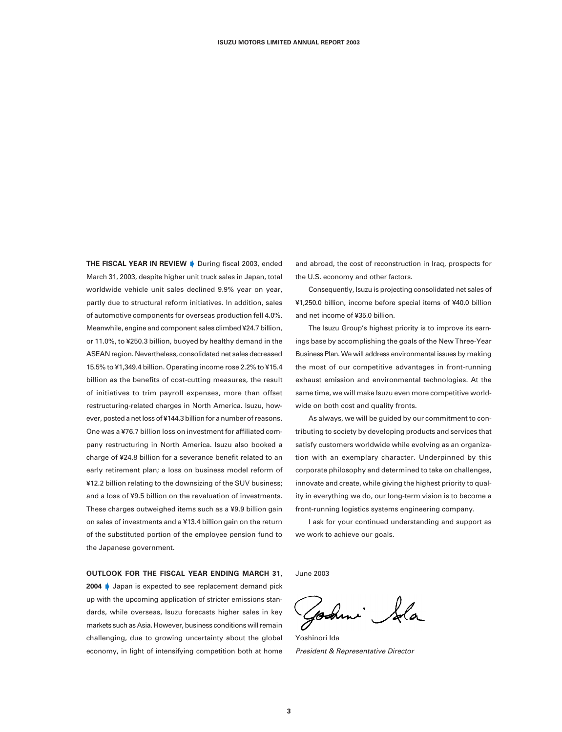**THE FISCAL YEAR IN REVIEW** During fiscal 2003, ended March 31, 2003, despite higher unit truck sales in Japan, total worldwide vehicle unit sales declined 9.9% year on year, partly due to structural reform initiatives. In addition, sales of automotive components for overseas production fell 4.0%. Meanwhile, engine and component sales climbed ¥24.7 billion, or 11.0%, to ¥250.3 billion, buoyed by healthy demand in the ASEAN region. Nevertheless, consolidated net sales decreased 15.5% to ¥1,349.4 billion. Operating income rose 2.2% to ¥15.4 billion as the benefits of cost-cutting measures, the result of initiatives to trim payroll expenses, more than offset restructuring-related charges in North America. Isuzu, however, posted a net loss of ¥144.3 billion for a number of reasons. One was a ¥76.7 billion loss on investment for affiliated company restructuring in North America. Isuzu also booked a charge of ¥24.8 billion for a severance benefit related to an early retirement plan; a loss on business model reform of ¥12.2 billion relating to the downsizing of the SUV business; and a loss of ¥9.5 billion on the revaluation of investments. These charges outweighed items such as a ¥9.9 billion gain on sales of investments and a ¥13.4 billion gain on the return of the substituted portion of the employee pension fund to the Japanese government.

**OUTLOOK FOR THE FISCAL YEAR ENDING MARCH 31, 2004** Japan is expected to see replacement demand pick up with the upcoming application of stricter emissions standards, while overseas, Isuzu forecasts higher sales in key markets such as Asia. However, business conditions will remain challenging, due to growing uncertainty about the global economy, in light of intensifying competition both at home and abroad, the cost of reconstruction in Iraq, prospects for the U.S. economy and other factors.

Consequently, Isuzu is projecting consolidated net sales of ¥1,250.0 billion, income before special items of ¥40.0 billion and net income of ¥35.0 billion.

The Isuzu Group's highest priority is to improve its earnings base by accomplishing the goals of the New Three-Year Business Plan. We will address environmental issues by making the most of our competitive advantages in front-running exhaust emission and environmental technologies. At the same time, we will make Isuzu even more competitive worldwide on both cost and quality fronts.

As always, we will be guided by our commitment to contributing to society by developing products and services that satisfy customers worldwide while evolving as an organization with an exemplary character. Underpinned by this corporate philosophy and determined to take on challenges, innovate and create, while giving the highest priority to quality in everything we do, our long-term vision is to become a front-running logistics systems engineering company.

I ask for your continued understanding and support as we work to achieve our goals.

June 2003

Yoshinori Ida

*President & Representative Director*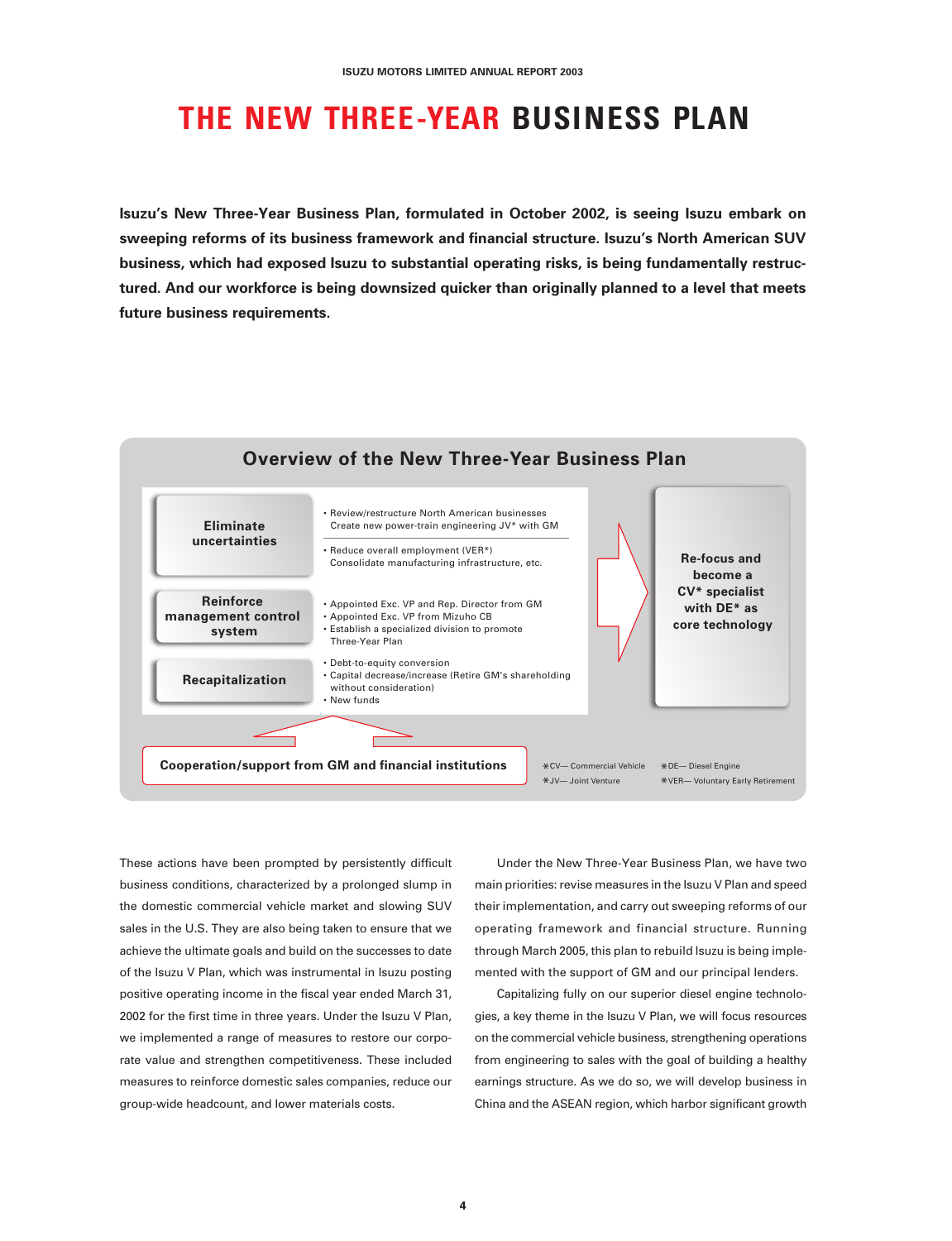# THE NEW THREE-YEAR BUSINESS PLAN

**Isuzu's New Three-Year Business Plan, formulated in October 2002, is seeing Isuzu embark on sweeping reforms of its business framework and financial structure. Isuzu's North American SUV business, which had exposed Isuzu to substantial operating risks, is being fundamentally restructured. And our workforce is being downsized quicker than originally planned to a level that meets future business requirements.**

## Overview of the New Three-Year Business Plan

| Initiative | Measures |
|---|---|
| **Eliminate uncertainties** | • Review/restructure North American businesses<br>• Create new power-train engineering JV* with GM<br>• Reduce overall employment (VER*)<br>• Consolidate manufacturing infrastructure, etc. |
| **Reinforce management control system** | • Appointed Exc. VP and Rep. Director from GM<br>• Appointed Exc. VP from Mizuho CB<br>• Establish a specialized division to promote Three-Year Plan |
| **Recapitalization** | • Debt-to-equity conversion<br>• Capital decrease/increase (Retire GM's shareholding without consideration)<br>• New funds |

→ **Re-focus and become a CV* specialist with DE* as core technology**

**Cooperation/support from GM and financial institutions**

*CV— Commercial Vehicle
*JV— Joint Venture
*DE— Diesel Engine
*VER— Voluntary Early Retirement

These actions have been prompted by persistently difficult business conditions, characterized by a prolonged slump in the domestic commercial vehicle market and slowing SUV sales in the U.S. They are also being taken to ensure that we achieve the ultimate goals and build on the successes to date of the Isuzu V Plan, which was instrumental in Isuzu posting positive operating income in the fiscal year ended March 31, 2002 for the first time in three years. Under the Isuzu V Plan, we implemented a range of measures to restore our corporate value and strengthen competitiveness. These included measures to reinforce domestic sales companies, reduce our group-wide headcount, and lower materials costs.

Under the New Three-Year Business Plan, we have two main priorities: revise measures in the Isuzu V Plan and speed their implementation, and carry out sweeping reforms of our operating framework and financial structure. Running through March 2005, this plan to rebuild Isuzu is being implemented with the support of GM and our principal lenders.

Capitalizing fully on our superior diesel engine technologies, a key theme in the Isuzu V Plan, we will focus resources on the commercial vehicle business, strengthening operations from engineering to sales with the goal of building a healthy earnings structure. As we do so, we will develop business in China and the ASEAN region, which harbor significant growth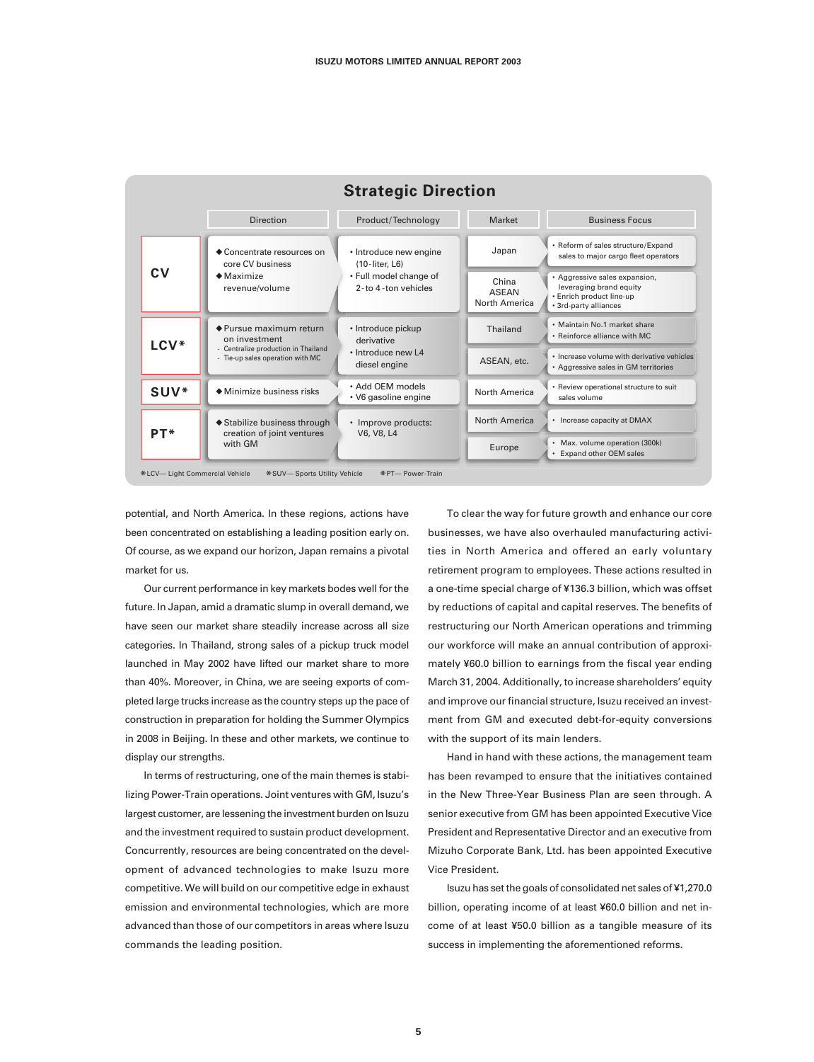## Strategic Direction

| | Direction | Product/Technology | Market | Business Focus |
|---|---|---|---|---|
| CV | ◆Concentrate resources on core CV business<br>◆Maximize revenue/volume | • Introduce new engine (10-liter, L6)<br>• Full model change of 2-to 4-ton vehicles | Japan | • Reform of sales structure/Expand sales to major cargo fleet operators |
| | | | China<br>ASEAN<br>North America | • Aggressive sales expansion, leveraging brand equity<br>• Enrich product line-up<br>• 3rd-party alliances |
| LCV* | ◆Pursue maximum return on investment<br>- Centralize production in Thailand<br>- Tie-up sales operation with MC | • Introduce pickup derivative<br>• Introduce new L4 diesel engine | Thailand | • Maintain No.1 market share<br>• Reinforce alliance with MC |
| | | | ASEAN, etc. | • Increase volume with derivative vehicles<br>• Aggressive sales in GM territories |
| SUV* | ◆Minimize business risks | • Add OEM models<br>• V6 gasoline engine | North America | • Review operational structure to suit sales volume |
| PT* | ◆Stabilize business through creation of joint ventures with GM | • Improve products: V6, V8, L4 | North America | • Increase capacity at DMAX |
| | | | Europe | • Max. volume operation (300k)<br>• Expand other OEM sales |

*LCV— Light Commercial Vehicle *SUV— Sports Utility Vehicle *PT— Power-Train

potential, and North America. In these regions, actions have been concentrated on establishing a leading position early on. Of course, as we expand our horizon, Japan remains a pivotal market for us.

Our current performance in key markets bodes well for the future. In Japan, amid a dramatic slump in overall demand, we have seen our market share steadily increase across all size categories. In Thailand, strong sales of a pickup truck model launched in May 2002 have lifted our market share to more than 40%. Moreover, in China, we are seeing exports of completed large trucks increase as the country steps up the pace of construction in preparation for holding the Summer Olympics in 2008 in Beijing. In these and other markets, we continue to display our strengths.

In terms of restructuring, one of the main themes is stabilizing Power-Train operations. Joint ventures with GM, Isuzu's largest customer, are lessening the investment burden on Isuzu and the investment required to sustain product development. Concurrently, resources are being concentrated on the development of advanced technologies to make Isuzu more competitive. We will build on our competitive edge in exhaust emission and environmental technologies, which are more advanced than those of our competitors in areas where Isuzu commands the leading position.

To clear the way for future growth and enhance our core businesses, we have also overhauled manufacturing activities in North America and offered an early voluntary retirement program to employees. These actions resulted in a one-time special charge of ¥136.3 billion, which was offset by reductions of capital and capital reserves. The benefits of restructuring our North American operations and trimming our workforce will make an annual contribution of approximately ¥60.0 billion to earnings from the fiscal year ending March 31, 2004. Additionally, to increase shareholders' equity and improve our financial structure, Isuzu received an investment from GM and executed debt-for-equity conversions with the support of its main lenders.

Hand in hand with these actions, the management team has been revamped to ensure that the initiatives contained in the New Three-Year Business Plan are seen through. A senior executive from GM has been appointed Executive Vice President and Representative Director and an executive from Mizuho Corporate Bank, Ltd. has been appointed Executive Vice President.

Isuzu has set the goals of consolidated net sales of ¥1,270.0 billion, operating income of at least ¥60.0 billion and net income of at least ¥50.0 billion as a tangible measure of its success in implementing the aforementioned reforms.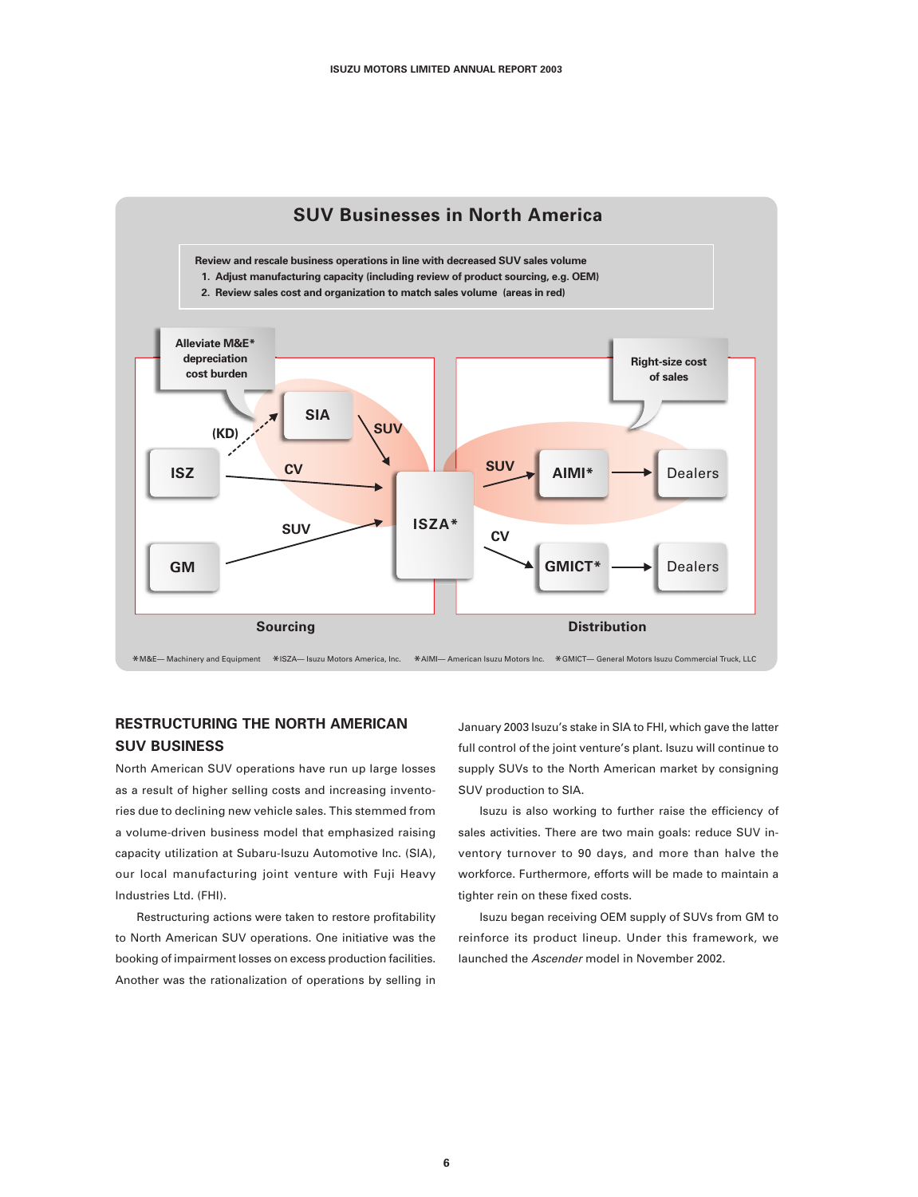## SUV Businesses in North America

Review and rescale business operations in line with decreased SUV sales volume
1. Adjust manufacturing capacity (including review of product sourcing, e.g. OEM)
2. Review sales cost and organization to match sales volume (areas in red)

Alleviate M&E* depreciation cost burden

Right-size cost of sales

ISZ — (KD) → SIA — SUV → ISZA*
ISZ — CV → ISZA*
GM — SUV → ISZA*
ISZA* — SUV → AIMI* → Dealers
ISZA* — CV → GMICT* → Dealers

Sourcing | Distribution

*M&E— Machinery and Equipment *ISZA— Isuzu Motors America, Inc. *AIMI— American Isuzu Motors Inc. *GMICT— General Motors Isuzu Commercial Truck, LLC

## RESTRUCTURING THE NORTH AMERICAN SUV BUSINESS

North American SUV operations have run up large losses as a result of higher selling costs and increasing inventories due to declining new vehicle sales. This stemmed from a volume-driven business model that emphasized raising capacity utilization at Subaru-Isuzu Automotive Inc. (SIA), our local manufacturing joint venture with Fuji Heavy Industries Ltd. (FHI).

Restructuring actions were taken to restore profitability to North American SUV operations. One initiative was the booking of impairment losses on excess production facilities. Another was the rationalization of operations by selling in January 2003 Isuzu's stake in SIA to FHI, which gave the latter full control of the joint venture's plant. Isuzu will continue to supply SUVs to the North American market by consigning SUV production to SIA.

Isuzu is also working to further raise the efficiency of sales activities. There are two main goals: reduce SUV inventory turnover to 90 days, and more than halve the workforce. Furthermore, efforts will be made to maintain a tighter rein on these fixed costs.

Isuzu began receiving OEM supply of SUVs from GM to reinforce its product lineup. Under this framework, we launched the *Ascender* model in November 2002.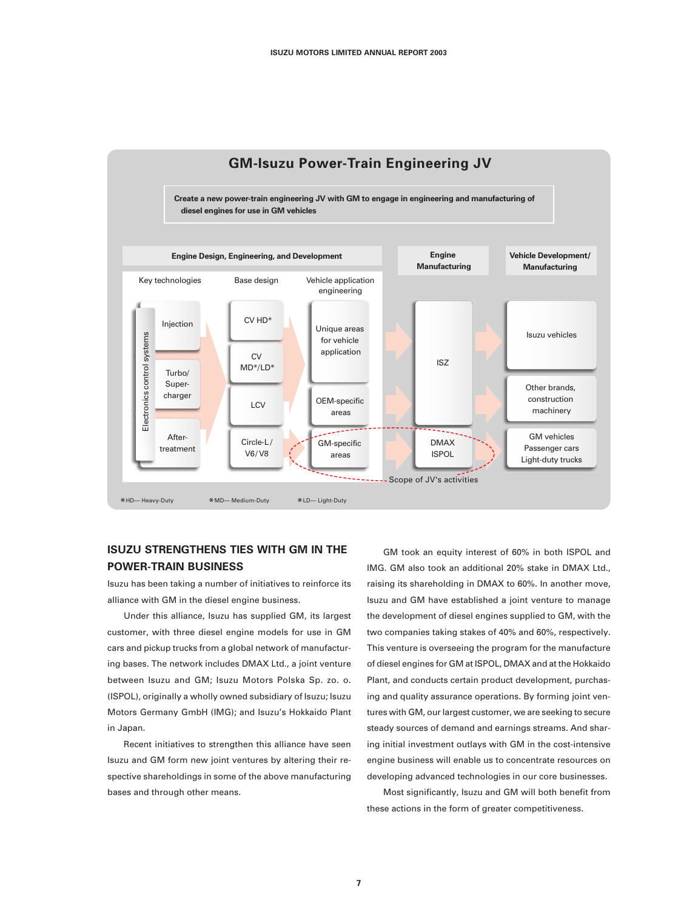## GM-Isuzu Power-Train Engineering JV

Create a new power-train engineering JV with GM to engage in engineering and manufacturing of diesel engines for use in GM vehicles

| Engine Design, Engineering, and Development | | | Engine Manufacturing | Vehicle Development/ Manufacturing |
|---|---|---|---|---|
| Key technologies | Base design | Vehicle application engineering | | |
| Injection | CV HD* | Unique areas for vehicle application | ISZ | Isuzu vehicles |
| Turbo/ Super-charger | CV MD*/LD* | | | |
| | LCV | OEM-specific areas | | Other brands, construction machinery |
| After-treatment | Circle-L / V6/ V8 | GM-specific areas | DMAX ISPOL | GM vehicles Passenger cars Light-duty trucks |

Electronics control systems

Scope of JV's activities

*HD— Heavy-Duty *MD— Medium-Duty *LD— Light-Duty

### ISUZU STRENGTHENS TIES WITH GM IN THE POWER-TRAIN BUSINESS

Isuzu has been taking a number of initiatives to reinforce its alliance with GM in the diesel engine business.

Under this alliance, Isuzu has supplied GM, its largest customer, with three diesel engine models for use in GM cars and pickup trucks from a global network of manufacturing bases. The network includes DMAX Ltd., a joint venture between Isuzu and GM; Isuzu Motors Polska Sp. zo. o. (ISPOL), originally a wholly owned subsidiary of Isuzu; Isuzu Motors Germany GmbH (IMG); and Isuzu's Hokkaido Plant in Japan.

Recent initiatives to strengthen this alliance have seen Isuzu and GM form new joint ventures by altering their respective shareholdings in some of the above manufacturing bases and through other means.

GM took an equity interest of 60% in both ISPOL and IMG. GM also took an additional 20% stake in DMAX Ltd., raising its shareholding in DMAX to 60%. In another move, Isuzu and GM have established a joint venture to manage the development of diesel engines supplied to GM, with the two companies taking stakes of 40% and 60%, respectively. This venture is overseeing the program for the manufacture of diesel engines for GM at ISPOL, DMAX and at the Hokkaido Plant, and conducts certain product development, purchasing and quality assurance operations. By forming joint ventures with GM, our largest customer, we are seeking to secure steady sources of demand and earnings streams. And sharing initial investment outlays with GM in the cost-intensive engine business will enable us to concentrate resources on developing advanced technologies in our core businesses.

Most significantly, Isuzu and GM will both benefit from these actions in the form of greater competitiveness.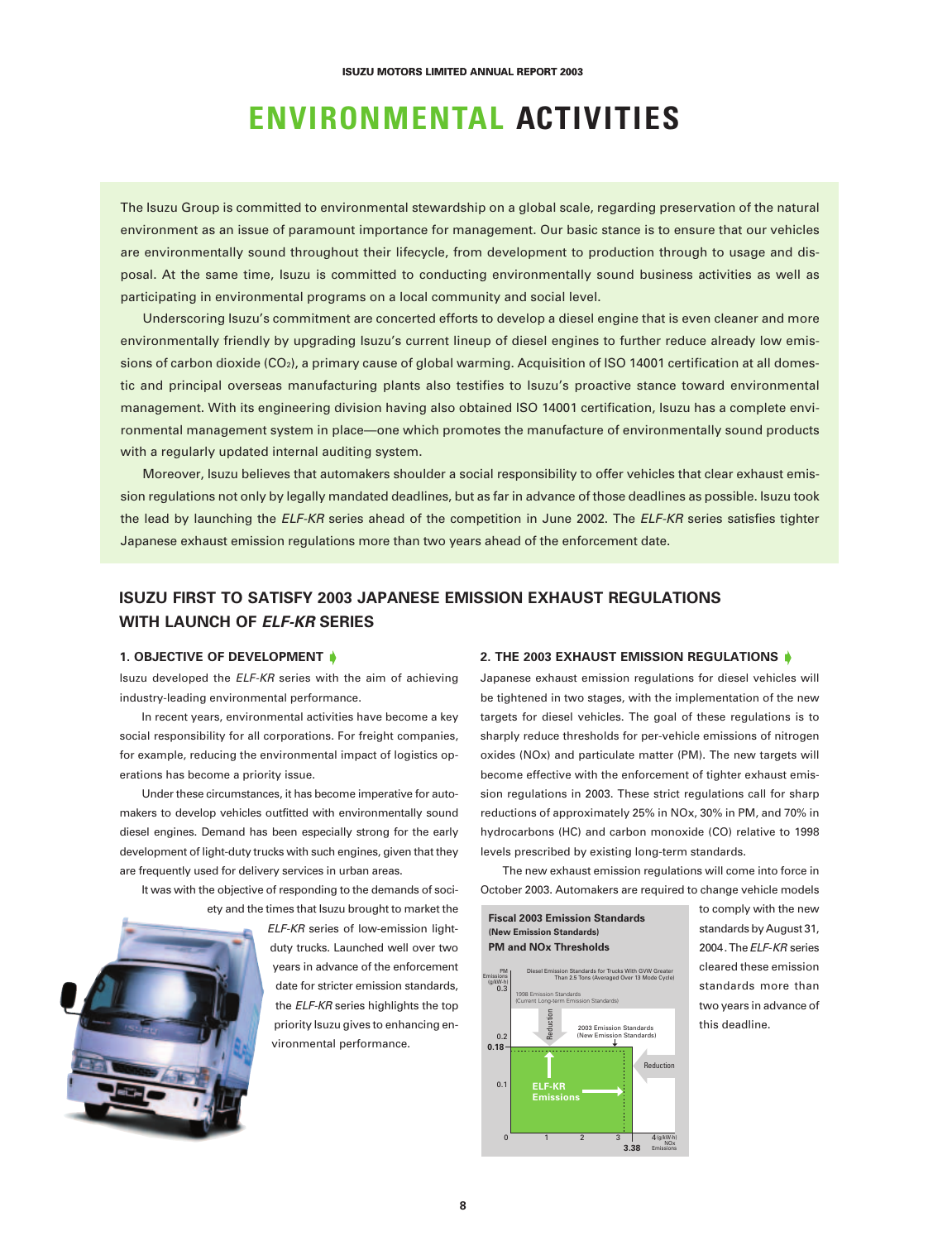# ENVIRONMENTAL ACTIVITIES

The Isuzu Group is committed to environmental stewardship on a global scale, regarding preservation of the natural environment as an issue of paramount importance for management. Our basic stance is to ensure that our vehicles are environmentally sound throughout their lifecycle, from development to production through to usage and disposal. At the same time, Isuzu is committed to conducting environmentally sound business activities as well as participating in environmental programs on a local community and social level.

Underscoring Isuzu's commitment are concerted efforts to develop a diesel engine that is even cleaner and more environmentally friendly by upgrading Isuzu's current lineup of diesel engines to further reduce already low emissions of carbon dioxide ($CO_2$), a primary cause of global warming. Acquisition of ISO 14001 certification at all domestic and principal overseas manufacturing plants also testifies to Isuzu's proactive stance toward environmental management. With its engineering division having also obtained ISO 14001 certification, Isuzu has a complete environmental management system in place—one which promotes the manufacture of environmentally sound products with a regularly updated internal auditing system.

Moreover, Isuzu believes that automakers shoulder a social responsibility to offer vehicles that clear exhaust emission regulations not only by legally mandated deadlines, but as far in advance of those deadlines as possible. Isuzu took the lead by launching the *ELF-KR* series ahead of the competition in June 2002. The *ELF-KR* series satisfies tighter Japanese exhaust emission regulations more than two years ahead of the enforcement date.

## ISUZU FIRST TO SATISFY 2003 JAPANESE EMISSION EXHAUST REGULATIONS WITH LAUNCH OF *ELF-KR* SERIES

### 1. OBJECTIVE OF DEVELOPMENT

Isuzu developed the *ELF-KR* series with the aim of achieving industry-leading environmental performance.

In recent years, environmental activities have become a key social responsibility for all corporations. For freight companies, for example, reducing the environmental impact of logistics operations has become a priority issue.

Under these circumstances, it has become imperative for automakers to develop vehicles outfitted with environmentally sound diesel engines. Demand has been especially strong for the early development of light-duty trucks with such engines, given that they are frequently used for delivery services in urban areas.

It was with the objective of responding to the demands of society and the times that Isuzu brought to market the *ELF-KR* series of low-emission light-duty trucks. Launched well over two years in advance of the enforcement date for stricter emission standards, the *ELF-KR* series highlights the top priority Isuzu gives to enhancing environmental performance.

### 2. THE 2003 EXHAUST EMISSION REGULATIONS

Japanese exhaust emission regulations for diesel vehicles will be tightened in two stages, with the implementation of the new targets for diesel vehicles. The goal of these regulations is to sharply reduce thresholds for per-vehicle emissions of nitrogen oxides (NOx) and particulate matter (PM). The new targets will become effective with the enforcement of tighter exhaust emission regulations in 2003. These strict regulations call for sharp reductions of approximately 25% in NOx, 30% in PM, and 70% in hydrocarbons (HC) and carbon monoxide (CO) relative to 1998 levels prescribed by existing long-term standards.

The new exhaust emission regulations will come into force in October 2003. Automakers are required to change vehicle models to comply with the new standards by August 31, 2004. The *ELF-KR* series cleared these emission standards more than two years in advance of this deadline.

**Fiscal 2003 Emission Standards (New Emission Standards) PM and NOx Thresholds**

Diesel Emission Standards for Trucks With GVW Greater Than 2.5 Tons (Averaged Over 13 Mode Cycle)

PM Emissions (g/kW-h): 0, 0.1, 0.18, 0.2, 0.3 — NOx Emissions (g/kW-h): 0, 1, 2, 3, 3.38, 4

1998 Emission Standards (Current Long-term Emission Standards) — Reduction — 2003 Emission Standards (New Emission Standards) — ELF-KR Emissions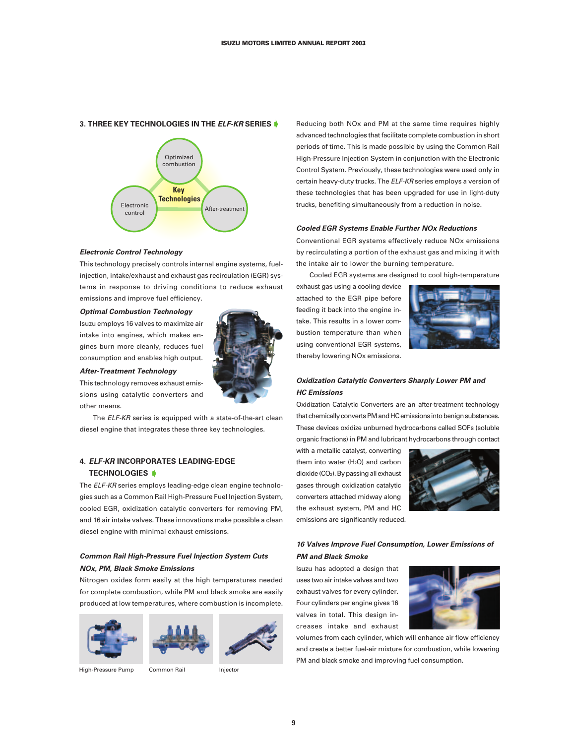## 3. THREE KEY TECHNOLOGIES IN THE *ELF-KR* SERIES

Optimized combustion

Key Technologies

Electronic control

After-treatment

### *Electronic Control Technology*

This technology precisely controls internal engine systems, fuel-injection, intake/exhaust and exhaust gas recirculation (EGR) systems in response to driving conditions to reduce exhaust emissions and improve fuel efficiency.

### *Optimal Combustion Technology*

Isuzu employs 16 valves to maximize air intake into engines, which makes engines burn more cleanly, reduces fuel consumption and enables high output.

### *After-Treatment Technology*

This technology removes exhaust emissions using catalytic converters and other means.

The *ELF-KR* series is equipped with a state-of-the-art clean diesel engine that integrates these three key technologies.

## 4. *ELF-KR* INCORPORATES LEADING-EDGE TECHNOLOGIES

The *ELF-KR* series employs leading-edge clean engine technologies such as a Common Rail High-Pressure Fuel Injection System, cooled EGR, oxidization catalytic converters for removing PM, and 16 air intake valves. These innovations make possible a clean diesel engine with minimal exhaust emissions.

### *Common Rail High-Pressure Fuel Injection System Cuts NOx, PM, Black Smoke Emissions*

Nitrogen oxides form easily at the high temperatures needed for complete combustion, while PM and black smoke are easily produced at low temperatures, where combustion is incomplete.

High-Pressure Pump

Common Rail

Injector

Reducing both NOx and PM at the same time requires highly advanced technologies that facilitate complete combustion in short periods of time. This is made possible by using the Common Rail High-Pressure Injection System in conjunction with the Electronic Control System. Previously, these technologies were used only in certain heavy-duty trucks. The *ELF-KR* series employs a version of these technologies that has been upgraded for use in light-duty trucks, benefiting simultaneously from a reduction in noise.

### *Cooled EGR Systems Enable Further NOx Reductions*

Conventional EGR systems effectively reduce NOx emissions by recirculating a portion of the exhaust gas and mixing it with the intake air to lower the burning temperature.

Cooled EGR systems are designed to cool high-temperature exhaust gas using a cooling device attached to the EGR pipe before feeding it back into the engine intake. This results in a lower combustion temperature than when using conventional EGR systems, thereby lowering NOx emissions.

### *Oxidization Catalytic Converters Sharply Lower PM and HC Emissions*

Oxidization Catalytic Converters are an after-treatment technology that chemically converts PM and HC emissions into benign substances. These devices oxidize unburned hydrocarbons called SOFs (soluble organic fractions) in PM and lubricant hydrocarbons through contact with a metallic catalyst, converting them into water ($H_2O$) and carbon dioxide ($CO_2$). By passing all exhaust gases through oxidization catalytic converters attached midway along the exhaust system, PM and HC emissions are significantly reduced.

### *16 Valves Improve Fuel Consumption, Lower Emissions of PM and Black Smoke*

Isuzu has adopted a design that uses two air intake valves and two exhaust valves for every cylinder. Four cylinders per engine gives 16 valves in total. This design increases intake and exhaust volumes from each cylinder, which will enhance air flow efficiency and create a better fuel-air mixture for combustion, while lowering PM and black smoke and improving fuel consumption.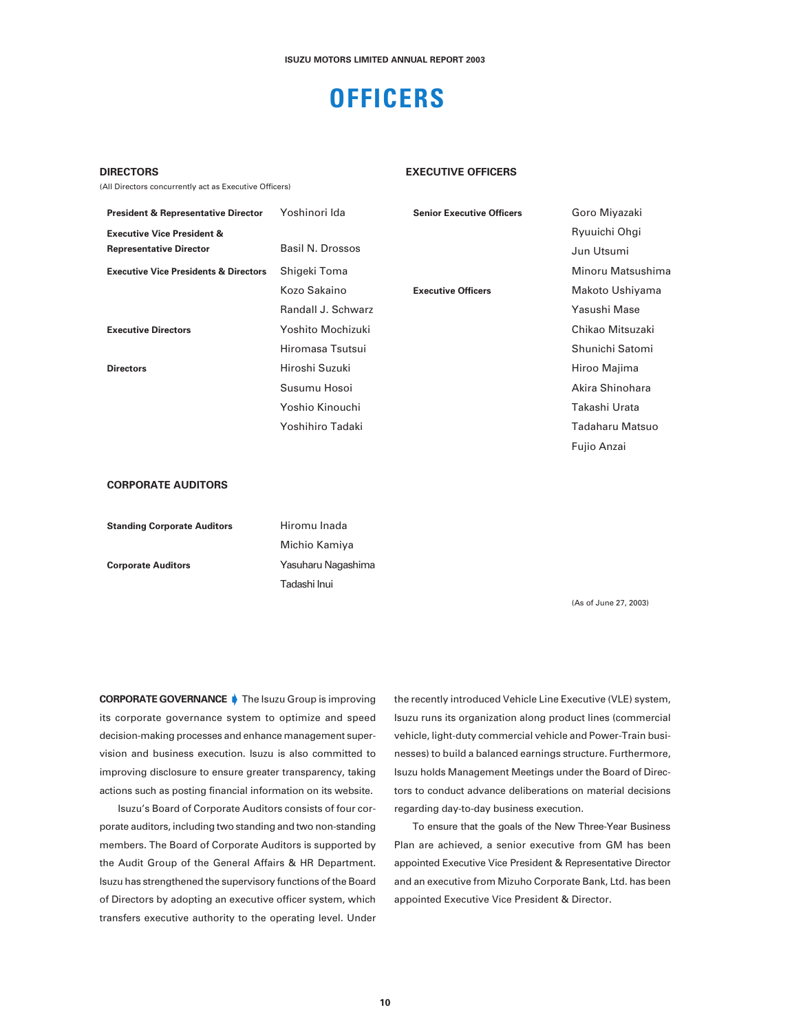# OFFICERS

## DIRECTORS

(All Directors concurrently act as Executive Officers)

| | |
|---|---|
| **President & Representative Director** | Yoshinori Ida |
| **Executive Vice President & Representative Director** | Basil N. Drossos |
| **Executive Vice Presidents & Directors** | Shigeki Toma |
| | Kozo Sakaino |
| | Randall J. Schwarz |
| **Executive Directors** | Yoshito Mochizuki |
| | Hiromasa Tsutsui |
| **Directors** | Hiroshi Suzuki |
| | Susumu Hosoi |
| | Yoshio Kinouchi |
| | Yoshihiro Tadaki |

## EXECUTIVE OFFICERS

| | |
|---|---|
| **Senior Executive Officers** | Goro Miyazaki |
| | Ryuuichi Ohgi |
| | Jun Utsumi |
| | Minoru Matsushima |
| **Executive Officers** | Makoto Ushiyama |
| | Yasushi Mase |
| | Chikao Mitsuzaki |
| | Shunichi Satomi |
| | Hiroo Majima |
| | Akira Shinohara |
| | Takashi Urata |
| | Tadaharu Matsuo |
| | Fujio Anzai |

## CORPORATE AUDITORS

| | |
|---|---|
| **Standing Corporate Auditors** | Hiromu Inada |
| | Michio Kamiya |
| **Corporate Auditors** | Yasuharu Nagashima |
| | Tadashi Inui |

(As of June 27, 2003)

**CORPORATE GOVERNANCE** The Isuzu Group is improving its corporate governance system to optimize and speed decision-making processes and enhance management supervision and business execution. Isuzu is also committed to improving disclosure to ensure greater transparency, taking actions such as posting financial information on its website.

Isuzu's Board of Corporate Auditors consists of four corporate auditors, including two standing and two non-standing members. The Board of Corporate Auditors is supported by the Audit Group of the General Affairs & HR Department. Isuzu has strengthened the supervisory functions of the Board of Directors by adopting an executive officer system, which transfers executive authority to the operating level. Under the recently introduced Vehicle Line Executive (VLE) system, Isuzu runs its organization along product lines (commercial vehicle, light-duty commercial vehicle and Power-Train businesses) to build a balanced earnings structure. Furthermore, Isuzu holds Management Meetings under the Board of Directors to conduct advance deliberations on material decisions regarding day-to-day business execution.

To ensure that the goals of the New Three-Year Business Plan are achieved, a senior executive from GM has been appointed Executive Vice President & Representative Director and an executive from Mizuho Corporate Bank, Ltd. has been appointed Executive Vice President & Director.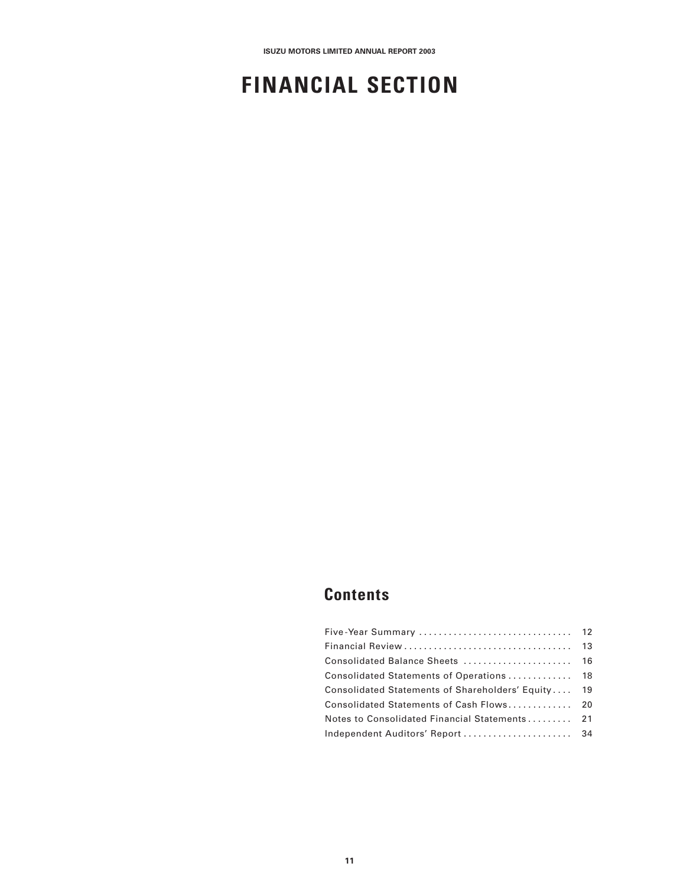# FINANCIAL SECTION

## Contents

| | |
|---|---|
| Five-Year Summary | 12 |
| Financial Review | 13 |
| Consolidated Balance Sheets | 16 |
| Consolidated Statements of Operations | 18 |
| Consolidated Statements of Shareholders' Equity | 19 |
| Consolidated Statements of Cash Flows | 20 |
| Notes to Consolidated Financial Statements | 21 |
| Independent Auditors' Report | 34 |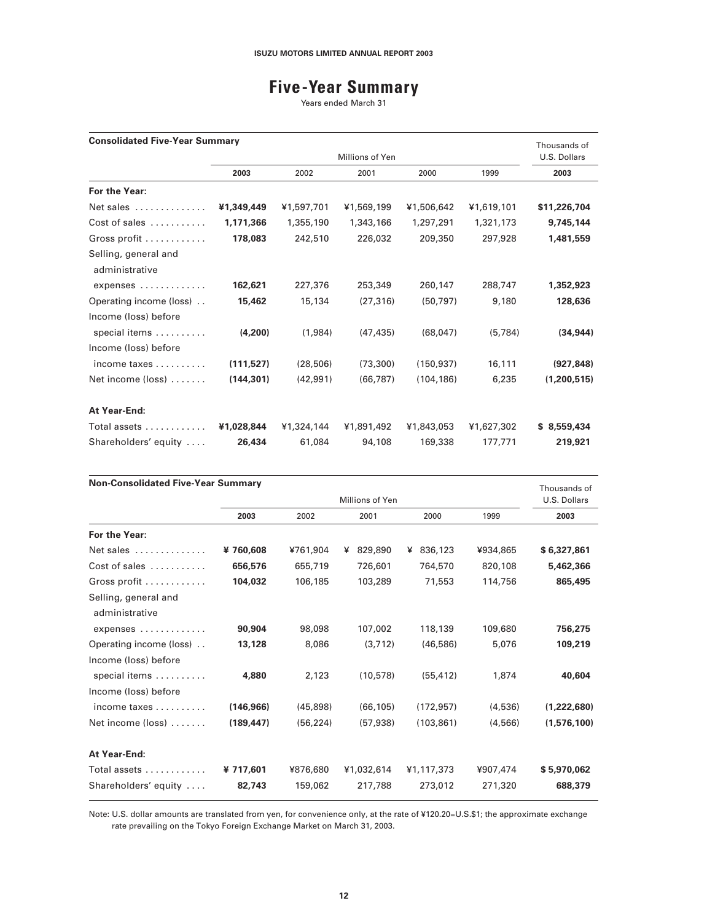# Five-Year Summary

Years ended March 31

| Consolidated Five-Year Summary | Millions of Yen | | | | | Thousands of U.S. Dollars |
|---|---|---|---|---|---|---|
| | **2003** | 2002 | 2001 | 2000 | 1999 | **2003** |
| **For the Year:** | | | | | | |
| Net sales | **¥1,349,449** | ¥1,597,701 | ¥1,569,199 | ¥1,506,642 | ¥1,619,101 | **$11,226,704** |
| Cost of sales | **1,171,366** | 1,355,190 | 1,343,166 | 1,297,291 | 1,321,173 | **9,745,144** |
| Gross profit | **178,083** | 242,510 | 226,032 | 209,350 | 297,928 | **1,481,559** |
| Selling, general and administrative expenses | **162,621** | 227,376 | 253,349 | 260,147 | 288,747 | **1,352,923** |
| Operating income (loss) | **15,462** | 15,134 | (27,316) | (50,797) | 9,180 | **128,636** |
| Income (loss) before special items | **(4,200)** | (1,984) | (47,435) | (68,047) | (5,784) | **(34,944)** |
| Income (loss) before income taxes | **(111,527)** | (28,506) | (73,300) | (150,937) | 16,111 | **(927,848)** |
| Net income (loss) | **(144,301)** | (42,991) | (66,787) | (104,186) | 6,235 | **(1,200,515)** |
| **At Year-End:** | | | | | | |
| Total assets | **¥1,028,844** | ¥1,324,144 | ¥1,891,492 | ¥1,843,053 | ¥1,627,302 | **$ 8,559,434** |
| Shareholders' equity | **26,434** | 61,084 | 94,108 | 169,338 | 177,771 | **219,921** |

| Non-Consolidated Five-Year Summary | Millions of Yen | | | | | Thousands of U.S. Dollars |
|---|---|---|---|---|---|---|
| | **2003** | 2002 | 2001 | 2000 | 1999 | **2003** |
| **For the Year:** | | | | | | |
| Net sales | **¥ 760,608** | ¥761,904 | ¥ 829,890 | ¥ 836,123 | ¥934,865 | **$ 6,327,861** |
| Cost of sales | **656,576** | 655,719 | 726,601 | 764,570 | 820,108 | **5,462,366** |
| Gross profit | **104,032** | 106,185 | 103,289 | 71,553 | 114,756 | **865,495** |
| Selling, general and administrative expenses | **90,904** | 98,098 | 107,002 | 118,139 | 109,680 | **756,275** |
| Operating income (loss) | **13,128** | 8,086 | (3,712) | (46,586) | 5,076 | **109,219** |
| Income (loss) before special items | **4,880** | 2,123 | (10,578) | (55,412) | 1,874 | **40,604** |
| Income (loss) before income taxes | **(146,966)** | (45,898) | (66,105) | (172,957) | (4,536) | **(1,222,680)** |
| Net income (loss) | **(189,447)** | (56,224) | (57,938) | (103,861) | (4,566) | **(1,576,100)** |
| **At Year-End:** | | | | | | |
| Total assets | **¥ 717,601** | ¥876,680 | ¥1,032,614 | ¥1,117,373 | ¥907,474 | **$ 5,970,062** |
| Shareholders' equity | **82,743** | 159,062 | 217,788 | 273,012 | 271,320 | **688,379** |

Note: U.S. dollar amounts are translated from yen, for convenience only, at the rate of ¥120.20=U.S.$1; the approximate exchange rate prevailing on the Tokyo Foreign Exchange Market on March 31, 2003.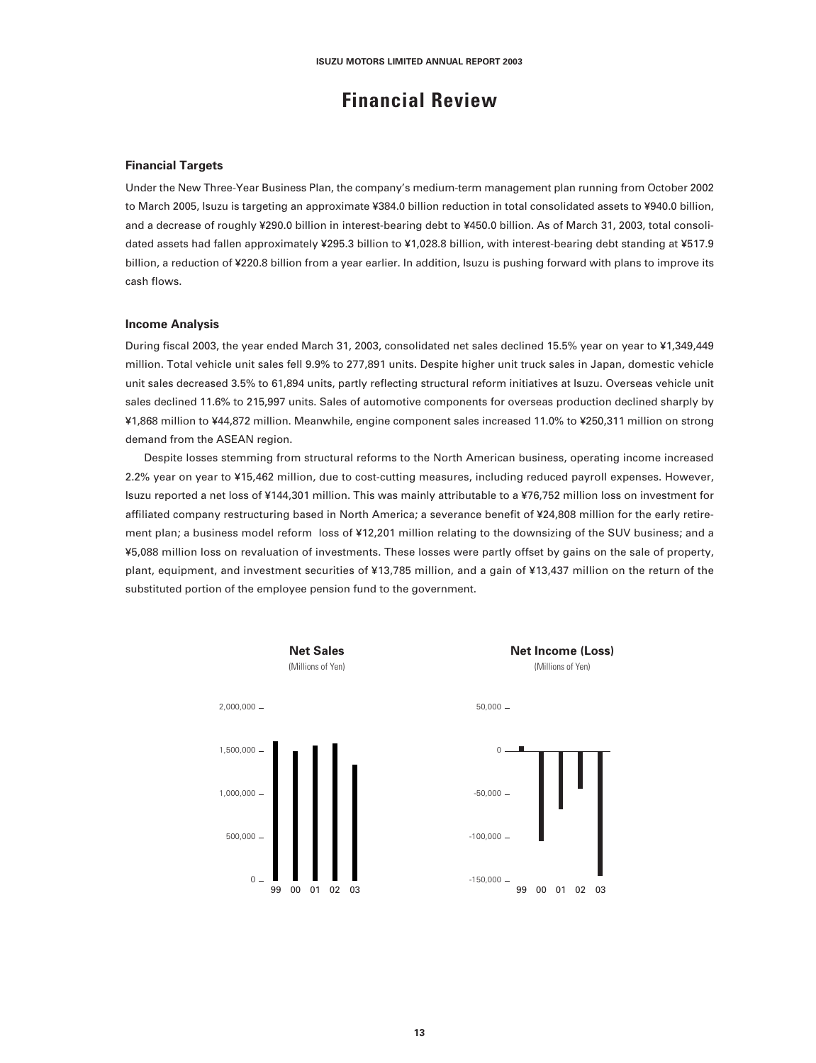# Financial Review

### Financial Targets

Under the New Three-Year Business Plan, the company's medium-term management plan running from October 2002 to March 2005, Isuzu is targeting an approximate ¥384.0 billion reduction in total consolidated assets to ¥940.0 billion, and a decrease of roughly ¥290.0 billion in interest-bearing debt to ¥450.0 billion. As of March 31, 2003, total consolidated assets had fallen approximately ¥295.3 billion to ¥1,028.8 billion, with interest-bearing debt standing at ¥517.9 billion, a reduction of ¥220.8 billion from a year earlier. In addition, Isuzu is pushing forward with plans to improve its cash flows.

### Income Analysis

During fiscal 2003, the year ended March 31, 2003, consolidated net sales declined 15.5% year on year to ¥1,349,449 million. Total vehicle unit sales fell 9.9% to 277,891 units. Despite higher unit truck sales in Japan, domestic vehicle unit sales decreased 3.5% to 61,894 units, partly reflecting structural reform initiatives at Isuzu. Overseas vehicle unit sales declined 11.6% to 215,997 units. Sales of automotive components for overseas production declined sharply by ¥1,868 million to ¥44,872 million. Meanwhile, engine component sales increased 11.0% to ¥250,311 million on strong demand from the ASEAN region.

Despite losses stemming from structural reforms to the North American business, operating income increased 2.2% year on year to ¥15,462 million, due to cost-cutting measures, including reduced payroll expenses. However, Isuzu reported a net loss of ¥144,301 million. This was mainly attributable to a ¥76,752 million loss on investment for affiliated company restructuring based in North America; a severance benefit of ¥24,808 million for the early retirement plan; a business model reform loss of ¥12,201 million relating to the downsizing of the SUV business; and a ¥5,088 million loss on revaluation of investments. These losses were partly offset by gains on the sale of property, plant, equipment, and investment securities of ¥13,785 million, and a gain of ¥13,437 million on the return of the substituted portion of the employee pension fund to the government.

**Net Sales**
(Millions of Yen)

**Net Income (Loss)**
(Millions of Yen)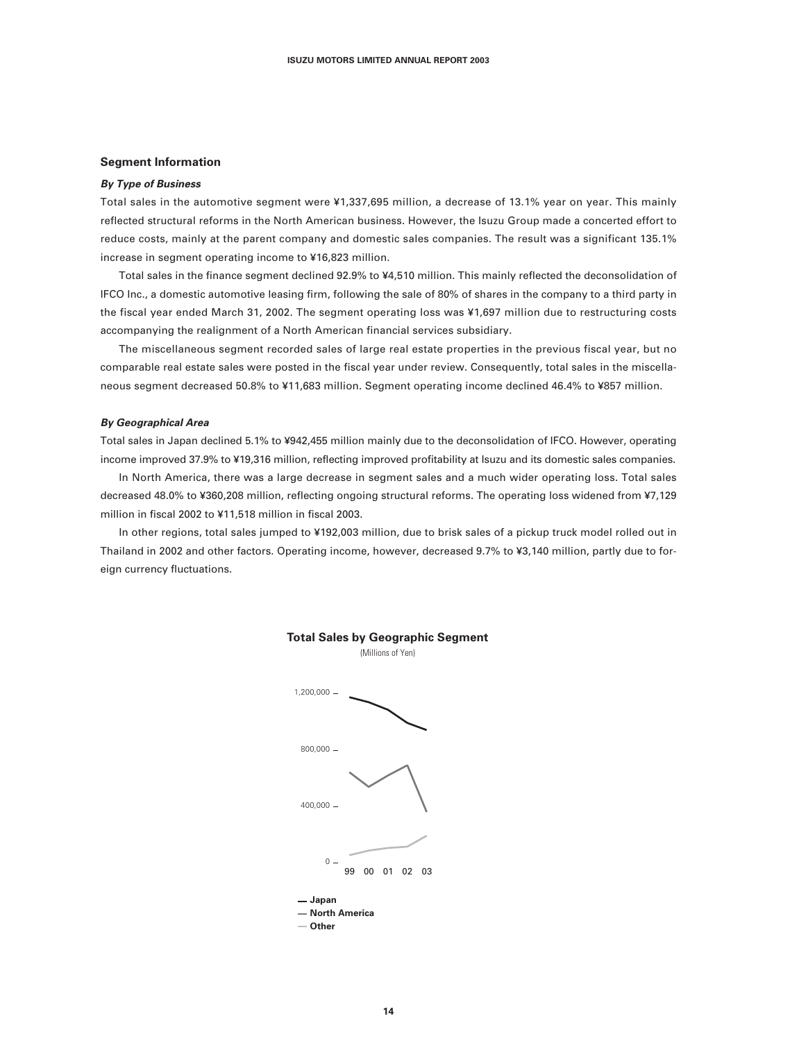## Segment Information

### *By Type of Business*

Total sales in the automotive segment were ¥1,337,695 million, a decrease of 13.1% year on year. This mainly reflected structural reforms in the North American business. However, the Isuzu Group made a concerted effort to reduce costs, mainly at the parent company and domestic sales companies. The result was a significant 135.1% increase in segment operating income to ¥16,823 million.

Total sales in the finance segment declined 92.9% to ¥4,510 million. This mainly reflected the deconsolidation of IFCO Inc., a domestic automotive leasing firm, following the sale of 80% of shares in the company to a third party in the fiscal year ended March 31, 2002. The segment operating loss was ¥1,697 million due to restructuring costs accompanying the realignment of a North American financial services subsidiary.

The miscellaneous segment recorded sales of large real estate properties in the previous fiscal year, but no comparable real estate sales were posted in the fiscal year under review. Consequently, total sales in the miscellaneous segment decreased 50.8% to ¥11,683 million. Segment operating income declined 46.4% to ¥857 million.

### *By Geographical Area*

Total sales in Japan declined 5.1% to ¥942,455 million mainly due to the deconsolidation of IFCO. However, operating income improved 37.9% to ¥19,316 million, reflecting improved profitability at Isuzu and its domestic sales companies.

In North America, there was a large decrease in segment sales and a much wider operating loss. Total sales decreased 48.0% to ¥360,208 million, reflecting ongoing structural reforms. The operating loss widened from ¥7,129 million in fiscal 2002 to ¥11,518 million in fiscal 2003.

In other regions, total sales jumped to ¥192,003 million, due to brisk sales of a pickup truck model rolled out in Thailand in 2002 and other factors. Operating income, however, decreased 9.7% to ¥3,140 million, partly due to foreign currency fluctuations.

**Total Sales by Geographic Segment**

(Millions of Yen)

1,200,000
800,000
400,000
0

99 00 01 02 03

Japan
North America
Other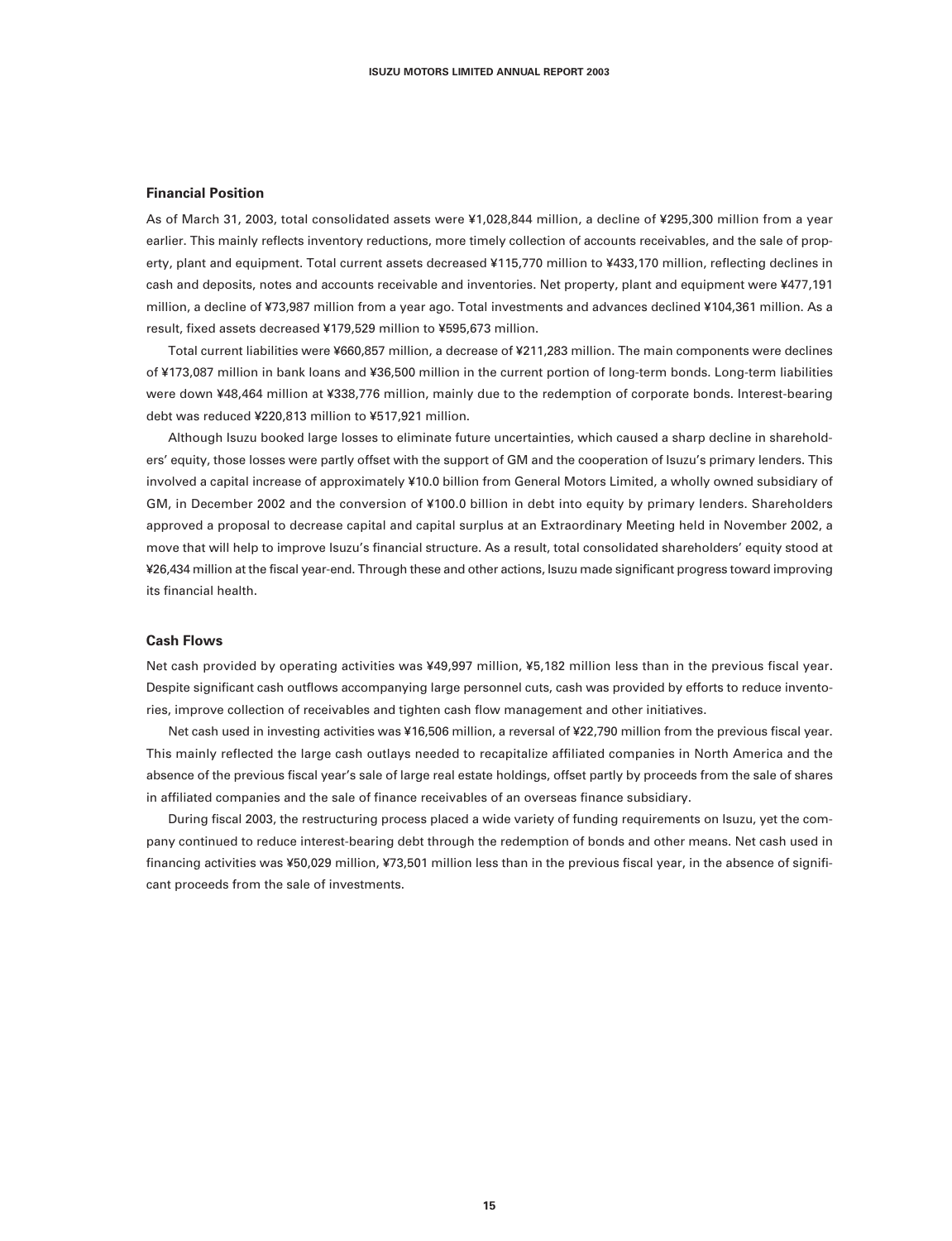## Financial Position

As of March 31, 2003, total consolidated assets were ¥1,028,844 million, a decline of ¥295,300 million from a year earlier. This mainly reflects inventory reductions, more timely collection of accounts receivables, and the sale of property, plant and equipment. Total current assets decreased ¥115,770 million to ¥433,170 million, reflecting declines in cash and deposits, notes and accounts receivable and inventories. Net property, plant and equipment were ¥477,191 million, a decline of ¥73,987 million from a year ago. Total investments and advances declined ¥104,361 million. As a result, fixed assets decreased ¥179,529 million to ¥595,673 million.

Total current liabilities were ¥660,857 million, a decrease of ¥211,283 million. The main components were declines of ¥173,087 million in bank loans and ¥36,500 million in the current portion of long-term bonds. Long-term liabilities were down ¥48,464 million at ¥338,776 million, mainly due to the redemption of corporate bonds. Interest-bearing debt was reduced ¥220,813 million to ¥517,921 million.

Although Isuzu booked large losses to eliminate future uncertainties, which caused a sharp decline in shareholders' equity, those losses were partly offset with the support of GM and the cooperation of Isuzu's primary lenders. This involved a capital increase of approximately ¥10.0 billion from General Motors Limited, a wholly owned subsidiary of GM, in December 2002 and the conversion of ¥100.0 billion in debt into equity by primary lenders. Shareholders approved a proposal to decrease capital and capital surplus at an Extraordinary Meeting held in November 2002, a move that will help to improve Isuzu's financial structure. As a result, total consolidated shareholders' equity stood at ¥26,434 million at the fiscal year-end. Through these and other actions, Isuzu made significant progress toward improving its financial health.

## Cash Flows

Net cash provided by operating activities was ¥49,997 million, ¥5,182 million less than in the previous fiscal year. Despite significant cash outflows accompanying large personnel cuts, cash was provided by efforts to reduce inventories, improve collection of receivables and tighten cash flow management and other initiatives.

Net cash used in investing activities was ¥16,506 million, a reversal of ¥22,790 million from the previous fiscal year. This mainly reflected the large cash outlays needed to recapitalize affiliated companies in North America and the absence of the previous fiscal year's sale of large real estate holdings, offset partly by proceeds from the sale of shares in affiliated companies and the sale of finance receivables of an overseas finance subsidiary.

During fiscal 2003, the restructuring process placed a wide variety of funding requirements on Isuzu, yet the company continued to reduce interest-bearing debt through the redemption of bonds and other means. Net cash used in financing activities was ¥50,029 million, ¥73,501 million less than in the previous fiscal year, in the absence of significant proceeds from the sale of investments.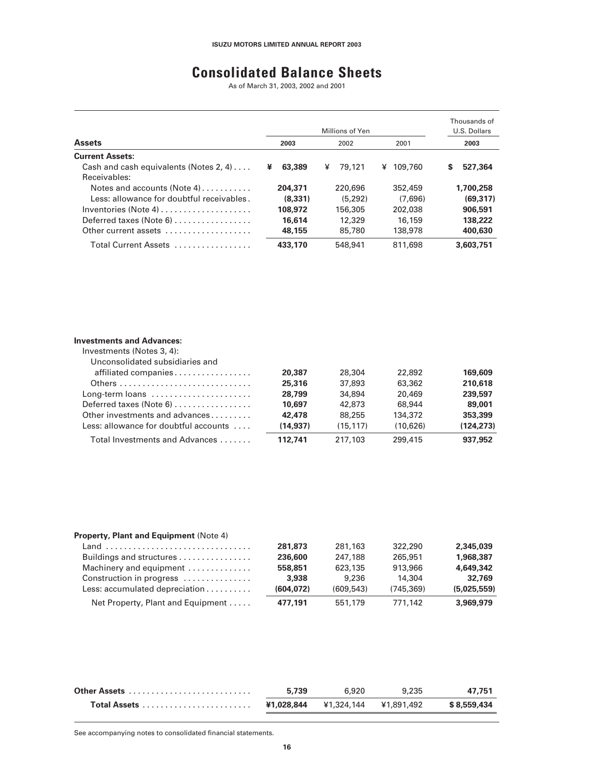# Consolidated Balance Sheets

As of March 31, 2003, 2002 and 2001

| Assets | Millions of Yen | | | Thousands of U.S. Dollars |
|---|---|---|---|---|
| | 2003 | 2002 | 2001 | 2003 |
| **Current Assets:** | | | | |
| Cash and cash equivalents (Notes 2, 4) | ¥ 63,389 | ¥ 79,121 | ¥ 109,760 | $ 527,364 |
| Receivables: | | | | |
| Notes and accounts (Note 4) | 204,371 | 220,696 | 352,459 | 1,700,258 |
| Less: allowance for doubtful receivables | (8,331) | (5,292) | (7,696) | (69,317) |
| Inventories (Note 4) | 108,972 | 156,305 | 202,038 | 906,591 |
| Deferred taxes (Note 6) | 16,614 | 12,329 | 16,159 | 138,222 |
| Other current assets | 48,155 | 85,780 | 138,978 | 400,630 |
| Total Current Assets | 433,170 | 548,941 | 811,698 | 3,603,751 |
| **Investments and Advances:** | | | | |
| Investments (Notes 3, 4): | | | | |
| Unconsolidated subsidiaries and affiliated companies | 20,387 | 28,304 | 22,892 | 169,609 |
| Others | 25,316 | 37,893 | 63,362 | 210,618 |
| Long-term loans | 28,799 | 34,894 | 20,469 | 239,597 |
| Deferred taxes (Note 6) | 10,697 | 42,873 | 68,944 | 89,001 |
| Other investments and advances | 42,478 | 88,255 | 134,372 | 353,399 |
| Less: allowance for doubtful accounts | (14,937) | (15,117) | (10,626) | (124,273) |
| Total Investments and Advances | 112,741 | 217,103 | 299,415 | 937,952 |
| **Property, Plant and Equipment** (Note 4) | | | | |
| Land | 281,873 | 281,163 | 322,290 | 2,345,039 |
| Buildings and structures | 236,600 | 247,188 | 265,951 | 1,968,387 |
| Machinery and equipment | 558,851 | 623,135 | 913,966 | 4,649,342 |
| Construction in progress | 3,938 | 9,236 | 14,304 | 32,769 |
| Less: accumulated depreciation | (604,072) | (609,543) | (745,369) | (5,025,559) |
| Net Property, Plant and Equipment | 477,191 | 551,179 | 771,142 | 3,969,979 |
| **Other Assets** | 5,739 | 6,920 | 9,235 | 47,751 |
| **Total Assets** | ¥1,028,844 | ¥1,324,144 | ¥1,891,492 | $ 8,559,434 |

See accompanying notes to consolidated financial statements.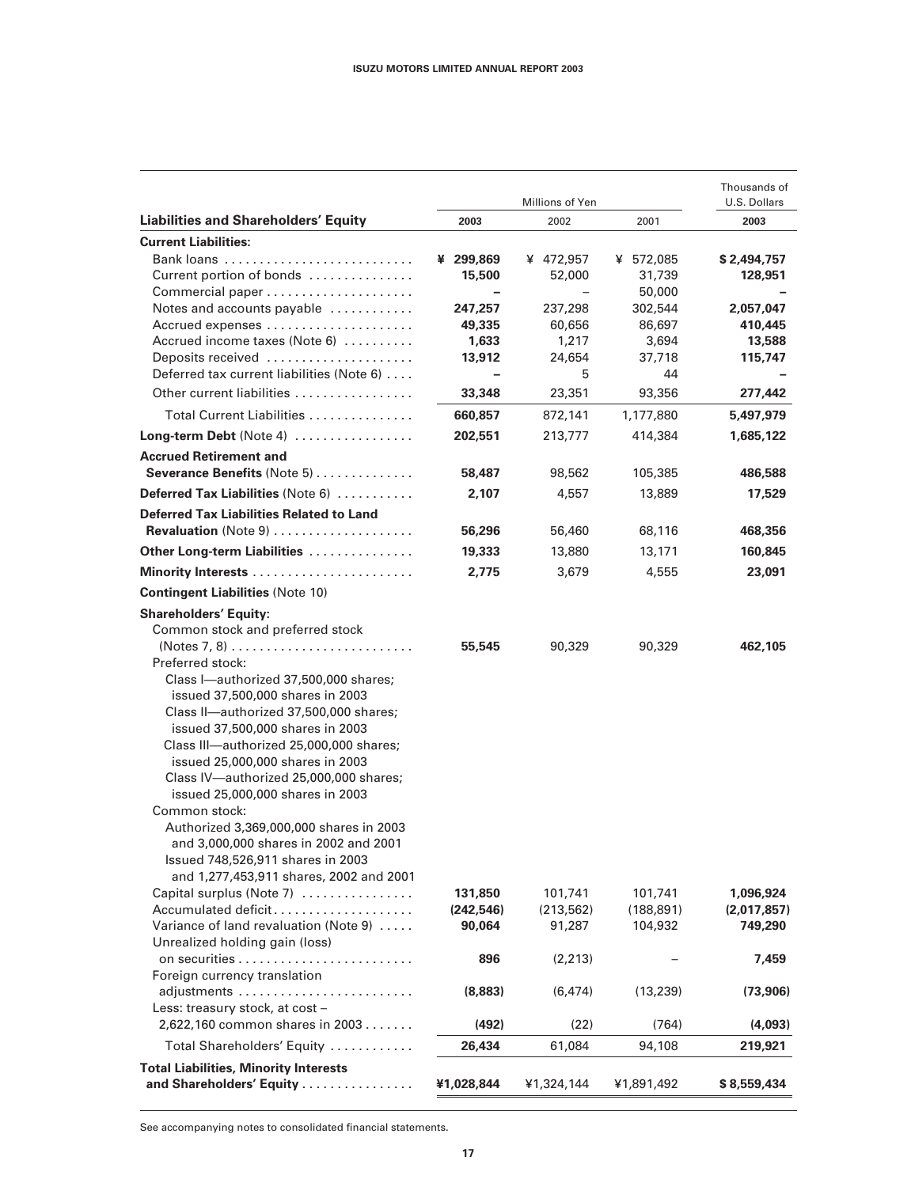| Liabilities and Shareholders' Equity | Millions of Yen 2003 | 2002 | 2001 | Thousands of U.S. Dollars 2003 |
|---|---|---|---|---|
| **Current Liabilities:** | | | | |
| Bank loans | **¥ 299,869** | ¥ 472,957 | ¥ 572,085 | **$ 2,494,757** |
| Current portion of bonds | **15,500** | 52,000 | 31,739 | **128,951** |
| Commercial paper | **–** | – | 50,000 | **–** |
| Notes and accounts payable | **247,257** | 237,298 | 302,544 | **2,057,047** |
| Accrued expenses | **49,335** | 60,656 | 86,697 | **410,445** |
| Accrued income taxes (Note 6) | **1,633** | 1,217 | 3,694 | **13,588** |
| Deposits received | **13,912** | 24,654 | 37,718 | **115,747** |
| Deferred tax current liabilities (Note 6) | **–** | 5 | 44 | **–** |
| Other current liabilities | **33,348** | 23,351 | 93,356 | **277,442** |
| Total Current Liabilities | **660,857** | 872,141 | 1,177,880 | **5,497,979** |
| **Long-term Debt** (Note 4) | **202,551** | 213,777 | 414,384 | **1,685,122** |
| **Accrued Retirement and Severance Benefits** (Note 5) | **58,487** | 98,562 | 105,385 | **486,588** |
| **Deferred Tax Liabilities** (Note 6) | **2,107** | 4,557 | 13,889 | **17,529** |
| **Deferred Tax Liabilities Related to Land Revaluation** (Note 9) | **56,296** | 56,460 | 68,116 | **468,356** |
| **Other Long-term Liabilities** | **19,333** | 13,880 | 13,171 | **160,845** |
| **Minority Interests** | **2,775** | 3,679 | 4,555 | **23,091** |
| **Contingent Liabilities** (Note 10) | | | | |
| **Shareholders' Equity:** | | | | |
| Common stock and preferred stock (Notes 7, 8) | **55,545** | 90,329 | 90,329 | **462,105** |
| Preferred stock: | | | | |
| Class I—authorized 37,500,000 shares; issued 37,500,000 shares in 2003 | | | | |
| Class II—authorized 37,500,000 shares; issued 37,500,000 shares in 2003 | | | | |
| Class III—authorized 25,000,000 shares; issued 25,000,000 shares in 2003 | | | | |
| Class IV—authorized 25,000,000 shares; issued 25,000,000 shares in 2003 | | | | |
| Common stock: | | | | |
| Authorized 3,369,000,000 shares in 2003 and 3,000,000 shares in 2002 and 2001 | | | | |
| Issued 748,526,911 shares in 2003 and 1,277,453,911 shares, 2002 and 2001 | | | | |
| Capital surplus (Note 7) | **131,850** | 101,741 | 101,741 | **1,096,924** |
| Accumulated deficit | **(242,546)** | (213,562) | (188,891) | **(2,017,857)** |
| Variance of land revaluation (Note 9) | **90,064** | 91,287 | 104,932 | **749,290** |
| Unrealized holding gain (loss) on securities | **896** | (2,213) | – | **7,459** |
| Foreign currency translation adjustments | **(8,883)** | (6,474) | (13,239) | **(73,906)** |
| Less: treasury stock, at cost – 2,622,160 common shares in 2003 | **(492)** | (22) | (764) | **(4,093)** |
| Total Shareholders' Equity | **26,434** | 61,084 | 94,108 | **219,921** |
| **Total Liabilities, Minority Interests and Shareholders' Equity** | **¥1,028,844** | ¥1,324,144 | ¥1,891,492 | **$ 8,559,434** |

See accompanying notes to consolidated financial statements.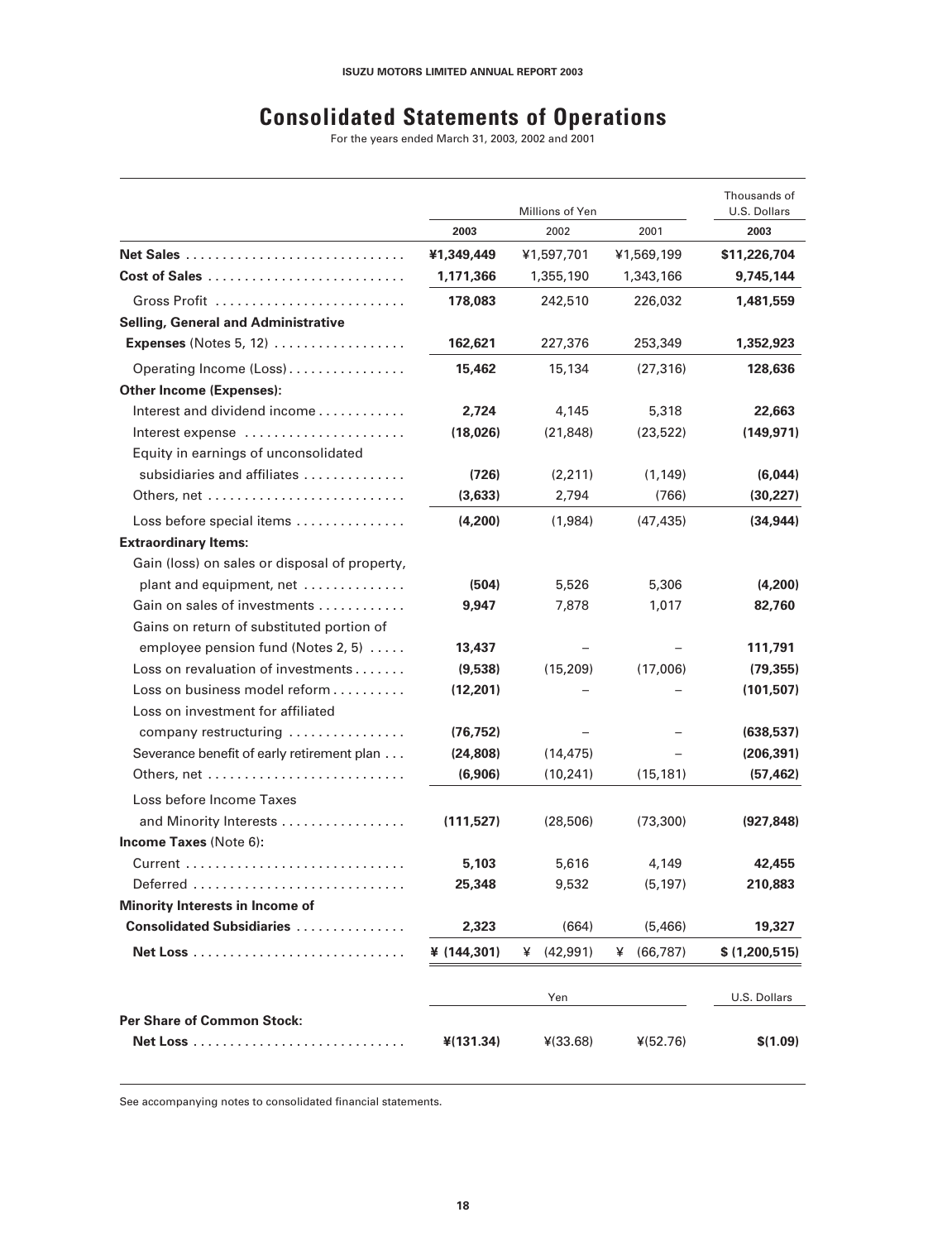# Consolidated Statements of Operations

For the years ended March 31, 2003, 2002 and 2001

| | Millions of Yen | | | Thousands of U.S. Dollars |
|---|---|---|---|---|
| | 2003 | 2002 | 2001 | 2003 |
| **Net Sales** | **¥1,349,449** | ¥1,597,701 | ¥1,569,199 | **$11,226,704** |
| **Cost of Sales** | **1,171,366** | 1,355,190 | 1,343,166 | **9,745,144** |
| Gross Profit | **178,083** | 242,510 | 226,032 | **1,481,559** |
| **Selling, General and Administrative Expenses** (Notes 5, 12) | **162,621** | 227,376 | 253,349 | **1,352,923** |
| Operating Income (Loss) | **15,462** | 15,134 | (27,316) | **128,636** |
| **Other Income (Expenses):** | | | | |
| Interest and dividend income | **2,724** | 4,145 | 5,318 | **22,663** |
| Interest expense | **(18,026)** | (21,848) | (23,522) | **(149,971)** |
| Equity in earnings of unconsolidated subsidiaries and affiliates | **(726)** | (2,211) | (1,149) | **(6,044)** |
| Others, net | **(3,633)** | 2,794 | (766) | **(30,227)** |
| Loss before special items | **(4,200)** | (1,984) | (47,435) | **(34,944)** |
| **Extraordinary Items:** | | | | |
| Gain (loss) on sales or disposal of property, plant and equipment, net | **(504)** | 5,526 | 5,306 | **(4,200)** |
| Gain on sales of investments | **9,947** | 7,878 | 1,017 | **82,760** |
| Gains on return of substituted portion of employee pension fund (Notes 2, 5) | **13,437** | – | – | **111,791** |
| Loss on revaluation of investments | **(9,538)** | (15,209) | (17,006) | **(79,355)** |
| Loss on business model reform | **(12,201)** | – | – | **(101,507)** |
| Loss on investment for affiliated company restructuring | **(76,752)** | – | – | **(638,537)** |
| Severance benefit of early retirement plan | **(24,808)** | (14,475) | – | **(206,391)** |
| Others, net | **(6,906)** | (10,241) | (15,181) | **(57,462)** |
| Loss before Income Taxes and Minority Interests | **(111,527)** | (28,506) | (73,300) | **(927,848)** |
| **Income Taxes** (Note 6): | | | | |
| Current | **5,103** | 5,616 | 4,149 | **42,455** |
| Deferred | **25,348** | 9,532 | (5,197) | **210,883** |
| **Minority Interests in Income of Consolidated Subsidiaries** | **2,323** | (664) | (5,466) | **19,327** |
| **Net Loss** | **¥ (144,301)** | ¥ (42,991) | ¥ (66,787) | **$ (1,200,515)** |

| | Yen | | | U.S. Dollars |
|---|---|---|---|---|
| **Per Share of Common Stock:** | | | | |
| **Net Loss** | **¥(131.34)** | ¥(33.68) | ¥(52.76) | **$(1.09)** |

See accompanying notes to consolidated financial statements.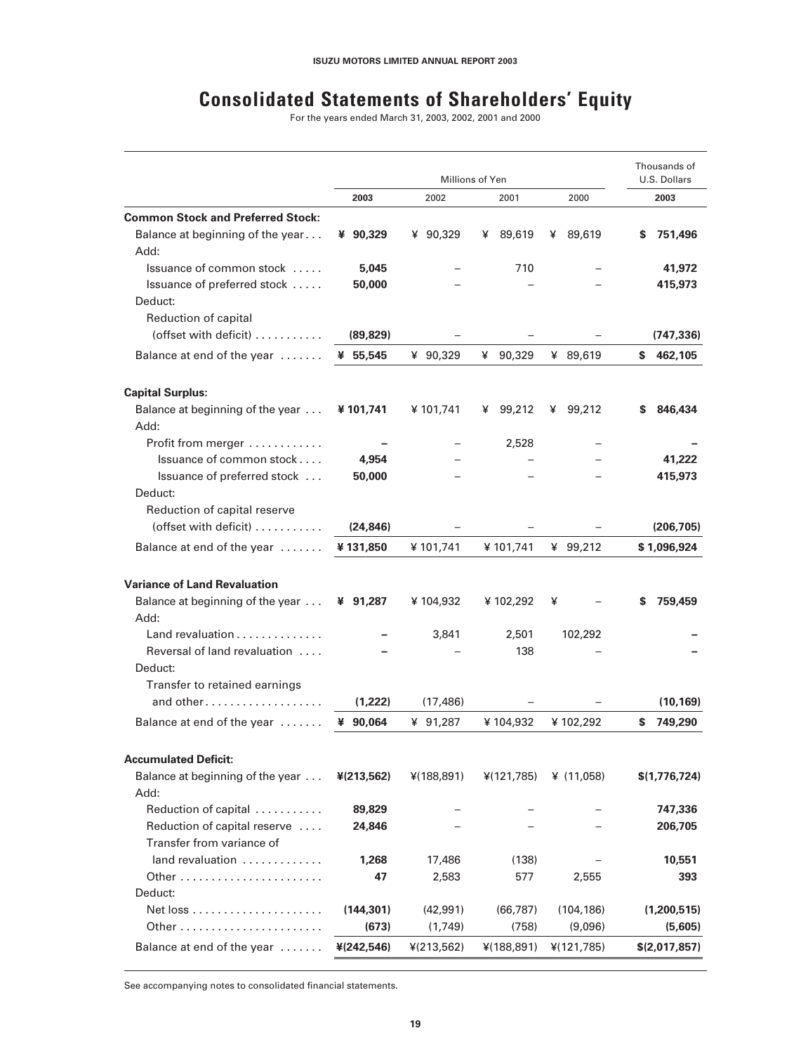# Consolidated Statements of Shareholders' Equity

For the years ended March 31, 2003, 2002, 2001 and 2000

| | Millions of Yen | | | | Thousands of U.S. Dollars |
|---|---|---|---|---|---|
| | **2003** | 2002 | 2001 | 2000 | **2003** |
| **Common Stock and Preferred Stock:** | | | | | |
| Balance at beginning of the year | **¥ 90,329** | ¥ 90,329 | ¥ 89,619 | ¥ 89,619 | **$ 751,496** |
| Add: | | | | | |
| Issuance of common stock | **5,045** | – | 710 | – | **41,972** |
| Issuance of preferred stock | **50,000** | – | – | – | **415,973** |
| Deduct: | | | | | |
| Reduction of capital (offset with deficit) | **(89,829)** | – | – | – | **(747,336)** |
| Balance at end of the year | **¥ 55,545** | ¥ 90,329 | ¥ 90,329 | ¥ 89,619 | **$ 462,105** |
| **Capital Surplus:** | | | | | |
| Balance at beginning of the year | **¥ 101,741** | ¥ 101,741 | ¥ 99,212 | ¥ 99,212 | **$ 846,434** |
| Add: | | | | | |
| Profit from merger | **–** | – | 2,528 | – | **–** |
| Issuance of common stock | **4,954** | – | – | – | **41,222** |
| Issuance of preferred stock | **50,000** | – | – | – | **415,973** |
| Deduct: | | | | | |
| Reduction of capital reserve (offset with deficit) | **(24,846)** | – | – | – | **(206,705)** |
| Balance at end of the year | **¥ 131,850** | ¥ 101,741 | ¥ 101,741 | ¥ 99,212 | **$ 1,096,924** |
| **Variance of Land Revaluation** | | | | | |
| Balance at beginning of the year | **¥ 91,287** | ¥ 104,932 | ¥ 102,292 | ¥ – | **$ 759,459** |
| Add: | | | | | |
| Land revaluation | **–** | 3,841 | 2,501 | 102,292 | **–** |
| Reversal of land revaluation | **–** | – | 138 | – | **–** |
| Deduct: | | | | | |
| Transfer to retained earnings and other | **(1,222)** | (17,486) | – | – | **(10,169)** |
| Balance at end of the year | **¥ 90,064** | ¥ 91,287 | ¥ 104,932 | ¥ 102,292 | **$ 749,290** |
| **Accumulated Deficit:** | | | | | |
| Balance at beginning of the year | **¥(213,562)** | ¥(188,891) | ¥(121,785) | ¥ (11,058) | **$(1,776,724)** |
| Add: | | | | | |
| Reduction of capital | **89,829** | – | – | – | **747,336** |
| Reduction of capital reserve | **24,846** | – | – | – | **206,705** |
| Transfer from variance of land revaluation | **1,268** | 17,486 | (138) | – | **10,551** |
| Other | **47** | 2,583 | 577 | 2,555 | **393** |
| Deduct: | | | | | |
| Net loss | **(144,301)** | (42,991) | (66,787) | (104,186) | **(1,200,515)** |
| Other | **(673)** | (1,749) | (758) | (9,096) | **(5,605)** |
| Balance at end of the year | **¥(242,546)** | ¥(213,562) | ¥(188,891) | ¥(121,785) | **$(2,017,857)** |

See accompanying notes to consolidated financial statements.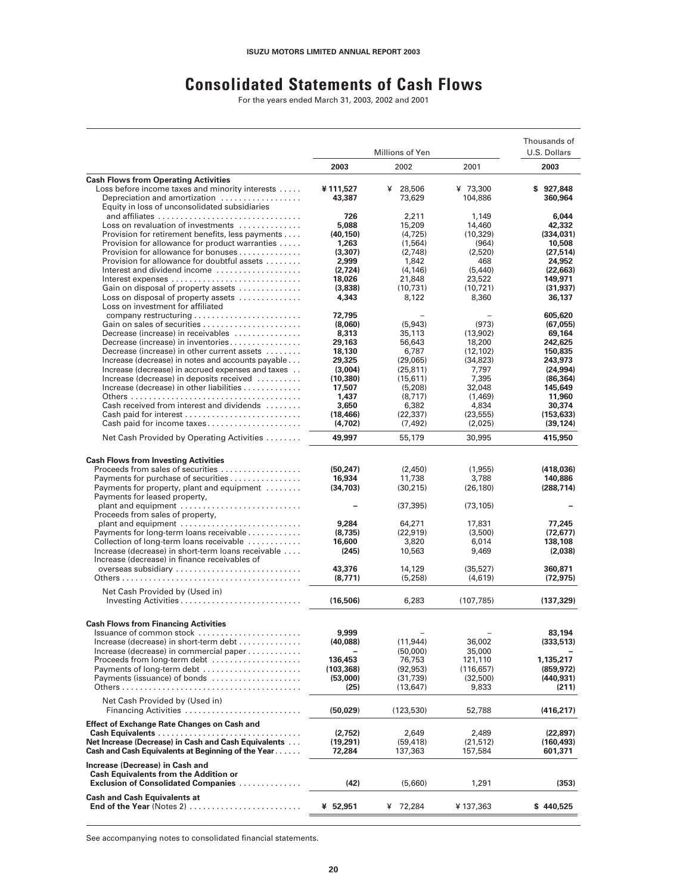# Consolidated Statements of Cash Flows

For the years ended March 31, 2003, 2002 and 2001

| | Millions of Yen | | | Thousands of U.S. Dollars |
|---|---|---|---|---|
| | **2003** | 2002 | 2001 | **2003** |
| **Cash Flows from Operating Activities** | | | | |
| Loss before income taxes and minority interests | **¥ 111,527** | ¥ 28,506 | ¥ 73,300 | **$ 927,848** |
| Depreciation and amortization | **43,387** | 73,629 | 104,886 | **360,964** |
| Equity in loss of unconsolidated subsidiaries and affiliates | **726** | 2,211 | 1,149 | **6,044** |
| Loss on revaluation of investments | **5,088** | 15,209 | 14,460 | **42,332** |
| Provision for retirement benefits, less payments | **(40,150)** | (4,725) | (10,329) | **(334,031)** |
| Provision for allowance for product warranties | **1,263** | (1,564) | (964) | **10,508** |
| Provision for allowance for bonuses | **(3,307)** | (2,748) | (2,520) | **(27,514)** |
| Provision for allowance for doubtful assets | **2,999** | 1,842 | 468 | **24,952** |
| Interest and dividend income | **(2,724)** | (4,146) | (5,440) | **(22,663)** |
| Interest expenses | **18,026** | 21,848 | 23,522 | **149,971** |
| Gain on disposal of property assets | **(3,838)** | (10,731) | (10,721) | **(31,937)** |
| Loss on disposal of property assets | **4,343** | 8,122 | 8,360 | **36,137** |
| Loss on investment for affiliated company restructuring | **72,795** | – | – | **605,620** |
| Gain on sales of securities | **(8,060)** | (5,943) | (973) | **(67,055)** |
| Decrease (increase) in receivables | **8,313** | 35,113 | (13,902) | **69,164** |
| Decrease (increase) in inventories | **29,163** | 56,643 | 18,200 | **242,625** |
| Decrease (increase) in other current assets | **18,130** | 6,787 | (12,102) | **150,835** |
| Increase (decrease) in notes and accounts payable | **29,325** | (29,065) | (34,823) | **243,973** |
| Increase (decrease) in accrued expenses and taxes | **(3,004)** | (25,811) | 7,797 | **(24,994)** |
| Increase (decrease) in deposits received | **(10,380)** | (15,611) | 7,395 | **(86,364)** |
| Increase (decrease) in other liabilities | **17,507** | (5,208) | 32,048 | **145,649** |
| Others | **1,437** | (8,717) | (1,469) | **11,960** |
| Cash received from interest and dividends | **3,650** | 6,382 | 4,834 | **30,374** |
| Cash paid for interest | **(18,466)** | (22,337) | (23,555) | **(153,633)** |
| Cash paid for income taxes | **(4,702)** | (7,492) | (2,025) | **(39,124)** |
| Net Cash Provided by Operating Activities | **49,997** | 55,179 | 30,995 | **415,950** |
| **Cash Flows from Investing Activities** | | | | |
| Proceeds from sales of securities | **(50,247)** | (2,450) | (1,955) | **(418,036)** |
| Payments for purchase of securities | **16,934** | 11,738 | 3,788 | **140,886** |
| Payments for property, plant and equipment | **(34,703)** | (30,215) | (26,180) | **(288,714)** |
| Payments for leased property, plant and equipment | **–** | (37,395) | (73,105) | **–** |
| Proceeds from sales of property, plant and equipment | **9,284** | 64,271 | 17,831 | **77,245** |
| Payments for long-term loans receivable | **(8,735)** | (22,919) | (3,500) | **(72,677)** |
| Collection of long-term loans receivable | **16,600** | 3,820 | 6,014 | **138,108** |
| Increase (decrease) in short-term loans receivable | **(245)** | 10,563 | 9,469 | **(2,038)** |
| Increase (decrease) in finance receivables of overseas subsidiary | **43,376** | 14,129 | (35,527) | **360,871** |
| Others | **(8,771)** | (5,258) | (4,619) | **(72,975)** |
| Net Cash Provided by (Used in) Investing Activities | **(16,506)** | 6,283 | (107,785) | **(137,329)** |
| **Cash Flows from Financing Activities** | | | | |
| Issuance of common stock | **9,999** | – | – | **83,194** |
| Increase (decrease) in short-term debt | **(40,088)** | (11,944) | 36,002 | **(333,513)** |
| Increase (decrease) in commercial paper | **–** | (50,000) | 35,000 | **–** |
| Proceeds from long-term debt | **136,453** | 76,753 | 121,110 | **1,135,217** |
| Payments of long-term debt | **(103,368)** | (92,953) | (116,657) | **(859,972)** |
| Payments (issuance) of bonds | **(53,000)** | (31,739) | (32,500) | **(440,931)** |
| Others | **(25)** | (13,647) | 9,833 | **(211)** |
| Net Cash Provided by (Used in) Financing Activities | **(50,029)** | (123,530) | 52,788 | **(416,217)** |
| **Effect of Exchange Rate Changes on Cash and Cash Equivalents** | **(2,752)** | 2,649 | 2,489 | **(22,897)** |
| **Net Increase (Decrease) in Cash and Cash Equivalents** | **(19,291)** | (59,418) | (21,512) | **(160,493)** |
| **Cash and Cash Equivalents at Beginning of the Year** | **72,284** | 137,363 | 157,584 | **601,371** |
| **Increase (Decrease) in Cash and Cash Equivalents from the Addition or Exclusion of Consolidated Companies** | **(42)** | (5,660) | 1,291 | **(353)** |
| **Cash and Cash Equivalents at End of the Year** (Notes 2) | **¥ 52,951** | ¥ 72,284 | ¥ 137,363 | **$ 440,525** |

See accompanying notes to consolidated financial statements.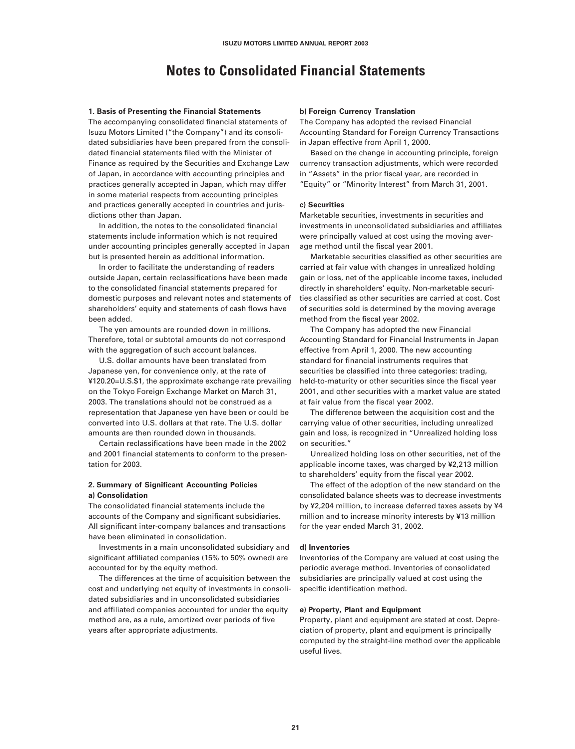# Notes to Consolidated Financial Statements

### 1. Basis of Presenting the Financial Statements

The accompanying consolidated financial statements of Isuzu Motors Limited ("the Company") and its consolidated subsidiaries have been prepared from the consolidated financial statements filed with the Minister of Finance as required by the Securities and Exchange Law of Japan, in accordance with accounting principles and practices generally accepted in Japan, which may differ in some material respects from accounting principles and practices generally accepted in countries and jurisdictions other than Japan.

In addition, the notes to the consolidated financial statements include information which is not required under accounting principles generally accepted in Japan but is presented herein as additional information.

In order to facilitate the understanding of readers outside Japan, certain reclassifications have been made to the consolidated financial statements prepared for domestic purposes and relevant notes and statements of shareholders' equity and statements of cash flows have been added.

The yen amounts are rounded down in millions. Therefore, total or subtotal amounts do not correspond with the aggregation of such account balances.

U.S. dollar amounts have been translated from Japanese yen, for convenience only, at the rate of ¥120.20=U.S.$1, the approximate exchange rate prevailing on the Tokyo Foreign Exchange Market on March 31, 2003. The translations should not be construed as a representation that Japanese yen have been or could be converted into U.S. dollars at that rate. The U.S. dollar amounts are then rounded down in thousands.

Certain reclassifications have been made in the 2002 and 2001 financial statements to conform to the presentation for 2003.

### 2. Summary of Significant Accounting Policies

#### a) Consolidation

The consolidated financial statements include the accounts of the Company and significant subsidiaries. All significant inter-company balances and transactions have been eliminated in consolidation.

Investments in a main unconsolidated subsidiary and significant affiliated companies (15% to 50% owned) are accounted for by the equity method.

The differences at the time of acquisition between the cost and underlying net equity of investments in consolidated subsidiaries and in unconsolidated subsidiaries and affiliated companies accounted for under the equity method are, as a rule, amortized over periods of five years after appropriate adjustments.

#### b) Foreign Currency Translation

The Company has adopted the revised Financial Accounting Standard for Foreign Currency Transactions in Japan effective from April 1, 2000.

Based on the change in accounting principle, foreign currency transaction adjustments, which were recorded in "Assets" in the prior fiscal year, are recorded in "Equity" or "Minority Interest" from March 31, 2001.

#### c) Securities

Marketable securities, investments in securities and investments in unconsolidated subsidiaries and affiliates were principally valued at cost using the moving average method until the fiscal year 2001.

Marketable securities classified as other securities are carried at fair value with changes in unrealized holding gain or loss, net of the applicable income taxes, included directly in shareholders' equity. Non-marketable securities classified as other securities are carried at cost. Cost of securities sold is determined by the moving average method from the fiscal year 2002.

The Company has adopted the new Financial Accounting Standard for Financial Instruments in Japan effective from April 1, 2000. The new accounting standard for financial instruments requires that securities be classified into three categories: trading, held-to-maturity or other securities since the fiscal year 2001, and other securities with a market value are stated at fair value from the fiscal year 2002.

The difference between the acquisition cost and the carrying value of other securities, including unrealized gain and loss, is recognized in "Unrealized holding loss on securities."

Unrealized holding loss on other securities, net of the applicable income taxes, was charged by ¥2,213 million to shareholders' equity from the fiscal year 2002.

The effect of the adoption of the new standard on the consolidated balance sheets was to decrease investments by ¥2,204 million, to increase deferred taxes assets by ¥4 million and to increase minority interests by ¥13 million for the year ended March 31, 2002.

#### d) Inventories

Inventories of the Company are valued at cost using the periodic average method. Inventories of consolidated subsidiaries are principally valued at cost using the specific identification method.

#### e) Property, Plant and Equipment

Property, plant and equipment are stated at cost. Depreciation of property, plant and equipment is principally computed by the straight-line method over the applicable useful lives.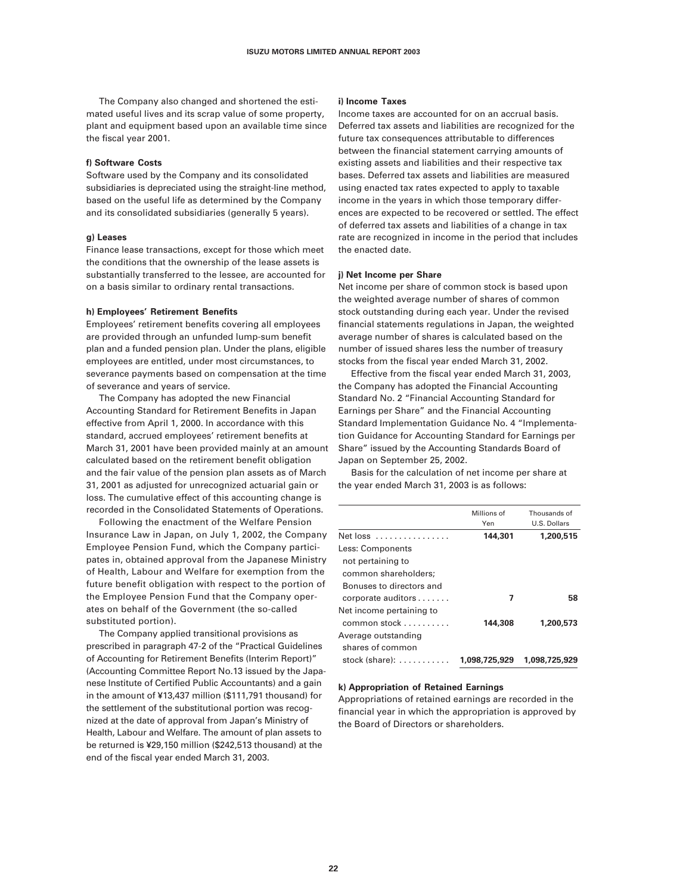The Company also changed and shortened the estimated useful lives and its scrap value of some property, plant and equipment based upon an available time since the fiscal year 2001.

#### f) Software Costs

Software used by the Company and its consolidated subsidiaries is depreciated using the straight-line method, based on the useful life as determined by the Company and its consolidated subsidiaries (generally 5 years).

#### g) Leases

Finance lease transactions, except for those which meet the conditions that the ownership of the lease assets is substantially transferred to the lessee, are accounted for on a basis similar to ordinary rental transactions.

#### h) Employees' Retirement Benefits

Employees' retirement benefits covering all employees are provided through an unfunded lump-sum benefit plan and a funded pension plan. Under the plans, eligible employees are entitled, under most circumstances, to severance payments based on compensation at the time of severance and years of service.

The Company has adopted the new Financial Accounting Standard for Retirement Benefits in Japan effective from April 1, 2000. In accordance with this standard, accrued employees' retirement benefits at March 31, 2001 have been provided mainly at an amount calculated based on the retirement benefit obligation and the fair value of the pension plan assets as of March 31, 2001 as adjusted for unrecognized actuarial gain or loss. The cumulative effect of this accounting change is recorded in the Consolidated Statements of Operations.

Following the enactment of the Welfare Pension Insurance Law in Japan, on July 1, 2002, the Company Employee Pension Fund, which the Company participates in, obtained approval from the Japanese Ministry of Health, Labour and Welfare for exemption from the future benefit obligation with respect to the portion of the Employee Pension Fund that the Company operates on behalf of the Government (the so-called substituted portion).

The Company applied transitional provisions as prescribed in paragraph 47-2 of the "Practical Guidelines of Accounting for Retirement Benefits (Interim Report)" (Accounting Committee Report No.13 issued by the Japanese Institute of Certified Public Accountants) and a gain in the amount of ¥13,437 million ($111,791 thousand) for the settlement of the substitutional portion was recognized at the date of approval from Japan's Ministry of Health, Labour and Welfare. The amount of plan assets to be returned is ¥29,150 million ($242,513 thousand) at the end of the fiscal year ended March 31, 2003.

#### i) Income Taxes

Income taxes are accounted for on an accrual basis. Deferred tax assets and liabilities are recognized for the future tax consequences attributable to differences between the financial statement carrying amounts of existing assets and liabilities and their respective tax bases. Deferred tax assets and liabilities are measured using enacted tax rates expected to apply to taxable income in the years in which those temporary differences are expected to be recovered or settled. The effect of deferred tax assets and liabilities of a change in tax rate are recognized in income in the period that includes the enacted date.

#### j) Net Income per Share

Net income per share of common stock is based upon the weighted average number of shares of common stock outstanding during each year. Under the revised financial statements regulations in Japan, the weighted average number of shares is calculated based on the number of issued shares less the number of treasury stocks from the fiscal year ended March 31, 2002.

Effective from the fiscal year ended March 31, 2003, the Company has adopted the Financial Accounting Standard No. 2 "Financial Accounting Standard for Earnings per Share" and the Financial Accounting Standard Implementation Guidance No. 4 "Implementation Guidance for Accounting Standard for Earnings per Share" issued by the Accounting Standards Board of Japan on September 25, 2002.

Basis for the calculation of net income per share at the year ended March 31, 2003 is as follows:

| | Millions of Yen | Thousands of U.S. Dollars |
|---|---|---|
| Net loss | **144,301** | **1,200,515** |
| Less: Components not pertaining to common shareholders; Bonuses to directors and corporate auditors | **7** | **58** |
| Net income pertaining to common stock | **144,308** | **1,200,573** |
| Average outstanding shares of common stock (share): | **1,098,725,929** | **1,098,725,929** |

#### k) Appropriation of Retained Earnings

Appropriations of retained earnings are recorded in the financial year in which the appropriation is approved by the Board of Directors or shareholders.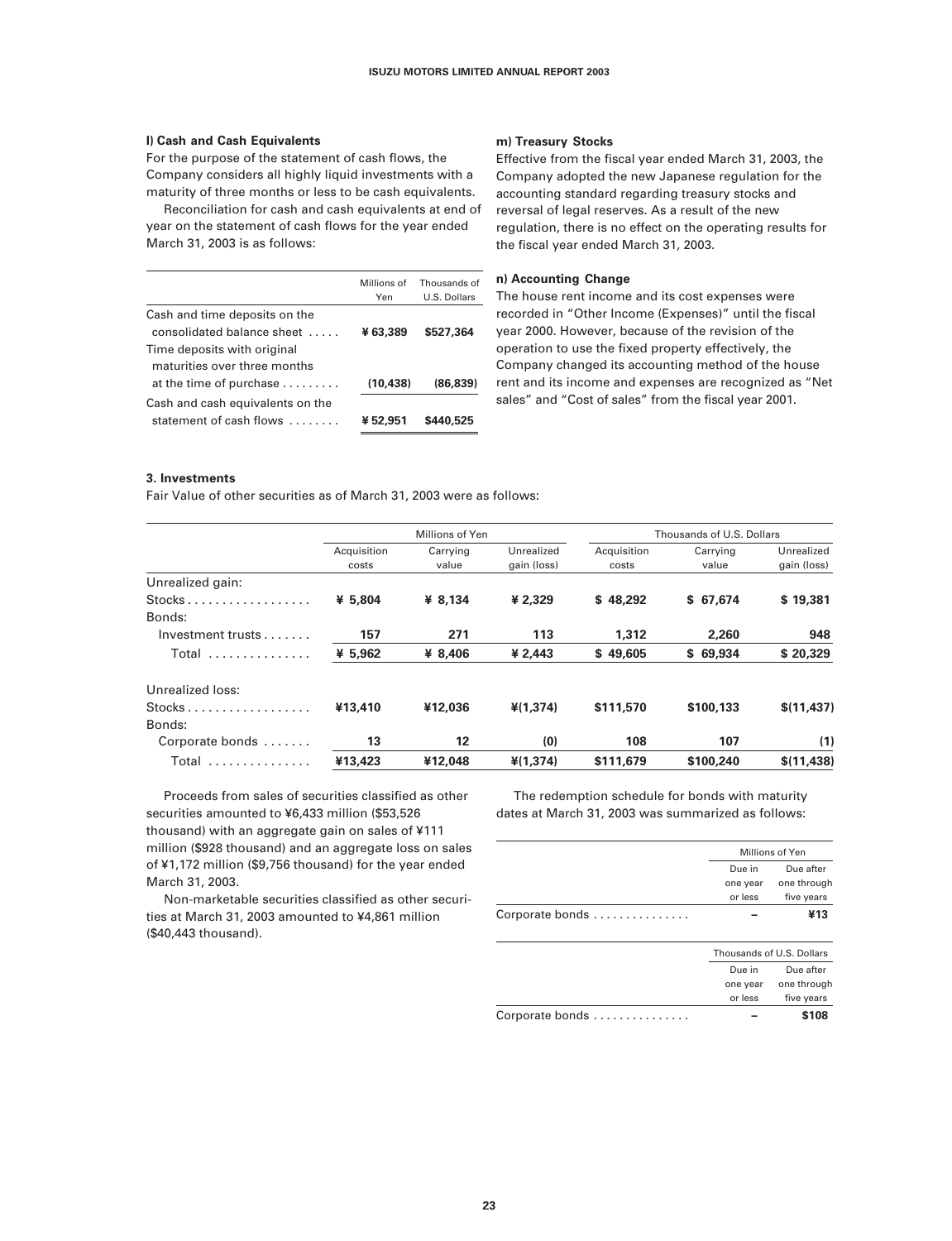### l) Cash and Cash Equivalents

For the purpose of the statement of cash flows, the Company considers all highly liquid investments with a maturity of three months or less to be cash equivalents.

Reconciliation for cash and cash equivalents at end of year on the statement of cash flows for the year ended March 31, 2003 is as follows:

| | Millions of Yen | Thousands of U.S. Dollars |
|---|---|---|
| Cash and time deposits on the consolidated balance sheet | **¥ 63,389** | **$527,364** |
| Time deposits with original maturities over three months at the time of purchase | **(10,438)** | **(86,839)** |
| Cash and cash equivalents on the statement of cash flows | **¥ 52,951** | **$440,525** |

### m) Treasury Stocks

Effective from the fiscal year ended March 31, 2003, the Company adopted the new Japanese regulation for the accounting standard regarding treasury stocks and reversal of legal reserves. As a result of the new regulation, there is no effect on the operating results for the fiscal year ended March 31, 2003.

### n) Accounting Change

The house rent income and its cost expenses were recorded in "Other Income (Expenses)" until the fiscal year 2000. However, because of the revision of the operation to use the fixed property effectively, the Company changed its accounting method of the house rent and its income and expenses are recognized as "Net sales" and "Cost of sales" from the fiscal year 2001.

### 3. Investments

Fair Value of other securities as of March 31, 2003 were as follows:

| | Millions of Yen | | | Thousands of U.S. Dollars | | |
|---|---|---|---|---|---|---|
| | Acquisition costs | Carrying value | Unrealized gain (loss) | Acquisition costs | Carrying value | Unrealized gain (loss) |
| Unrealized gain: | | | | | | |
| Stocks | **¥ 5,804** | **¥ 8,134** | **¥ 2,329** | **$ 48,292** | **$ 67,674** | **$ 19,381** |
| Bonds: | | | | | | |
| Investment trusts | **157** | **271** | **113** | **1,312** | **2,260** | **948** |
| Total | **¥ 5,962** | **¥ 8,406** | **¥ 2,443** | **$ 49,605** | **$ 69,934** | **$ 20,329** |
| Unrealized loss: | | | | | | |
| Stocks | **¥13,410** | **¥12,036** | **¥(1,374)** | **$111,570** | **$100,133** | **$(11,437)** |
| Bonds: | | | | | | |
| Corporate bonds | **13** | **12** | **(0)** | **108** | **107** | **(1)** |
| Total | **¥13,423** | **¥12,048** | **¥(1,374)** | **$111,679** | **$100,240** | **$(11,438)** |

Proceeds from sales of securities classified as other securities amounted to ¥6,433 million ($53,526 thousand) with an aggregate gain on sales of ¥111 million ($928 thousand) and an aggregate loss on sales of ¥1,172 million ($9,756 thousand) for the year ended March 31, 2003.

Non-marketable securities classified as other securities at March 31, 2003 amounted to ¥4,861 million ($40,443 thousand).

The redemption schedule for bonds with maturity dates at March 31, 2003 was summarized as follows:

| | Millions of Yen | |
|---|---|---|
| | Due in one year or less | Due after one through five years |
| Corporate bonds | **–** | **¥13** |

| | Thousands of U.S. Dollars | |
|---|---|---|
| | Due in one year or less | Due after one through five years |
| Corporate bonds | **–** | **$108** |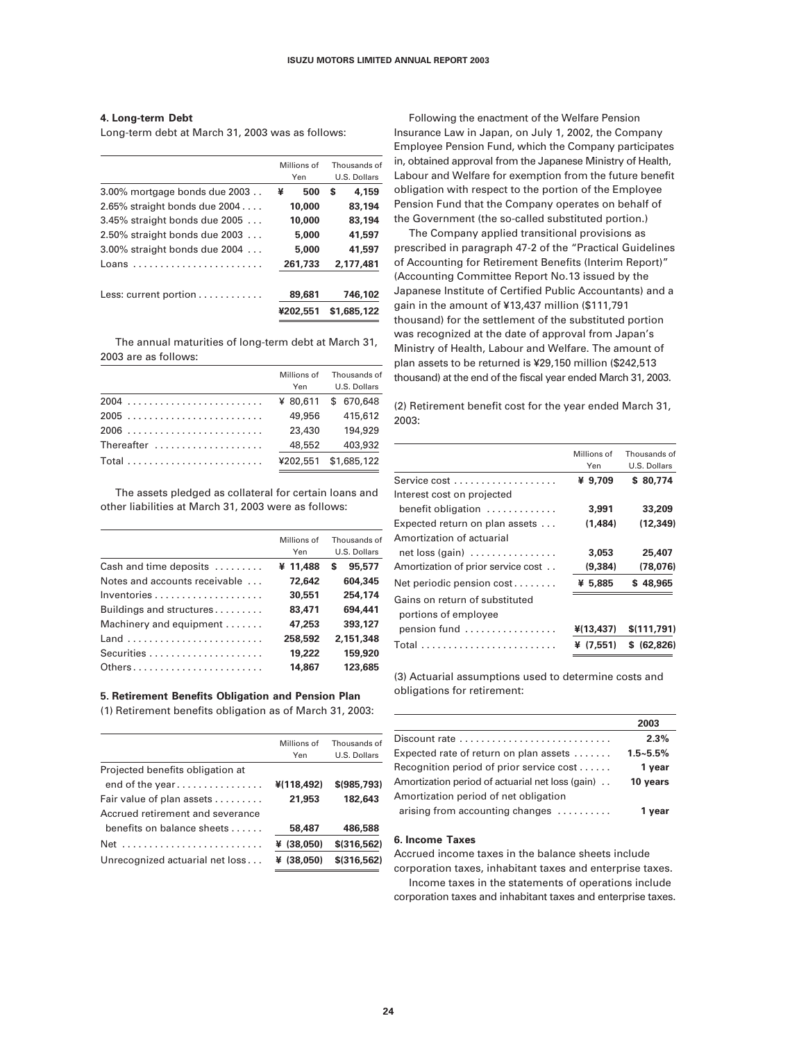### 4. Long-term Debt

Long-term debt at March 31, 2003 was as follows:

| | Millions of Yen | Thousands of U.S. Dollars |
|---|---|---|
| 3.00% mortgage bonds due 2003 | ¥ 500 | $ 4,159 |
| 2.65% straight bonds due 2004 | 10,000 | 83,194 |
| 3.45% straight bonds due 2005 | 10,000 | 83,194 |
| 2.50% straight bonds due 2003 | 5,000 | 41,597 |
| 3.00% straight bonds due 2004 | 5,000 | 41,597 |
| Loans | 261,733 | 2,177,481 |
| Less: current portion | 89,681 | 746,102 |
| | ¥202,551 | $1,685,122 |

The annual maturities of long-term debt at March 31, 2003 are as follows:

| | Millions of Yen | Thousands of U.S. Dollars |
|---|---|---|
| 2004 | ¥ 80,611 | $ 670,648 |
| 2005 | 49,956 | 415,612 |
| 2006 | 23,430 | 194,929 |
| Thereafter | 48,552 | 403,932 |
| Total | ¥202,551 | $1,685,122 |

The assets pledged as collateral for certain loans and other liabilities at March 31, 2003 were as follows:

| | Millions of Yen | Thousands of U.S. Dollars |
|---|---|---|
| Cash and time deposits | ¥ 11,488 | $ 95,577 |
| Notes and accounts receivable | 72,642 | 604,345 |
| Inventories | 30,551 | 254,174 |
| Buildings and structures | 83,471 | 694,441 |
| Machinery and equipment | 47,253 | 393,127 |
| Land | 258,592 | 2,151,348 |
| Securities | 19,222 | 159,920 |
| Others | 14,867 | 123,685 |

### 5. Retirement Benefits Obligation and Pension Plan

(1) Retirement benefits obligation as of March 31, 2003:

| | Millions of Yen | Thousands of U.S. Dollars |
|---|---|---|
| Projected benefits obligation at end of the year | ¥(118,492) | $(985,793) |
| Fair value of plan assets | 21,953 | 182,643 |
| Accrued retirement and severance benefits on balance sheets | 58,487 | 486,588 |
| Net | ¥ (38,050) | $(316,562) |
| Unrecognized actuarial net loss | ¥ (38,050) | $(316,562) |

Following the enactment of the Welfare Pension Insurance Law in Japan, on July 1, 2002, the Company Employee Pension Fund, which the Company participates in, obtained approval from the Japanese Ministry of Health, Labour and Welfare for exemption from the future benefit obligation with respect to the portion of the Employee Pension Fund that the Company operates on behalf of the Government (the so-called substituted portion.)

The Company applied transitional provisions as prescribed in paragraph 47-2 of the "Practical Guidelines of Accounting for Retirement Benefits (Interim Report)" (Accounting Committee Report No.13 issued by the Japanese Institute of Certified Public Accountants) and a gain in the amount of ¥13,437 million ($111,791 thousand) for the settlement of the substituted portion was recognized at the date of approval from Japan's Ministry of Health, Labour and Welfare. The amount of plan assets to be returned is ¥29,150 million ($242,513 thousand) at the end of the fiscal year ended March 31, 2003.

(2) Retirement benefit cost for the year ended March 31, 2003:

| | Millions of Yen | Thousands of U.S. Dollars |
|---|---|---|
| Service cost | ¥ 9,709 | $ 80,774 |
| Interest cost on projected benefit obligation | 3,991 | 33,209 |
| Expected return on plan assets | (1,484) | (12,349) |
| Amortization of actuarial net loss (gain) | 3,053 | 25,407 |
| Amortization of prior service cost | (9,384) | (78,076) |
| Net periodic pension cost | ¥ 5,885 | $ 48,965 |
| Gains on return of substituted portions of employee pension fund | ¥(13,437) | $(111,791) |
| Total | ¥ (7,551) | $ (62,826) |

(3) Actuarial assumptions used to determine costs and obligations for retirement:

| | 2003 |
|---|---|
| Discount rate | 2.3% |
| Expected rate of return on plan assets | 1.5~5.5% |
| Recognition period of prior service cost | 1 year |
| Amortization period of actuarial net loss (gain) | 10 years |
| Amortization period of net obligation arising from accounting changes | 1 year |

### 6. Income Taxes

Accrued income taxes in the balance sheets include corporation taxes, inhabitant taxes and enterprise taxes.

Income taxes in the statements of operations include corporation taxes and inhabitant taxes and enterprise taxes.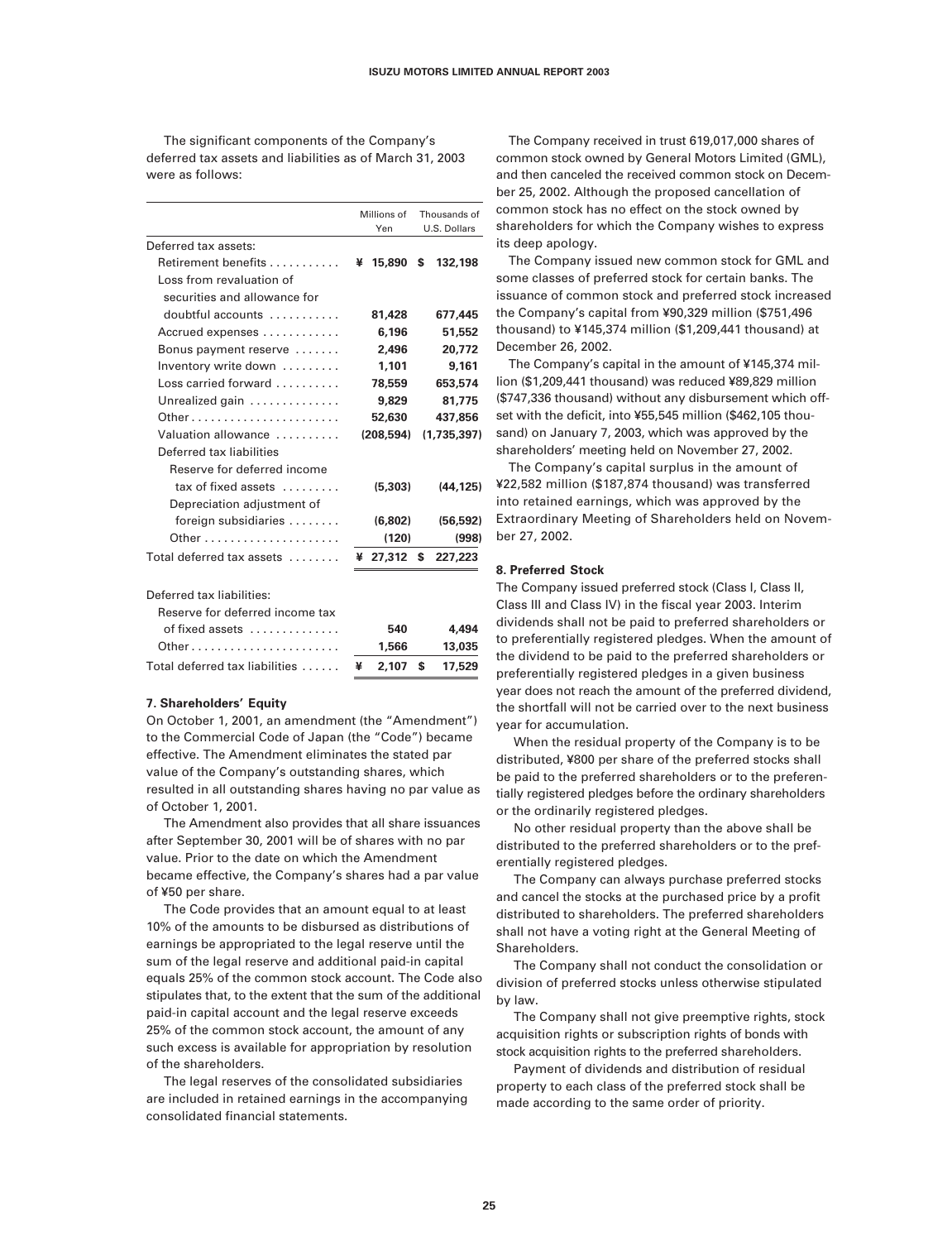The significant components of the Company's deferred tax assets and liabilities as of March 31, 2003 were as follows:

| | Millions of Yen | Thousands of U.S. Dollars |
|---|---|---|
| Deferred tax assets: | | |
| Retirement benefits | ¥ 15,890 | $ 132,198 |
| Loss from revaluation of securities and allowance for doubtful accounts | 81,428 | 677,445 |
| Accrued expenses | 6,196 | 51,552 |
| Bonus payment reserve | 2,496 | 20,772 |
| Inventory write down | 1,101 | 9,161 |
| Loss carried forward | 78,559 | 653,574 |
| Unrealized gain | 9,829 | 81,775 |
| Other | 52,630 | 437,856 |
| Valuation allowance | (208,594) | (1,735,397) |
| Deferred tax liabilities | | |
| Reserve for deferred income tax of fixed assets | (5,303) | (44,125) |
| Depreciation adjustment of foreign subsidiaries | (6,802) | (56,592) |
| Other | (120) | (998) |
| Total deferred tax assets | ¥ 27,312 | $ 227,223 |
| | | |
| Deferred tax liabilities: | | |
| Reserve for deferred income tax of fixed assets | 540 | 4,494 |
| Other | 1,566 | 13,035 |
| Total deferred tax liabilities | ¥ 2,107 | $ 17,529 |

#### 7. Shareholders' Equity

On October 1, 2001, an amendment (the "Amendment") to the Commercial Code of Japan (the "Code") became effective. The Amendment eliminates the stated par value of the Company's outstanding shares, which resulted in all outstanding shares having no par value as of October 1, 2001.

The Amendment also provides that all share issuances after September 30, 2001 will be of shares with no par value. Prior to the date on which the Amendment became effective, the Company's shares had a par value of ¥50 per share.

The Code provides that an amount equal to at least 10% of the amounts to be disbursed as distributions of earnings be appropriated to the legal reserve until the sum of the legal reserve and additional paid-in capital equals 25% of the common stock account. The Code also stipulates that, to the extent that the sum of the additional paid-in capital account and the legal reserve exceeds 25% of the common stock account, the amount of any such excess is available for appropriation by resolution of the shareholders.

The legal reserves of the consolidated subsidiaries are included in retained earnings in the accompanying consolidated financial statements.

The Company received in trust 619,017,000 shares of common stock owned by General Motors Limited (GML), and then canceled the received common stock on December 25, 2002. Although the proposed cancellation of common stock has no effect on the stock owned by shareholders for which the Company wishes to express its deep apology.

The Company issued new common stock for GML and some classes of preferred stock for certain banks. The issuance of common stock and preferred stock increased the Company's capital from ¥90,329 million ($751,496 thousand) to ¥145,374 million ($1,209,441 thousand) at December 26, 2002.

The Company's capital in the amount of ¥145,374 million ($1,209,441 thousand) was reduced ¥89,829 million ($747,336 thousand) without any disbursement which offset with the deficit, into ¥55,545 million ($462,105 thousand) on January 7, 2003, which was approved by the shareholders' meeting held on November 27, 2002.

The Company's capital surplus in the amount of ¥22,582 million ($187,874 thousand) was transferred into retained earnings, which was approved by the Extraordinary Meeting of Shareholders held on November 27, 2002.

#### 8. Preferred Stock

The Company issued preferred stock (Class I, Class II, Class III and Class IV) in the fiscal year 2003. Interim dividends shall not be paid to preferred shareholders or to preferentially registered pledges. When the amount of the dividend to be paid to the preferred shareholders or preferentially registered pledges in a given business year does not reach the amount of the preferred dividend, the shortfall will not be carried over to the next business year for accumulation.

When the residual property of the Company is to be distributed, ¥800 per share of the preferred stocks shall be paid to the preferred shareholders or to the preferentially registered pledges before the ordinary shareholders or the ordinarily registered pledges.

No other residual property than the above shall be distributed to the preferred shareholders or to the preferentially registered pledges.

The Company can always purchase preferred stocks and cancel the stocks at the purchased price by a profit distributed to shareholders. The preferred shareholders shall not have a voting right at the General Meeting of Shareholders.

The Company shall not conduct the consolidation or division of preferred stocks unless otherwise stipulated by law.

The Company shall not give preemptive rights, stock acquisition rights or subscription rights of bonds with stock acquisition rights to the preferred shareholders.

Payment of dividends and distribution of residual property to each class of the preferred stock shall be made according to the same order of priority.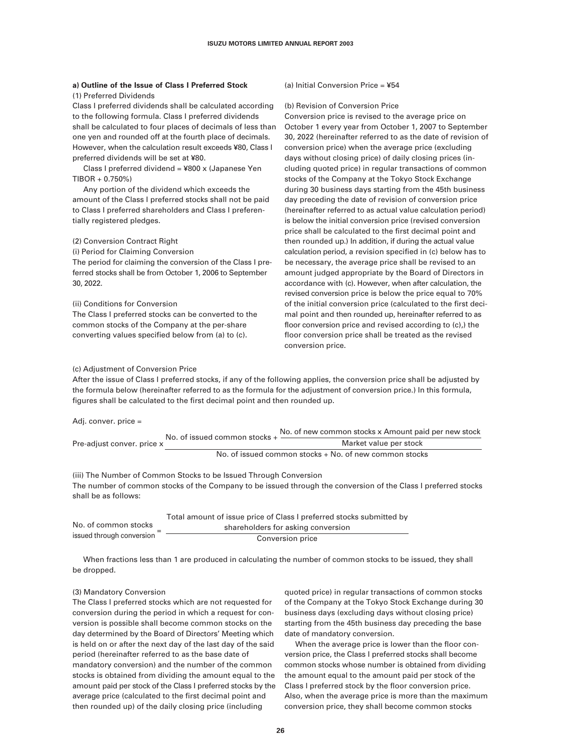**a) Outline of the Issue of Class I Preferred Stock**

(1) Preferred Dividends

Class I preferred dividends shall be calculated according to the following formula. Class I preferred dividends shall be calculated to four places of decimals of less than one yen and rounded off at the fourth place of decimals. However, when the calculation result exceeds ¥80, Class I preferred dividends will be set at ¥80.

Class I preferred dividend = ¥800 x (Japanese Yen TIBOR + 0.750%)

Any portion of the dividend which exceeds the amount of the Class I preferred stocks shall not be paid to Class I preferred shareholders and Class I preferentially registered pledges.

(2) Conversion Contract Right

(i) Period for Claiming Conversion

The period for claiming the conversion of the Class I preferred stocks shall be from October 1, 2006 to September 30, 2022.

(ii) Conditions for Conversion

The Class I preferred stocks can be converted to the common stocks of the Company at the per-share converting values specified below from (a) to (c).

(a) Initial Conversion Price = ¥54

(b) Revision of Conversion Price

Conversion price is revised to the average price on October 1 every year from October 1, 2007 to September 30, 2022 (hereinafter referred to as the date of revision of conversion price) when the average price (excluding days without closing price) of daily closing prices (including quoted price) in regular transactions of common stocks of the Company at the Tokyo Stock Exchange during 30 business days starting from the 45th business day preceding the date of revision of conversion price (hereinafter referred to as actual value calculation period) is below the initial conversion price (revised conversion price shall be calculated to the first decimal point and then rounded up.) In addition, if during the actual value calculation period, a revision specified in (c) below has to be necessary, the average price shall be revised to an amount judged appropriate by the Board of Directors in accordance with (c). However, when after calculation, the revised conversion price is below the price equal to 70% of the initial conversion price (calculated to the first decimal point and then rounded up, hereinafter referred to as floor conversion price and revised according to (c),) the floor conversion price shall be treated as the revised conversion price.

(c) Adjustment of Conversion Price

After the issue of Class I preferred stocks, if any of the following applies, the conversion price shall be adjusted by the formula below (hereinafter referred to as the formula for the adjustment of conversion price.) In this formula, figures shall be calculated to the first decimal point and then rounded up.

$$\text{Adj. conver. price} = \text{Pre-adjust conver. price} \times \frac{\text{No. of issued common stocks} + \dfrac{\text{No. of new common stocks} \times \text{Amount paid per new stock}}{\text{Market value per stock}}}{\text{No. of issued common stocks} + \text{No. of new common stocks}}$$

(iii) The Number of Common Stocks to be Issued Through Conversion

The number of common stocks of the Company to be issued through the conversion of the Class I preferred stocks shall be as follows:

$$\text{No. of common stocks issued through conversion} = \frac{\text{Total amount of issue price of Class I preferred stocks submitted by shareholders for asking conversion}}{\text{Conversion price}}$$

When fractions less than 1 are produced in calculating the number of common stocks to be issued, they shall be dropped.

(3) Mandatory Conversion

The Class I preferred stocks which are not requested for conversion during the period in which a request for conversion is possible shall become common stocks on the day determined by the Board of Directors' Meeting which is held on or after the next day of the last day of the said period (hereinafter referred to as the base date of mandatory conversion) and the number of the common stocks is obtained from dividing the amount equal to the amount paid per stock of the Class I preferred stocks by the average price (calculated to the first decimal point and then rounded up) of the daily closing price (including quoted price) in regular transactions of common stocks of the Company at the Tokyo Stock Exchange during 30 business days (excluding days without closing price) starting from the 45th business day preceding the base date of mandatory conversion.

When the average price is lower than the floor conversion price, the Class I preferred stocks shall become common stocks whose number is obtained from dividing the amount equal to the amount paid per stock of the Class I preferred stock by the floor conversion price. Also, when the average price is more than the maximum conversion price, they shall become common stocks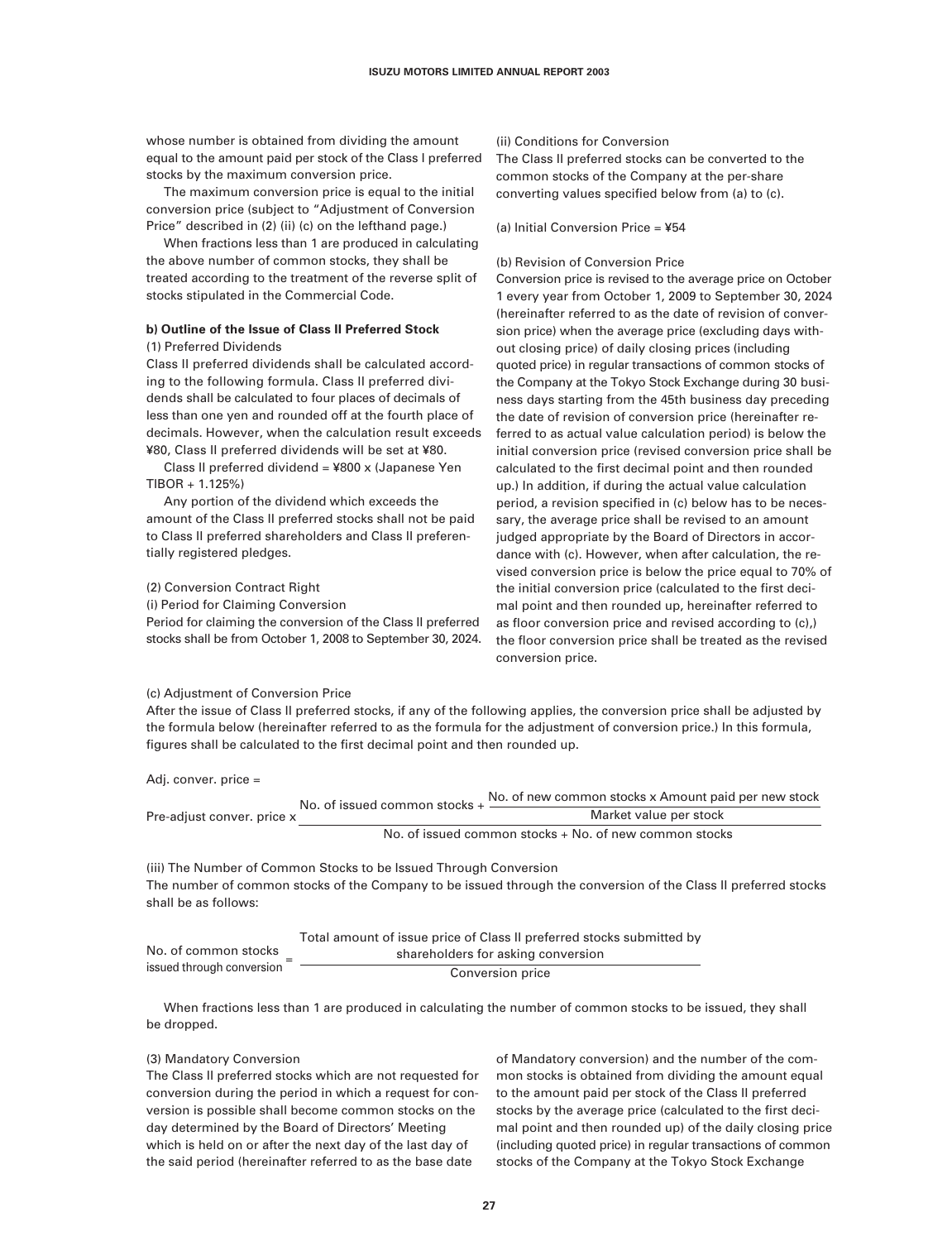whose number is obtained from dividing the amount equal to the amount paid per stock of the Class I preferred stocks by the maximum conversion price.

The maximum conversion price is equal to the initial conversion price (subject to "Adjustment of Conversion Price" described in (2) (ii) (c) on the lefthand page.)

When fractions less than 1 are produced in calculating the above number of common stocks, they shall be treated according to the treatment of the reverse split of stocks stipulated in the Commercial Code.

**b) Outline of the Issue of Class II Preferred Stock**

(1) Preferred Dividends

Class II preferred dividends shall be calculated according to the following formula. Class II preferred dividends shall be calculated to four places of decimals of less than one yen and rounded off at the fourth place of decimals. However, when the calculation result exceeds ¥80, Class II preferred dividends will be set at ¥80.

Class II preferred dividend = ¥800 x (Japanese Yen TIBOR + 1.125%)

Any portion of the dividend which exceeds the amount of the Class II preferred stocks shall not be paid to Class II preferred shareholders and Class II preferentially registered pledges.

(2) Conversion Contract Right

(i) Period for Claiming Conversion

Period for claiming the conversion of the Class II preferred stocks shall be from October 1, 2008 to September 30, 2024.

(ii) Conditions for Conversion

The Class II preferred stocks can be converted to the common stocks of the Company at the per-share converting values specified below from (a) to (c).

(a) Initial Conversion Price = ¥54

(b) Revision of Conversion Price

Conversion price is revised to the average price on October 1 every year from October 1, 2009 to September 30, 2024 (hereinafter referred to as the date of revision of conversion price) when the average price (excluding days without closing price) of daily closing prices (including quoted price) in regular transactions of common stocks of the Company at the Tokyo Stock Exchange during 30 business days starting from the 45th business day preceding the date of revision of conversion price (hereinafter referred to as actual value calculation period) is below the initial conversion price (revised conversion price shall be calculated to the first decimal point and then rounded up.) In addition, if during the actual value calculation period, a revision specified in (c) below has to be necessary, the average price shall be revised to an amount judged appropriate by the Board of Directors in accordance with (c). However, when after calculation, the revised conversion price is below the price equal to 70% of the initial conversion price (calculated to the first decimal point and then rounded up, hereinafter referred to as floor conversion price and revised according to (c),) the floor conversion price shall be treated as the revised conversion price.

(c) Adjustment of Conversion Price

After the issue of Class II preferred stocks, if any of the following applies, the conversion price shall be adjusted by the formula below (hereinafter referred to as the formula for the adjustment of conversion price.) In this formula, figures shall be calculated to the first decimal point and then rounded up.

$$\text{Adj. conver. price} = \text{Pre-adjust conver. price} \times \frac{\text{No. of issued common stocks} + \dfrac{\text{No. of new common stocks} \times \text{Amount paid per new stock}}{\text{Market value per stock}}}{\text{No. of issued common stocks} + \text{No. of new common stocks}}$$

(iii) The Number of Common Stocks to be Issued Through Conversion

The number of common stocks of the Company to be issued through the conversion of the Class II preferred stocks shall be as follows:

$$\text{No. of common stocks issued through conversion} = \frac{\text{Total amount of issue price of Class II preferred stocks submitted by shareholders for asking conversion}}{\text{Conversion price}}$$

When fractions less than 1 are produced in calculating the number of common stocks to be issued, they shall be dropped.

(3) Mandatory Conversion

The Class II preferred stocks which are not requested for conversion during the period in which a request for conversion is possible shall become common stocks on the day determined by the Board of Directors' Meeting which is held on or after the next day of the last day of the said period (hereinafter referred to as the base date of Mandatory conversion) and the number of the common stocks is obtained from dividing the amount equal to the amount paid per stock of the Class II preferred stocks by the average price (calculated to the first decimal point and then rounded up) of the daily closing price (including quoted price) in regular transactions of common stocks of the Company at the Tokyo Stock Exchange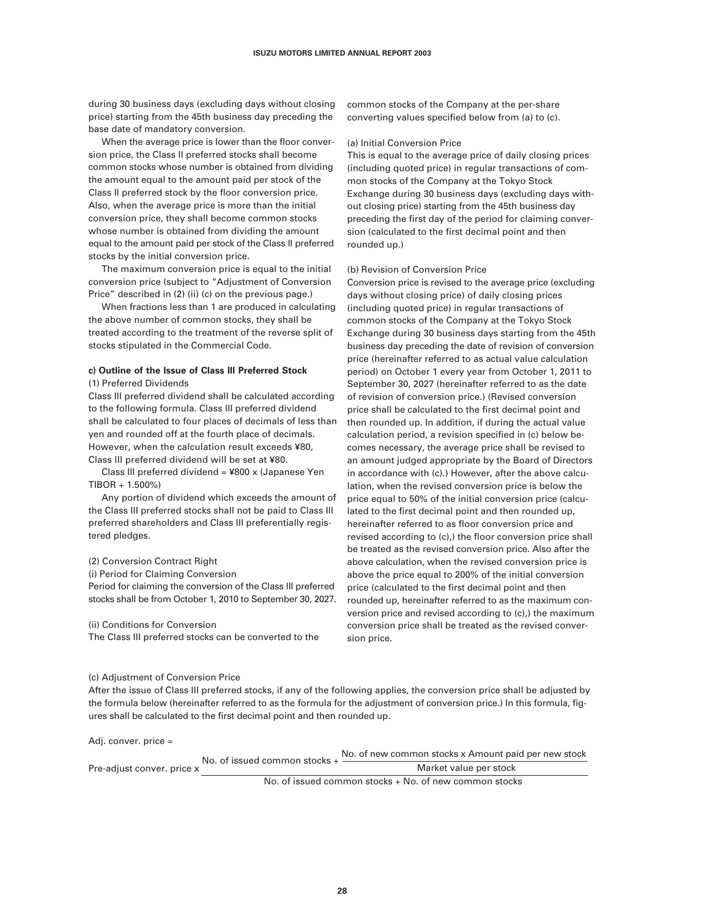during 30 business days (excluding days without closing price) starting from the 45th business day preceding the base date of mandatory conversion.

When the average price is lower than the floor conversion price, the Class II preferred stocks shall become common stocks whose number is obtained from dividing the amount equal to the amount paid per stock of the Class II preferred stock by the floor conversion price. Also, when the average price is more than the initial conversion price, they shall become common stocks whose number is obtained from dividing the amount equal to the amount paid per stock of the Class II preferred stocks by the initial conversion price.

The maximum conversion price is equal to the initial conversion price (subject to "Adjustment of Conversion Price" described in (2) (ii) (c) on the previous page.)

When fractions less than 1 are produced in calculating the above number of common stocks, they shall be treated according to the treatment of the reverse split of stocks stipulated in the Commercial Code.

**c) Outline of the Issue of Class III Preferred Stock**

(1) Preferred Dividends

Class III preferred dividend shall be calculated according to the following formula. Class III preferred dividend shall be calculated to four places of decimals of less than yen and rounded off at the fourth place of decimals. However, when the calculation result exceeds ¥80, Class III preferred dividend will be set at ¥80.

Class III preferred dividend = ¥800 x (Japanese Yen TIBOR + 1.500%)

Any portion of dividend which exceeds the amount of the Class III preferred stocks shall not be paid to Class III preferred shareholders and Class III preferentially registered pledges.

(2) Conversion Contract Right

(i) Period for Claiming Conversion

Period for claiming the conversion of the Class III preferred stocks shall be from October 1, 2010 to September 30, 2027.

(ii) Conditions for Conversion

The Class III preferred stocks can be converted to the common stocks of the Company at the per-share converting values specified below from (a) to (c).

(a) Initial Conversion Price

This is equal to the average price of daily closing prices (including quoted price) in regular transactions of common stocks of the Company at the Tokyo Stock Exchange during 30 business days (excluding days without closing price) starting from the 45th business day preceding the first day of the period for claiming conversion (calculated to the first decimal point and then rounded up.)

(b) Revision of Conversion Price

Conversion price is revised to the average price (excluding days without closing price) of daily closing prices (including quoted price) in regular transactions of common stocks of the Company at the Tokyo Stock Exchange during 30 business days starting from the 45th business day preceding the date of revision of conversion price (hereinafter referred to as actual value calculation period) on October 1 every year from October 1, 2011 to September 30, 2027 (hereinafter referred to as the date of revision of conversion price.) (Revised conversion price shall be calculated to the first decimal point and then rounded up. In addition, if during the actual value calculation period, a revision specified in (c) below becomes necessary, the average price shall be revised to an amount judged appropriate by the Board of Directors in accordance with (c).) However, after the above calculation, when the revised conversion price is below the price equal to 50% of the initial conversion price (calculated to the first decimal point and then rounded up, hereinafter referred to as floor conversion price and revised according to (c),) the floor conversion price shall be treated as the revised conversion price. Also after the above calculation, when the revised conversion price is above the price equal to 200% of the initial conversion price (calculated to the first decimal point and then rounded up, hereinafter referred to as the maximum conversion price and revised according to (c),) the maximum conversion price shall be treated as the revised conversion price.

(c) Adjustment of Conversion Price

After the issue of Class III preferred stocks, if any of the following applies, the conversion price shall be adjusted by the formula below (hereinafter referred to as the formula for the adjustment of conversion price.) In this formula, figures shall be calculated to the first decimal point and then rounded up.

$$\text{Adj. conver. price} = \text{Pre-adjust conver. price} \times \frac{\text{No. of issued common stocks} + \dfrac{\text{No. of new common stocks} \times \text{Amount paid per new stock}}{\text{Market value per stock}}}{\text{No. of issued common stocks} + \text{No. of new common stocks}}$$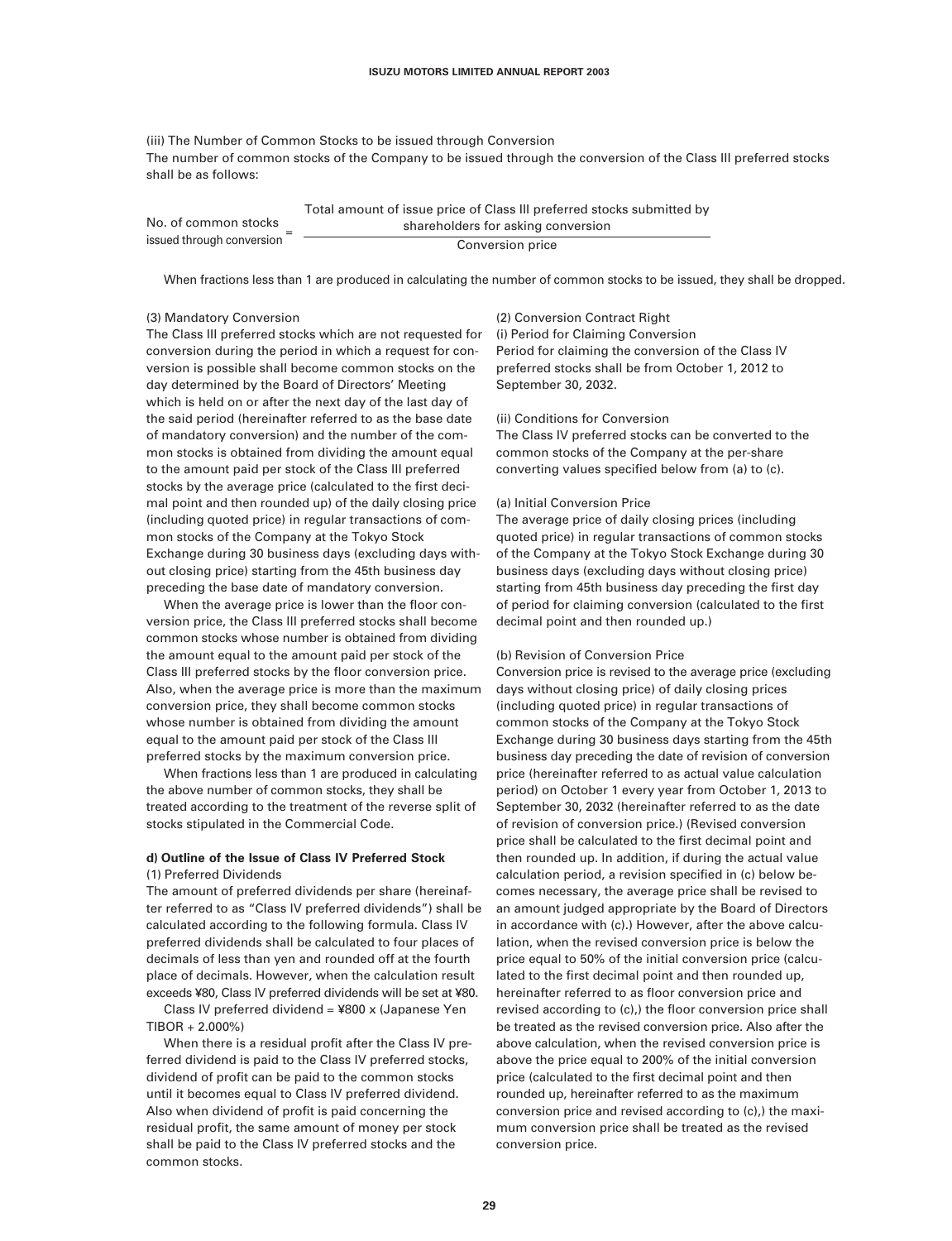(iii) The Number of Common Stocks to be issued through Conversion

The number of common stocks of the Company to be issued through the conversion of the Class III preferred stocks shall be as follows:

$$\text{No. of common stocks issued through conversion} = \frac{\text{Total amount of issue price of Class III preferred stocks submitted by shareholders for asking conversion}}{\text{Conversion price}}$$

When fractions less than 1 are produced in calculating the number of common stocks to be issued, they shall be dropped.

(3) Mandatory Conversion

The Class III preferred stocks which are not requested for conversion during the period in which a request for conversion is possible shall become common stocks on the day determined by the Board of Directors' Meeting which is held on or after the next day of the last day of the said period (hereinafter referred to as the base date of mandatory conversion) and the number of the common stocks is obtained from dividing the amount equal to the amount paid per stock of the Class III preferred stocks by the average price (calculated to the first decimal point and then rounded up) of the daily closing price (including quoted price) in regular transactions of common stocks of the Company at the Tokyo Stock Exchange during 30 business days (excluding days without closing price) starting from the 45th business day preceding the base date of mandatory conversion.

When the average price is lower than the floor conversion price, the Class III preferred stocks shall become common stocks whose number is obtained from dividing the amount equal to the amount paid per stock of the Class III preferred stocks by the floor conversion price. Also, when the average price is more than the maximum conversion price, they shall become common stocks whose number is obtained from dividing the amount equal to the amount paid per stock of the Class III preferred stocks by the maximum conversion price.

When fractions less than 1 are produced in calculating the above number of common stocks, they shall be treated according to the treatment of the reverse split of stocks stipulated in the Commercial Code.

**d) Outline of the Issue of Class IV Preferred Stock**

(1) Preferred Dividends

The amount of preferred dividends per share (hereinafter referred to as "Class IV preferred dividends") shall be calculated according to the following formula. Class IV preferred dividends shall be calculated to four places of decimals of less than yen and rounded off at the fourth place of decimals. However, when the calculation result exceeds ¥80, Class IV preferred dividends will be set at ¥80.

Class IV preferred dividend = ¥800 x (Japanese Yen TIBOR + 2.000%)

When there is a residual profit after the Class IV preferred dividend is paid to the Class IV preferred stocks, dividend of profit can be paid to the common stocks until it becomes equal to Class IV preferred dividend. Also when dividend of profit is paid concerning the residual profit, the same amount of money per stock shall be paid to the Class IV preferred stocks and the common stocks.

(2) Conversion Contract Right

(i) Period for Claiming Conversion

Period for claiming the conversion of the Class IV preferred stocks shall be from October 1, 2012 to September 30, 2032.

(ii) Conditions for Conversion

The Class IV preferred stocks can be converted to the common stocks of the Company at the per-share converting values specified below from (a) to (c).

(a) Initial Conversion Price

The average price of daily closing prices (including quoted price) in regular transactions of common stocks of the Company at the Tokyo Stock Exchange during 30 business days (excluding days without closing price) starting from 45th business day preceding the first day of period for claiming conversion (calculated to the first decimal point and then rounded up.)

(b) Revision of Conversion Price

Conversion price is revised to the average price (excluding days without closing price) of daily closing prices (including quoted price) in regular transactions of common stocks of the Company at the Tokyo Stock Exchange during 30 business days starting from the 45th business day preceding the date of revision of conversion price (hereinafter referred to as actual value calculation period) on October 1 every year from October 1, 2013 to September 30, 2032 (hereinafter referred to as the date of revision of conversion price.) (Revised conversion price shall be calculated to the first decimal point and then rounded up. In addition, if during the actual value calculation period, a revision specified in (c) below becomes necessary, the average price shall be revised to an amount judged appropriate by the Board of Directors in accordance with (c).) However, after the above calculation, when the revised conversion price is below the price equal to 50% of the initial conversion price (calculated to the first decimal point and then rounded up, hereinafter referred to as floor conversion price and revised according to (c),) the floor conversion price shall be treated as the revised conversion price. Also after the above calculation, when the revised conversion price is above the price equal to 200% of the initial conversion price (calculated to the first decimal point and then rounded up, hereinafter referred to as the maximum conversion price and revised according to (c),) the maximum conversion price shall be treated as the revised conversion price.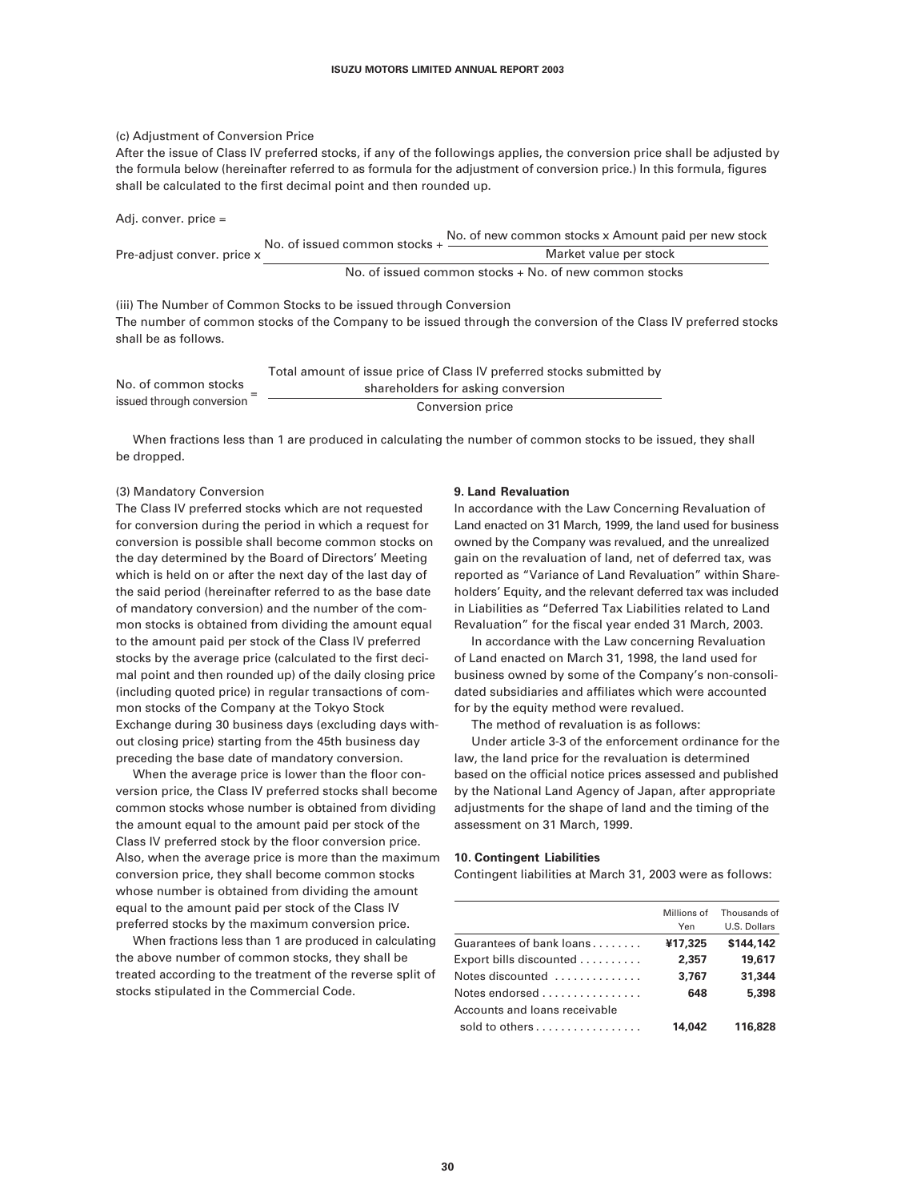(c) Adjustment of Conversion Price

After the issue of Class IV preferred stocks, if any of the followings applies, the conversion price shall be adjusted by the formula below (hereinafter referred to as formula for the adjustment of conversion price.) In this formula, figures shall be calculated to the first decimal point and then rounded up.

$$\text{Adj. conver. price} = \text{Pre-adjust conver. price} \times \frac{\text{No. of issued common stocks} + \dfrac{\text{No. of new common stocks} \times \text{Amount paid per new stock}}{\text{Market value per stock}}}{\text{No. of issued common stocks} + \text{No. of new common stocks}}$$

(iii) The Number of Common Stocks to be issued through Conversion

The number of common stocks of the Company to be issued through the conversion of the Class IV preferred stocks shall be as follows.

$$\text{No. of common stocks issued through conversion} = \frac{\text{Total amount of issue price of Class IV preferred stocks submitted by shareholders for asking conversion}}{\text{Conversion price}}$$

When fractions less than 1 are produced in calculating the number of common stocks to be issued, they shall be dropped.

(3) Mandatory Conversion

The Class IV preferred stocks which are not requested for conversion during the period in which a request for conversion is possible shall become common stocks on the day determined by the Board of Directors' Meeting which is held on or after the next day of the last day of the said period (hereinafter referred to as the base date of mandatory conversion) and the number of the common stocks is obtained from dividing the amount equal to the amount paid per stock of the Class IV preferred stocks by the average price (calculated to the first decimal point and then rounded up) of the daily closing price (including quoted price) in regular transactions of common stocks of the Company at the Tokyo Stock Exchange during 30 business days (excluding days without closing price) starting from the 45th business day preceding the base date of mandatory conversion.

When the average price is lower than the floor conversion price, the Class IV preferred stocks shall become common stocks whose number is obtained from dividing the amount equal to the amount paid per stock of the Class IV preferred stock by the floor conversion price. Also, when the average price is more than the maximum conversion price, they shall become common stocks whose number is obtained from dividing the amount equal to the amount paid per stock of the Class IV preferred stocks by the maximum conversion price.

When fractions less than 1 are produced in calculating the above number of common stocks, they shall be treated according to the treatment of the reverse split of stocks stipulated in the Commercial Code.

**9. Land Revaluation**

In accordance with the Law Concerning Revaluation of Land enacted on 31 March, 1999, the land used for business owned by the Company was revalued, and the unrealized gain on the revaluation of land, net of deferred tax, was reported as "Variance of Land Revaluation" within Shareholders' Equity, and the relevant deferred tax was included in Liabilities as "Deferred Tax Liabilities related to Land Revaluation" for the fiscal year ended 31 March, 2003.

In accordance with the Law concerning Revaluation of Land enacted on March 31, 1998, the land used for business owned by some of the Company's non-consolidated subsidiaries and affiliates which were accounted for by the equity method were revalued.

The method of revaluation is as follows:

Under article 3-3 of the enforcement ordinance for the law, the land price for the revaluation is determined based on the official notice prices assessed and published by the National Land Agency of Japan, after appropriate adjustments for the shape of land and the timing of the assessment on 31 March, 1999.

**10. Contingent Liabilities**

Contingent liabilities at March 31, 2003 were as follows:

| | Millions of Yen | Thousands of U.S. Dollars |
|---|---|---|
| Guarantees of bank loans | **¥17,325** | **$144,142** |
| Export bills discounted | **2,357** | **19,617** |
| Notes discounted | **3,767** | **31,344** |
| Notes endorsed | **648** | **5,398** |
| Accounts and loans receivable sold to others | **14,042** | **116,828** |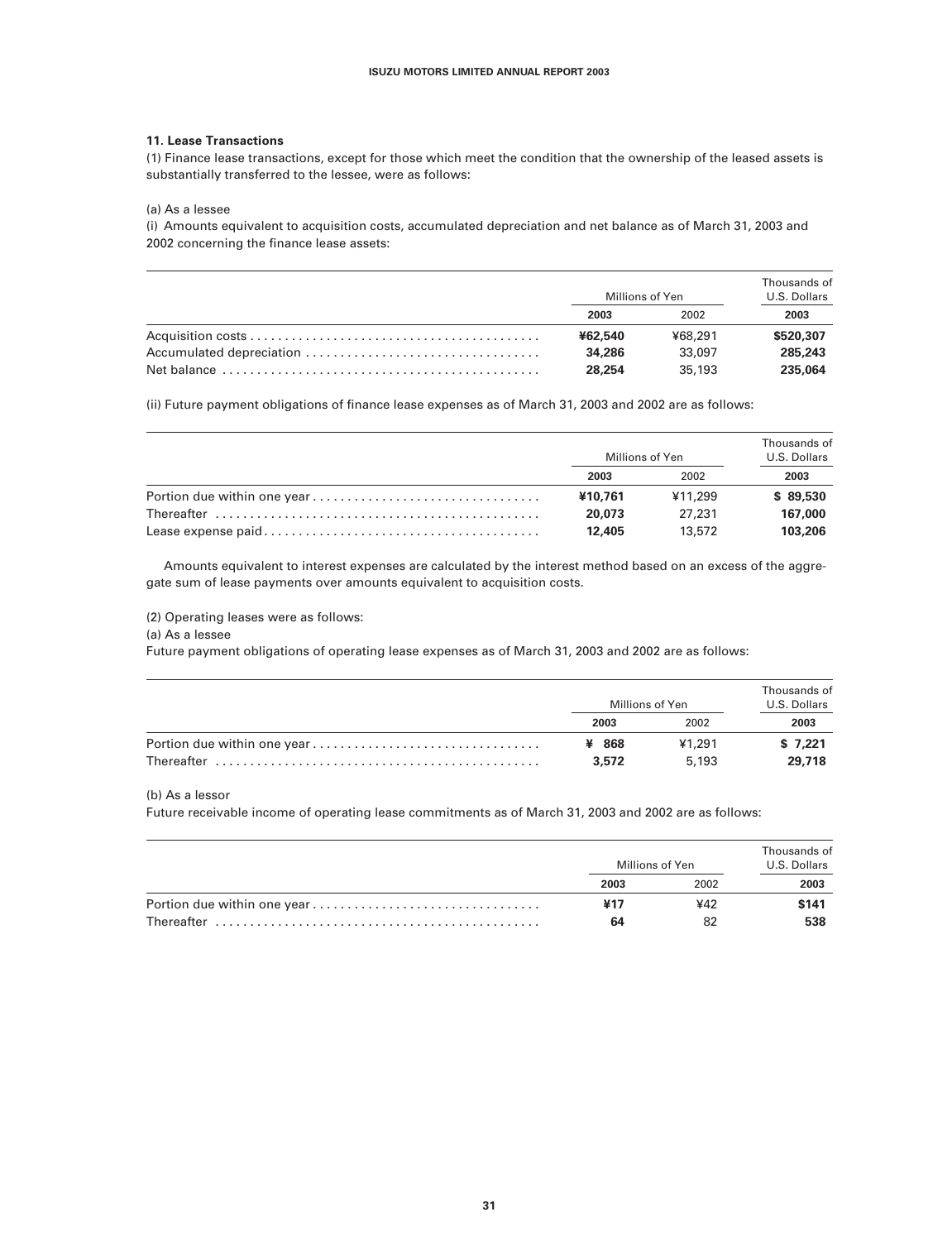### 11. Lease Transactions

(1) Finance lease transactions, except for those which meet the condition that the ownership of the leased assets is substantially transferred to the lessee, were as follows:

(a) As a lessee

(i) Amounts equivalent to acquisition costs, accumulated depreciation and net balance as of March 31, 2003 and 2002 concerning the finance lease assets:

| | Millions of Yen | | Thousands of U.S. Dollars |
|---|---|---|---|
| | **2003** | 2002 | **2003** |
| Acquisition costs | **¥62,540** | ¥68,291 | **$520,307** |
| Accumulated depreciation | **34,286** | 33,097 | **285,243** |
| Net balance | **28,254** | 35,193 | **235,064** |

(ii) Future payment obligations of finance lease expenses as of March 31, 2003 and 2002 are as follows:

| | Millions of Yen | | Thousands of U.S. Dollars |
|---|---|---|---|
| | **2003** | 2002 | **2003** |
| Portion due within one year | **¥10,761** | ¥11,299 | **$ 89,530** |
| Thereafter | **20,073** | 27,231 | **167,000** |
| Lease expense paid | **12,405** | 13,572 | **103,206** |

Amounts equivalent to interest expenses are calculated by the interest method based on an excess of the aggregate sum of lease payments over amounts equivalent to acquisition costs.

(2) Operating leases were as follows:

(a) As a lessee

Future payment obligations of operating lease expenses as of March 31, 2003 and 2002 are as follows:

| | Millions of Yen | | Thousands of U.S. Dollars |
|---|---|---|---|
| | **2003** | 2002 | **2003** |
| Portion due within one year | **¥ 868** | ¥1,291 | **$ 7,221** |
| Thereafter | **3,572** | 5,193 | **29,718** |

(b) As a lessor

Future receivable income of operating lease commitments as of March 31, 2003 and 2002 are as follows:

| | Millions of Yen | | Thousands of U.S. Dollars |
|---|---|---|---|
| | **2003** | 2002 | **2003** |
| Portion due within one year | **¥17** | ¥42 | **$141** |
| Thereafter | **64** | 82 | **538** |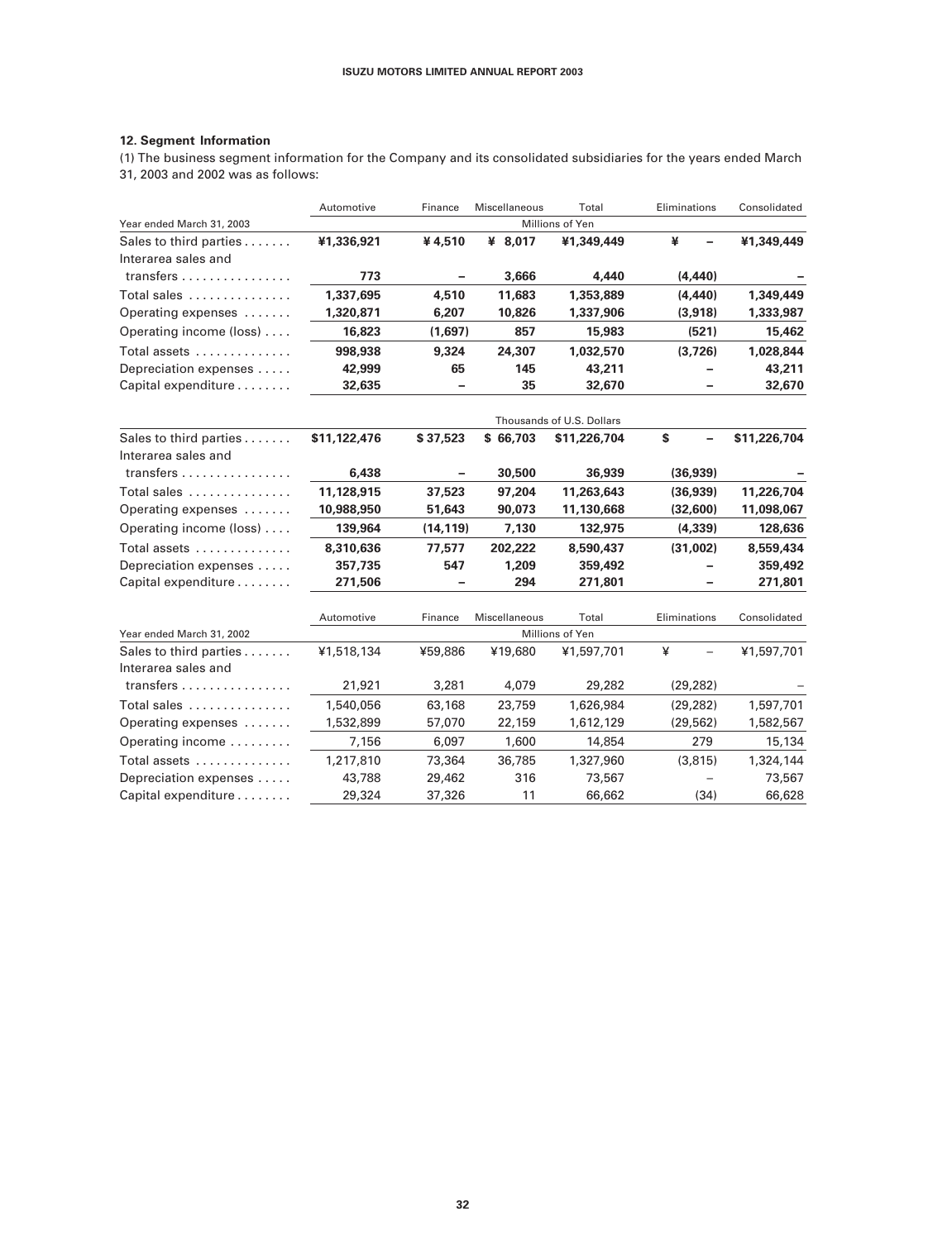### 12. Segment Information

(1) The business segment information for the Company and its consolidated subsidiaries for the years ended March 31, 2003 and 2002 was as follows:

| | Automotive | Finance | Miscellaneous | Total | Eliminations | Consolidated |
|---|---|---|---|---|---|---|
| Year ended March 31, 2003 | | | Millions of Yen | | | |
| Sales to third parties | **¥1,336,921** | **¥ 4,510** | **¥ 8,017** | **¥1,349,449** | **¥ –** | **¥1,349,449** |
| Interarea sales and transfers | **773** | **–** | **3,666** | **4,440** | **(4,440)** | **–** |
| Total sales | **1,337,695** | **4,510** | **11,683** | **1,353,889** | **(4,440)** | **1,349,449** |
| Operating expenses | **1,320,871** | **6,207** | **10,826** | **1,337,906** | **(3,918)** | **1,333,987** |
| Operating income (loss) | **16,823** | **(1,697)** | **857** | **15,983** | **(521)** | **15,462** |
| Total assets | **998,938** | **9,324** | **24,307** | **1,032,570** | **(3,726)** | **1,028,844** |
| Depreciation expenses | **42,999** | **65** | **145** | **43,211** | **–** | **43,211** |
| Capital expenditure | **32,635** | **–** | **35** | **32,670** | **–** | **32,670** |
| | | | Thousands of U.S. Dollars | | | |
| Sales to third parties | **$11,122,476** | **$ 37,523** | **$ 66,703** | **$11,226,704** | **$ –** | **$11,226,704** |
| Interarea sales and transfers | **6,438** | **–** | **30,500** | **36,939** | **(36,939)** | **–** |
| Total sales | **11,128,915** | **37,523** | **97,204** | **11,263,643** | **(36,939)** | **11,226,704** |
| Operating expenses | **10,988,950** | **51,643** | **90,073** | **11,130,668** | **(32,600)** | **11,098,067** |
| Operating income (loss) | **139,964** | **(14,119)** | **7,130** | **132,975** | **(4,339)** | **128,636** |
| Total assets | **8,310,636** | **77,577** | **202,222** | **8,590,437** | **(31,002)** | **8,559,434** |
| Depreciation expenses | **357,735** | **547** | **1,209** | **359,492** | **–** | **359,492** |
| Capital expenditure | **271,506** | **–** | **294** | **271,801** | **–** | **271,801** |

| | Automotive | Finance | Miscellaneous | Total | Eliminations | Consolidated |
|---|---|---|---|---|---|---|
| Year ended March 31, 2002 | | | Millions of Yen | | | |
| Sales to third parties | ¥1,518,134 | ¥59,886 | ¥19,680 | ¥1,597,701 | ¥ – | ¥1,597,701 |
| Interarea sales and transfers | 21,921 | 3,281 | 4,079 | 29,282 | (29,282) | – |
| Total sales | 1,540,056 | 63,168 | 23,759 | 1,626,984 | (29,282) | 1,597,701 |
| Operating expenses | 1,532,899 | 57,070 | 22,159 | 1,612,129 | (29,562) | 1,582,567 |
| Operating income | 7,156 | 6,097 | 1,600 | 14,854 | 279 | 15,134 |
| Total assets | 1,217,810 | 73,364 | 36,785 | 1,327,960 | (3,815) | 1,324,144 |
| Depreciation expenses | 43,788 | 29,462 | 316 | 73,567 | – | 73,567 |
| Capital expenditure | 29,324 | 37,326 | 11 | 66,662 | (34) | 66,628 |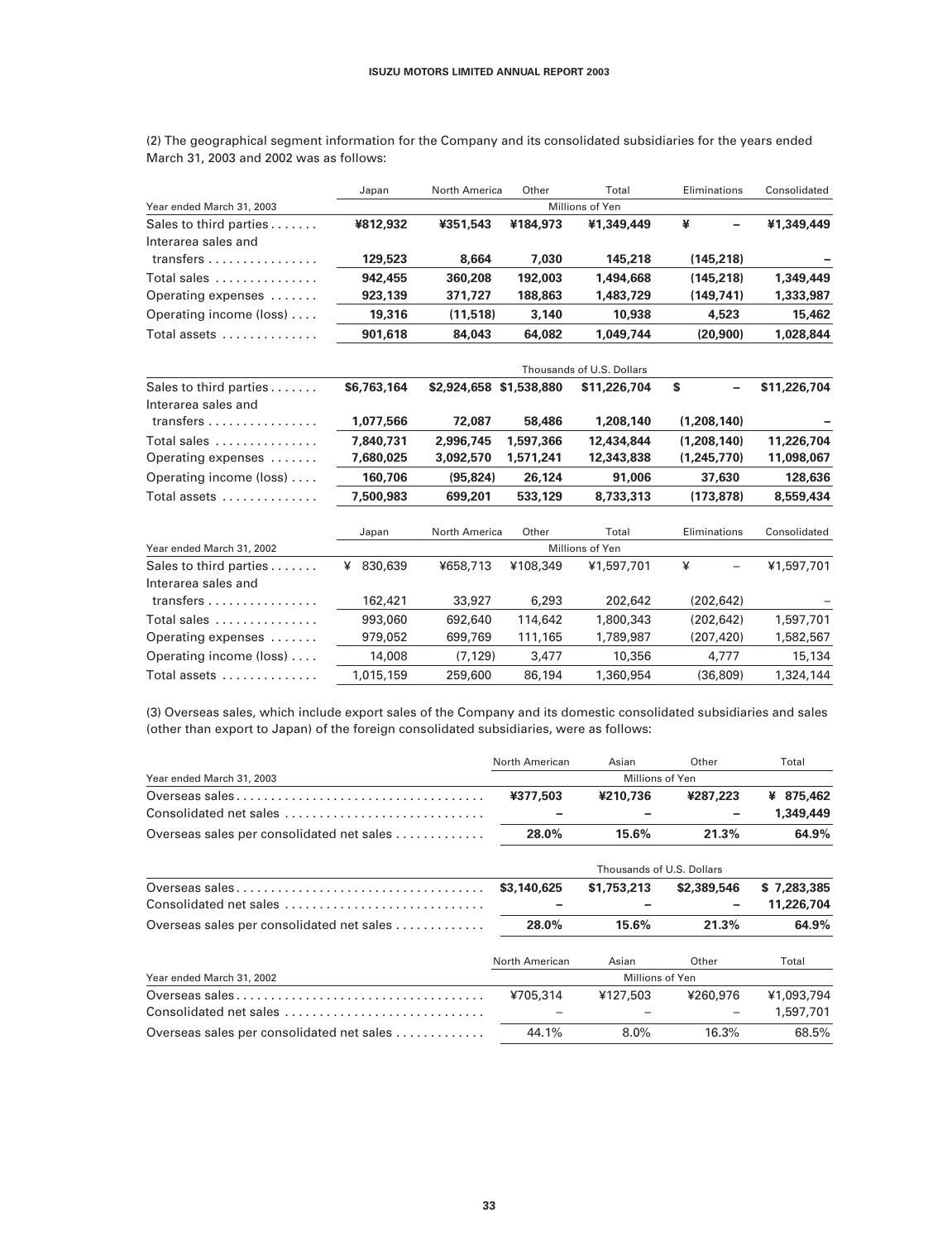(2) The geographical segment information for the Company and its consolidated subsidiaries for the years ended March 31, 2003 and 2002 was as follows:

| | Japan | North America | Other | Total | Eliminations | Consolidated |
|---|---|---|---|---|---|---|
| Year ended March 31, 2003 | Millions of Yen | | | | | |
| Sales to third parties | **¥812,932** | **¥351,543** | **¥184,973** | **¥1,349,449** | **¥ –** | **¥1,349,449** |
| Interarea sales and transfers | **129,523** | **8,664** | **7,030** | **145,218** | **(145,218)** | **–** |
| Total sales | **942,455** | **360,208** | **192,003** | **1,494,668** | **(145,218)** | **1,349,449** |
| Operating expenses | **923,139** | **371,727** | **188,863** | **1,483,729** | **(149,741)** | **1,333,987** |
| Operating income (loss) | **19,316** | **(11,518)** | **3,140** | **10,938** | **4,523** | **15,462** |
| Total assets | **901,618** | **84,043** | **64,082** | **1,049,744** | **(20,900)** | **1,028,844** |
| | Thousands of U.S. Dollars | | | | | |
| Sales to third parties | **$6,763,164** | **$2,924,658** | **$1,538,880** | **$11,226,704** | **$ –** | **$11,226,704** |
| Interarea sales and transfers | **1,077,566** | **72,087** | **58,486** | **1,208,140** | **(1,208,140)** | **–** |
| Total sales | **7,840,731** | **2,996,745** | **1,597,366** | **12,434,844** | **(1,208,140)** | **11,226,704** |
| Operating expenses | **7,680,025** | **3,092,570** | **1,571,241** | **12,343,838** | **(1,245,770)** | **11,098,067** |
| Operating income (loss) | **160,706** | **(95,824)** | **26,124** | **91,006** | **37,630** | **128,636** |
| Total assets | **7,500,983** | **699,201** | **533,129** | **8,733,313** | **(173,878)** | **8,559,434** |

| | Japan | North America | Other | Total | Eliminations | Consolidated |
|---|---|---|---|---|---|---|
| Year ended March 31, 2002 | Millions of Yen | | | | | |
| Sales to third parties | ¥ 830,639 | ¥658,713 | ¥108,349 | ¥1,597,701 | ¥ – | ¥1,597,701 |
| Interarea sales and transfers | 162,421 | 33,927 | 6,293 | 202,642 | (202,642) | – |
| Total sales | 993,060 | 692,640 | 114,642 | 1,800,343 | (202,642) | 1,597,701 |
| Operating expenses | 979,052 | 699,769 | 111,165 | 1,789,987 | (207,420) | 1,582,567 |
| Operating income (loss) | 14,008 | (7,129) | 3,477 | 10,356 | 4,777 | 15,134 |
| Total assets | 1,015,159 | 259,600 | 86,194 | 1,360,954 | (36,809) | 1,324,144 |

(3) Overseas sales, which include export sales of the Company and its domestic consolidated subsidiaries and sales (other than export to Japan) of the foreign consolidated subsidiaries, were as follows:

| | North American | Asian | Other | Total |
|---|---|---|---|---|
| Year ended March 31, 2003 | Millions of Yen | | | |
| Overseas sales | **¥377,503** | **¥210,736** | **¥287,223** | **¥ 875,462** |
| Consolidated net sales | **–** | **–** | **–** | **1,349,449** |
| Overseas sales per consolidated net sales | **28.0%** | **15.6%** | **21.3%** | **64.9%** |
| | Thousands of U.S. Dollars | | | |
| Overseas sales | **$3,140,625** | **$1,753,213** | **$2,389,546** | **$ 7,283,385** |
| Consolidated net sales | **–** | **–** | **–** | **11,226,704** |
| Overseas sales per consolidated net sales | **28.0%** | **15.6%** | **21.3%** | **64.9%** |

| | North American | Asian | Other | Total |
|---|---|---|---|---|
| Year ended March 31, 2002 | Millions of Yen | | | |
| Overseas sales | ¥705,314 | ¥127,503 | ¥260,976 | ¥1,093,794 |
| Consolidated net sales | – | – | – | 1,597,701 |
| Overseas sales per consolidated net sales | 44.1% | 8.0% | 16.3% | 68.5% |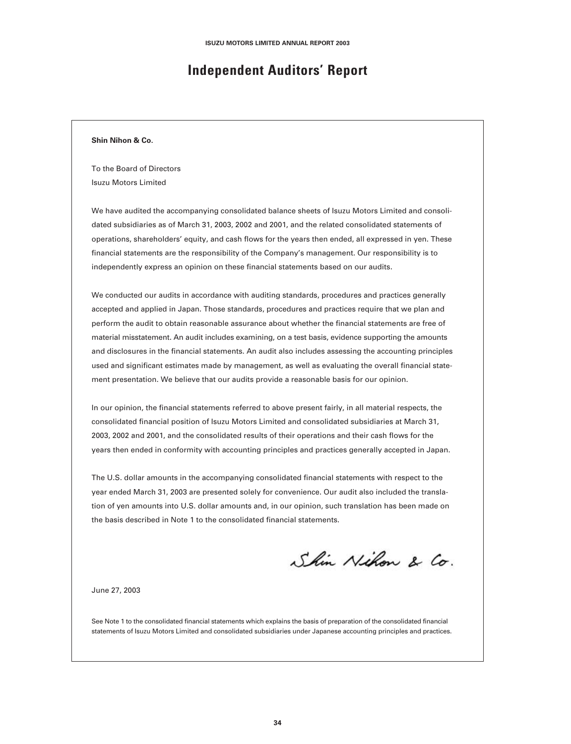# Independent Auditors' Report

**Shin Nihon & Co.**

To the Board of Directors
Isuzu Motors Limited

We have audited the accompanying consolidated balance sheets of Isuzu Motors Limited and consolidated subsidiaries as of March 31, 2003, 2002 and 2001, and the related consolidated statements of operations, shareholders' equity, and cash flows for the years then ended, all expressed in yen. These financial statements are the responsibility of the Company's management. Our responsibility is to independently express an opinion on these financial statements based on our audits.

We conducted our audits in accordance with auditing standards, procedures and practices generally accepted and applied in Japan. Those standards, procedures and practices require that we plan and perform the audit to obtain reasonable assurance about whether the financial statements are free of material misstatement. An audit includes examining, on a test basis, evidence supporting the amounts and disclosures in the financial statements. An audit also includes assessing the accounting principles used and significant estimates made by management, as well as evaluating the overall financial statement presentation. We believe that our audits provide a reasonable basis for our opinion.

In our opinion, the financial statements referred to above present fairly, in all material respects, the consolidated financial position of Isuzu Motors Limited and consolidated subsidiaries at March 31, 2003, 2002 and 2001, and the consolidated results of their operations and their cash flows for the years then ended in conformity with accounting principles and practices generally accepted in Japan.

The U.S. dollar amounts in the accompanying consolidated financial statements with respect to the year ended March 31, 2003 are presented solely for convenience. Our audit also included the translation of yen amounts into U.S. dollar amounts and, in our opinion, such translation has been made on the basis described in Note 1 to the consolidated financial statements.

Shin Nihon & Co.

June 27, 2003

See Note 1 to the consolidated financial statements which explains the basis of preparation of the consolidated financial statements of Isuzu Motors Limited and consolidated subsidiaries under Japanese accounting principles and practices.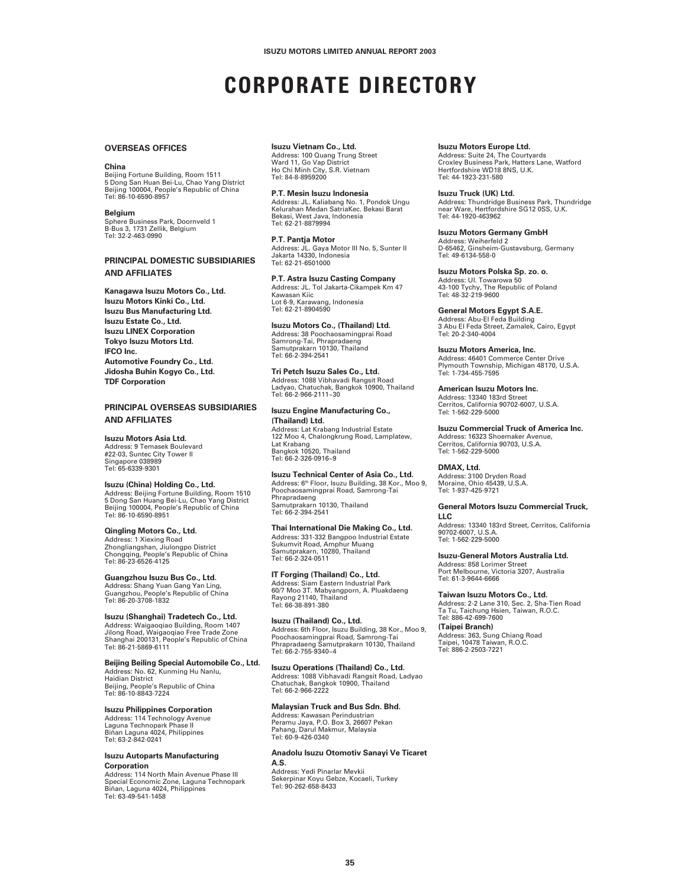# CORPORATE DIRECTORY

## OVERSEAS OFFICES

**China**
Beijing Fortune Building, Room 1511
5 Dong San Huan Bei-Lu, Chao Yang District
Beijing 100004, People's Republic of China
Tel: 86-10-6590-8957

**Belgium**
Sphere Business Park, Doornveld 1
B-Bus 3, 1731 Zellik, Belgium
Tel: 32-2-463-0990

## PRINCIPAL DOMESTIC SUBSIDIARIES AND AFFILIATES

**Kanagawa Isuzu Motors Co., Ltd.**
**Isuzu Motors Kinki Co., Ltd.**
**Isuzu Bus Manufacturing Ltd.**
**Isuzu Estate Co., Ltd.**
**Isuzu LINEX Corporation**
**Tokyo Isuzu Motors Ltd.**
**IFCO Inc.**
**Automotive Foundry Co., Ltd.**
**Jidosha Buhin Kogyo Co., Ltd.**
**TDF Corporation**

## PRINCIPAL OVERSEAS SUBSIDIARIES AND AFFILIATES

**Isuzu Motors Asia Ltd.**
Address: 9 Temasek Boulevard
#22-03, Suntec City Tower II
Singapore 038989
Tel: 65-6339-9301

**Isuzu (China) Holding Co., Ltd.**
Address: Beijing Fortune Building, Room 1510
5 Dong San Huang Bei-Lu, Chao Yang District
Beijing 100004, People's Republic of China
Tel: 86-10-6590-8951

**Qingling Motors Co., Ltd.**
Address: 1 Xiexing Road
Zhongliangshan, Jiulongpo District
Chongqing, People's Republic of China
Tel: 86-23-6526-4125

**Guangzhou Isuzu Bus Co., Ltd.**
Address: Shang Yuan Gang Yan Ling,
Guangzhou, People's Republic of China
Tel: 86-20-3708-1832

**Isuzu (Shanghai) Tradetech Co., Ltd.**
Address: Waigaoqiao Building, Room 1407
Jilong Road, Waigaoqiao Free Trade Zone
Shanghai 200131, People's Republic of China
Tel: 86-21-5869-6111

**Beijing Beiling Special Automobile Co., Ltd.**
Address: No. 62, Kunming Hu Nanlu,
Haidian District
Beijing, People's Republic of China
Tel: 86-10-8843-7224

**Isuzu Philippines Corporation**
Address: 114 Technology Avenue
Laguna Technopark Phase II
Biñan Laguna 4024, Philippines
Tel: 63-2-842-0241

**Isuzu Autoparts Manufacturing Corporation**
Address: 114 North Main Avenue Phase III
Special Economic Zone, Laguna Technopark
Biñan, Laguna 4024, Philippines
Tel: 63-49-541-1458

**Isuzu Vietnam Co., Ltd.**
Address: 100 Quang Trung Street
Ward 11, Go Vap District
Ho Chi Minh City, S.R. Vietnam
Tel: 84-8-8959200

**P.T. Mesin Isuzu Indonesia**
Address: JL. Kaliabang No. 1, Pondok Ungu
Kelurahan Medan SatriaKec. Bekasi Barat
Bekasi, West Java, Indonesia
Tel: 62-21-8879994

**P.T. Pantja Motor**
Address: JL. Gaya Motor III No. 5, Sunter II
Jakarta 14330, Indonesia
Tel: 62-21-6501000

**P.T. Astra Isuzu Casting Company**
Address: JL. Tol Jakarta-Cikampek Km 47
Kawasan Kiic
Lot 6-9, Karawang, Indonesia
Tel: 62-21-8904590

**Isuzu Motors Co., (Thailand) Ltd.**
Address: 38 Poochaosamingprai Road
Samrong-Tai, Phrapradaeng
Samutprakarn 10130, Thailand
Tel: 66-2-394-2541

**Tri Petch Isuzu Sales Co., Ltd.**
Address: 1088 Vibhavadi Rangsit Road
Ladyao, Chatuchak, Bangkok 10900, Thailand
Tel: 66-2-966-2111~30

**Isuzu Engine Manufacturing Co., (Thailand) Ltd.**
Address: Lat Krabang Industrial Estate
122 Moo 4, Chalongkrung Road, Lamplatew,
Lat Krabang
Bangkok 10520, Thailand
Tel: 66-2-326-0916~9

**Isuzu Technical Center of Asia Co., Ltd.**
Address: 6th Floor, Isuzu Building, 38 Kor., Moo 9,
Poochaosamingprai Road, Samrong-Tai
Phrapradaeng
Samutprakarn 10130, Thailand
Tel: 66-2-394-2541

**Thai International Die Making Co., Ltd.**
Address: 331-332 Bangpoo Industrial Estate
Sukumvit Road, Amphur Muang
Samutprakarn, 10280, Thailand
Tel: 66-2-324-0511

**IT Forging (Thailand) Co., Ltd.**
Address: Siam Eastern Industrial Park
60/7 Moo 3T. Mabyangporn, A. Pluakdaeng
Rayong 21140, Thailand
Tel: 66-38-891-380

**Isuzu (Thailand) Co., Ltd.**
Address: 6th Floor, Isuzu Building, 38 Kor., Moo 9,
Poochaosamingprai Road, Samrong-Tai
Phrapradaeng Samutprakarn 10130, Thailand
Tel: 66-2-755-9340~4

**Isuzu Operations (Thailand) Co., Ltd.**
Address: 1088 Vibhavadi Rangsit Road, Ladyao
Chatuchak, Bangkok 10900, Thailand
Tel: 66-2-966-2222

**Malaysian Truck and Bus Sdn. Bhd.**
Address: Kawasan Perindustrian
Peramu Jaya, P.O. Box 3, 26607 Pekan
Pahang, Darul Makmur, Malaysia
Tel: 60-9-426-0340

**Anadolu Isuzu Otomotiv Sanayi Ve Ticaret A.S.**
Address: Yedi Pinarlar Mevkii
Sekerpinar Koyu Gebze, Kocaeli, Turkey
Tel: 90-262-658-8433

**Isuzu Motors Europe Ltd.**
Address: Suite 24, The Courtyards
Croxley Business Park, Hatters Lane, Watford
Hertfordshire WD18 8NS, U.K.
Tel: 44-1923-231-580

**Isuzu Truck (UK) Ltd.**
Address: Thundridge Business Park, Thundridge
near Ware, Hertfordshire SG12 0SS, U.K.
Tel: 44-1920-463962

**Isuzu Motors Germany GmbH**
Address: Weiherfeld 2
D-65462, Ginsheim-Gustavsburg, Germany
Tel: 49-6134-558-0

**Isuzu Motors Polska Sp. zo. o.**
Address: Ul. Towarowa 50
43-100 Tychy, The Republic of Poland
Tel: 48-32-219-9600

**General Motors Egypt S.A.E.**
Address: Abu-El Feda Building
3 Abu El Feda Street, Zamalek, Cairo, Egypt
Tel: 20-2-340-4004

**Isuzu Motors America, Inc.**
Address: 46401 Commerce Center Drive
Plymouth Township, Michigan 48170, U.S.A.
Tel: 1-734-455-7595

**American Isuzu Motors Inc.**
Address: 13340 183rd Street
Cerritos, California 90702-6007, U.S.A.
Tel: 1-562-229-5000

**Isuzu Commercial Truck of America Inc.**
Address: 16323 Shoemaker Avenue,
Cerritos, California 90703, U.S.A.
Tel: 1-562-229-5000

**DMAX, Ltd.**
Address: 3100 Dryden Road
Moraine, Ohio 45439, U.S.A.
Tel: 1-937-425-9721

**General Motors Isuzu Commercial Truck, LLC**
Address: 13340 183rd Street, Cerritos, California
90702-6007, U.S.A.
Tel: 1-562-229-5000

**Isuzu-General Motors Australia Ltd.**
Address: 858 Lorimer Street
Port Melbourne, Victoria 3207, Australia
Tel: 61-3-9644-6666

**Taiwan Isuzu Motors Co., Ltd.**
Address: 2-2 Lane 310, Sec. 2, Sha-Tien Road
Ta Tu, Taichung Hsien, Taiwan, R.O.C.
Tel: 886-42-699-7600

**(Taipei Branch)**
Address: 363, Sung Chiang Road
Taipei, 10478 Taiwan, R.O.C.
Tel: 886-2-2503-7221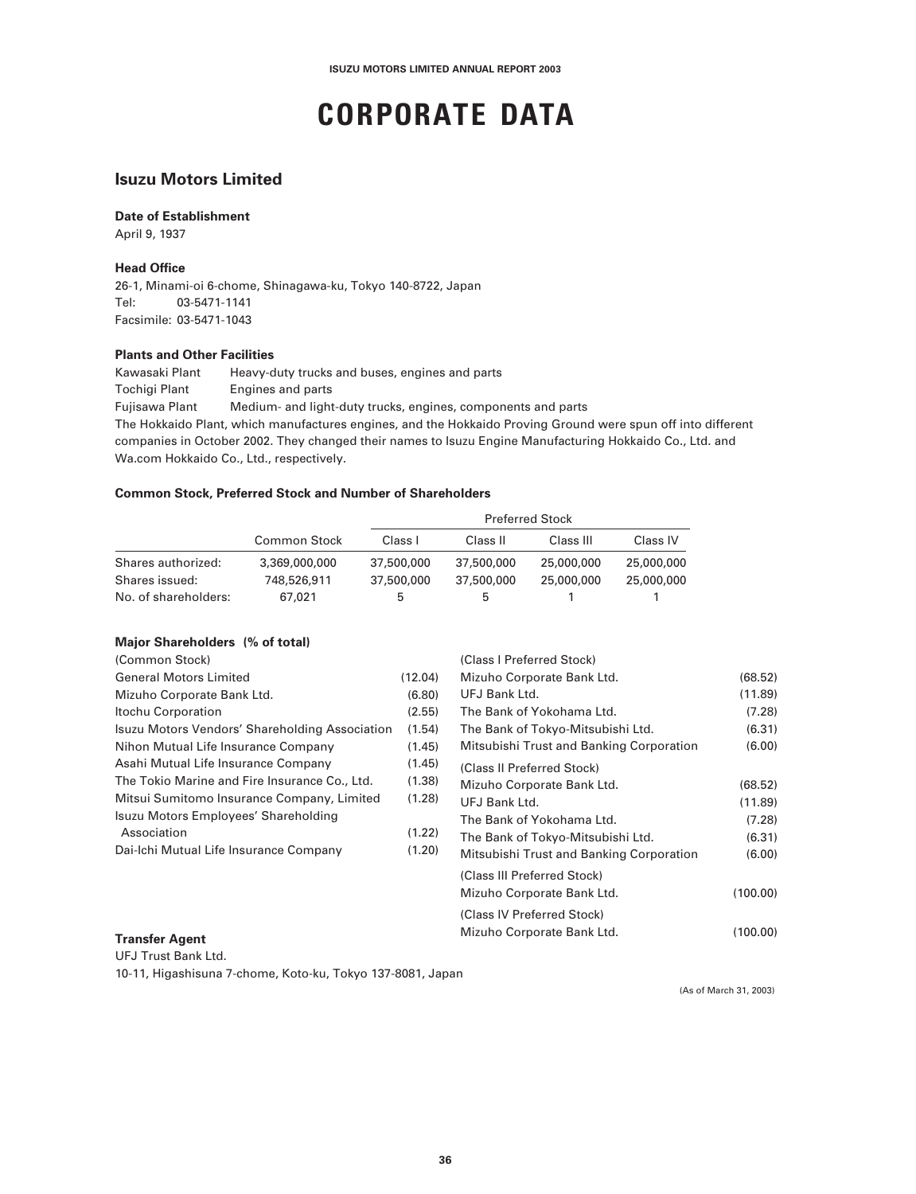# CORPORATE DATA

## Isuzu Motors Limited

**Date of Establishment**

April 9, 1937

**Head Office**

26-1, Minami-oi 6-chome, Shinagawa-ku, Tokyo 140-8722, Japan
Tel: 03-5471-1141
Facsimile: 03-5471-1043

**Plants and Other Facilities**

Kawasaki Plant — Heavy-duty trucks and buses, engines and parts
Tochigi Plant — Engines and parts
Fujisawa Plant — Medium- and light-duty trucks, engines, components and parts

The Hokkaido Plant, which manufactures engines, and the Hokkaido Proving Ground were spun off into different companies in October 2002. They changed their names to Isuzu Engine Manufacturing Hokkaido Co., Ltd. and Wa.com Hokkaido Co., Ltd., respectively.

**Common Stock, Preferred Stock and Number of Shareholders**

| | Common Stock | Preferred Stock | | | |
|---|---|---|---|---|---|
| | | Class I | Class II | Class III | Class IV |
| Shares authorized: | 3,369,000,000 | 37,500,000 | 37,500,000 | 25,000,000 | 25,000,000 |
| Shares issued: | 748,526,911 | 37,500,000 | 37,500,000 | 25,000,000 | 25,000,000 |
| No. of shareholders: | 67,021 | 5 | 5 | 1 | 1 |

**Major Shareholders (% of total)**

(Common Stock)

| | |
|---|---|
| General Motors Limited | (12.04) |
| Mizuho Corporate Bank Ltd. | (6.80) |
| Itochu Corporation | (2.55) |
| Isuzu Motors Vendors' Shareholding Association | (1.54) |
| Nihon Mutual Life Insurance Company | (1.45) |
| Asahi Mutual Life Insurance Company | (1.45) |
| The Tokio Marine and Fire Insurance Co., Ltd. | (1.38) |
| Mitsui Sumitomo Insurance Company, Limited | (1.28) |
| Isuzu Motors Employees' Shareholding Association | (1.22) |
| Dai-Ichi Mutual Life Insurance Company | (1.20) |

(Class I Preferred Stock)

| | |
|---|---|
| Mizuho Corporate Bank Ltd. | (68.52) |
| UFJ Bank Ltd. | (11.89) |
| The Bank of Yokohama Ltd. | (7.28) |
| The Bank of Tokyo-Mitsubishi Ltd. | (6.31) |
| Mitsubishi Trust and Banking Corporation | (6.00) |

(Class II Preferred Stock)

| | |
|---|---|
| Mizuho Corporate Bank Ltd. | (68.52) |
| UFJ Bank Ltd. | (11.89) |
| The Bank of Yokohama Ltd. | (7.28) |
| The Bank of Tokyo-Mitsubishi Ltd. | (6.31) |
| Mitsubishi Trust and Banking Corporation | (6.00) |

(Class III Preferred Stock)

| | |
|---|---|
| Mizuho Corporate Bank Ltd. | (100.00) |

(Class IV Preferred Stock)

| | |
|---|---|
| Mizuho Corporate Bank Ltd. | (100.00) |

**Transfer Agent**

UFJ Trust Bank Ltd.
10-11, Higashisuna 7-chome, Koto-ku, Tokyo 137-8081, Japan

(As of March 31, 2003)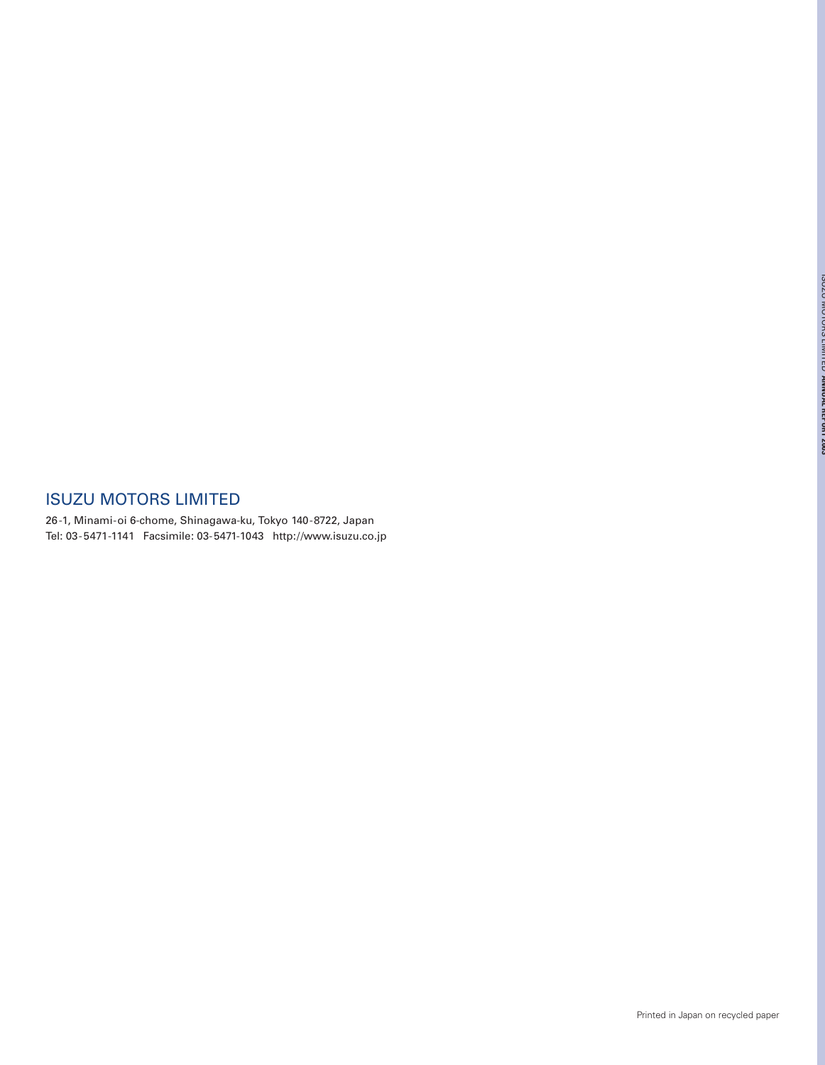## ISUZU MOTORS LIMITED

26-1, Minami-oi 6-chome, Shinagawa-ku, Tokyo 140-8722, Japan
Tel: 03-5471-1141 Facsimile: 03-5471-1043 http://www.isuzu.co.jp

Printed in Japan on recycled paper